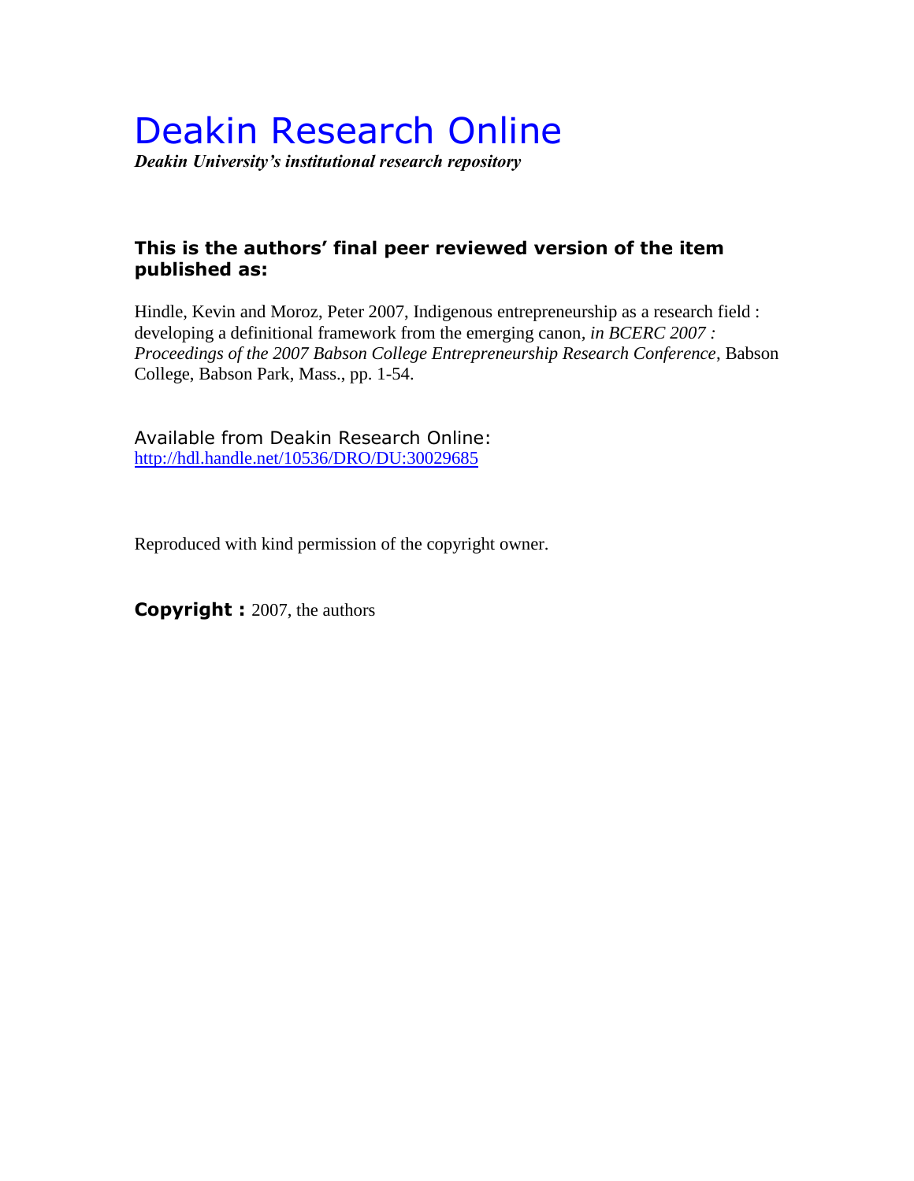# Deakin Research Online

***Deakin University's institutional research repository***

### This is the authors' final peer reviewed version of the item published as:

Hindle, Kevin and Moroz, Peter 2007, Indigenous entrepreneurship as a research field : developing a definitional framework from the emerging canon, *in BCERC 2007 : Proceedings of the 2007 Babson College Entrepreneurship Research Conference*, Babson College, Babson Park, Mass., pp. 1-54.

Available from Deakin Research Online:
http://hdl.handle.net/10536/DRO/DU:30029685

Reproduced with kind permission of the copyright owner.

**Copyright :** 2007, the authors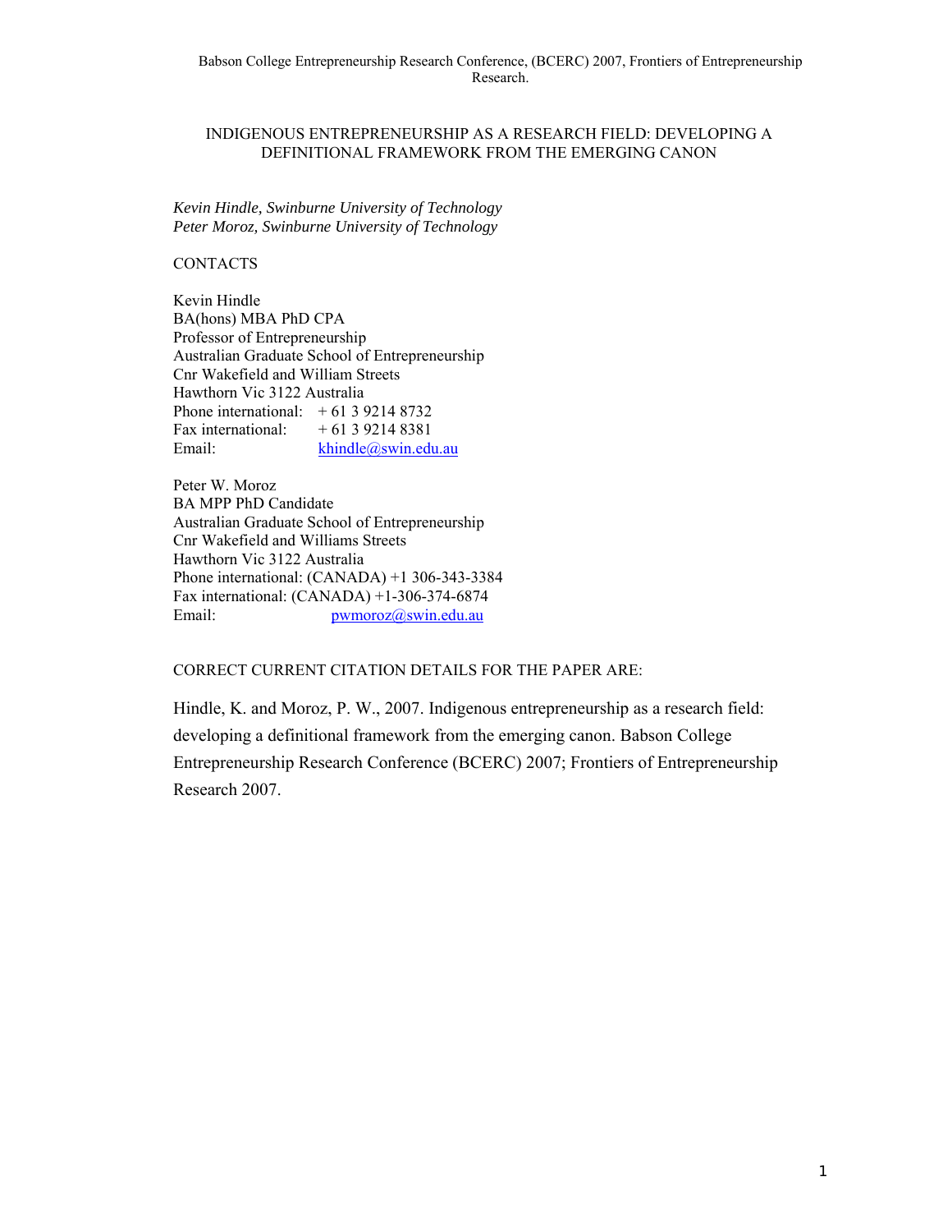# INDIGENOUS ENTREPRENEURSHIP AS A RESEARCH FIELD: DEVELOPING A DEFINITIONAL FRAMEWORK FROM THE EMERGING CANON

*Kevin Hindle, Swinburne University of Technology*
*Peter Moroz, Swinburne University of Technology*

CONTACTS

Kevin Hindle
BA(hons) MBA PhD CPA
Professor of Entrepreneurship
Australian Graduate School of Entrepreneurship
Cnr Wakefield and William Streets
Hawthorn Vic 3122 Australia
Phone international: + 61 3 9214 8732
Fax international: + 61 3 9214 8381
Email: khindle@swin.edu.au

Peter W. Moroz
BA MPP PhD Candidate
Australian Graduate School of Entrepreneurship
Cnr Wakefield and Williams Streets
Hawthorn Vic 3122 Australia
Phone international: (CANADA) +1 306-343-3384
Fax international: (CANADA) +1-306-374-6874
Email: pwmoroz@swin.edu.au

CORRECT CURRENT CITATION DETAILS FOR THE PAPER ARE:

Hindle, K. and Moroz, P. W., 2007. Indigenous entrepreneurship as a research field: developing a definitional framework from the emerging canon. Babson College Entrepreneurship Research Conference (BCERC) 2007; Frontiers of Entrepreneurship Research 2007.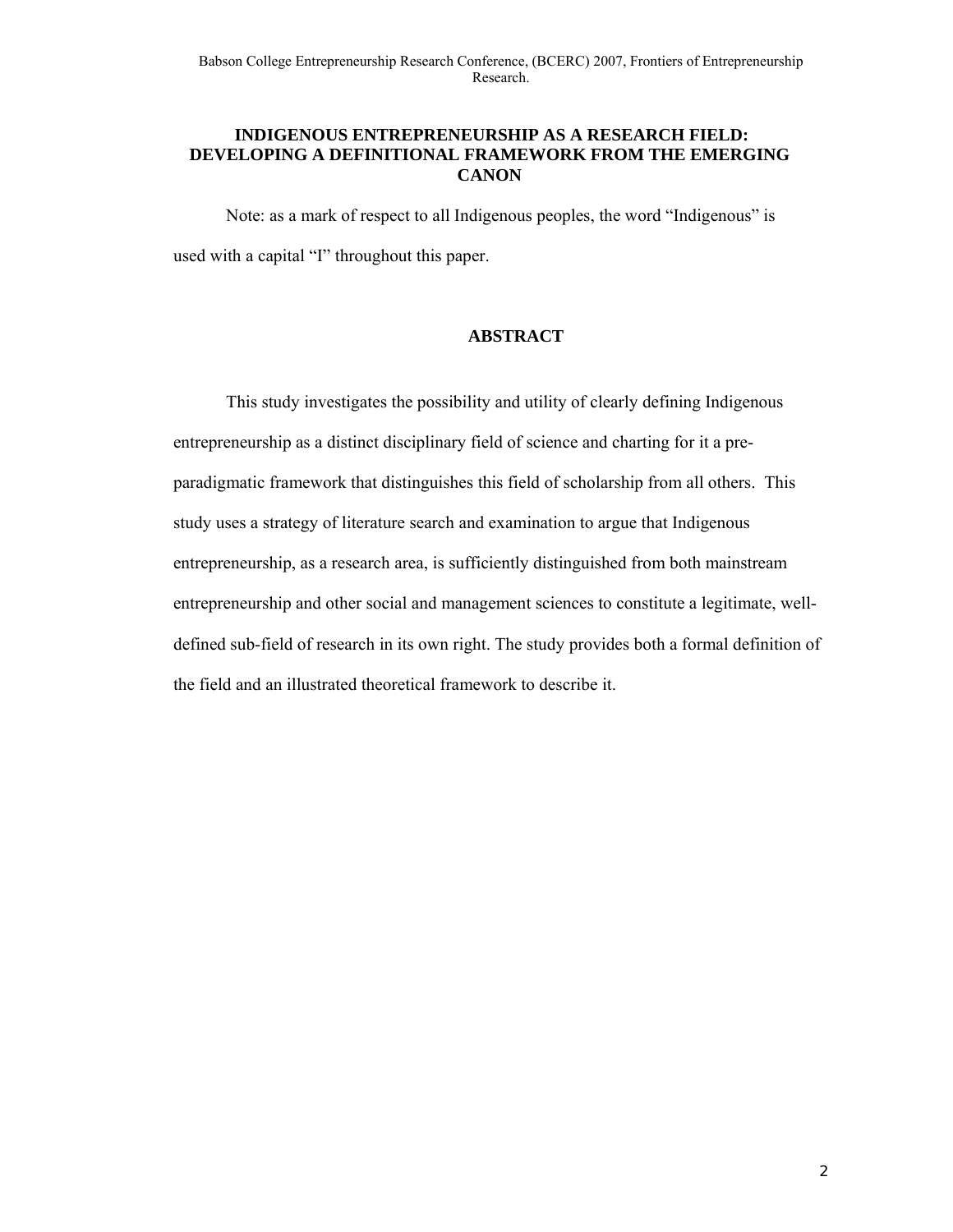## INDIGENOUS ENTREPRENEURSHIP AS A RESEARCH FIELD: DEVELOPING A DEFINITIONAL FRAMEWORK FROM THE EMERGING CANON

Note: as a mark of respect to all Indigenous peoples, the word "Indigenous" is used with a capital "I" throughout this paper.

### ABSTRACT

This study investigates the possibility and utility of clearly defining Indigenous entrepreneurship as a distinct disciplinary field of science and charting for it a pre-paradigmatic framework that distinguishes this field of scholarship from all others. This study uses a strategy of literature search and examination to argue that Indigenous entrepreneurship, as a research area, is sufficiently distinguished from both mainstream entrepreneurship and other social and management sciences to constitute a legitimate, well-defined sub-field of research in its own right. The study provides both a formal definition of the field and an illustrated theoretical framework to describe it.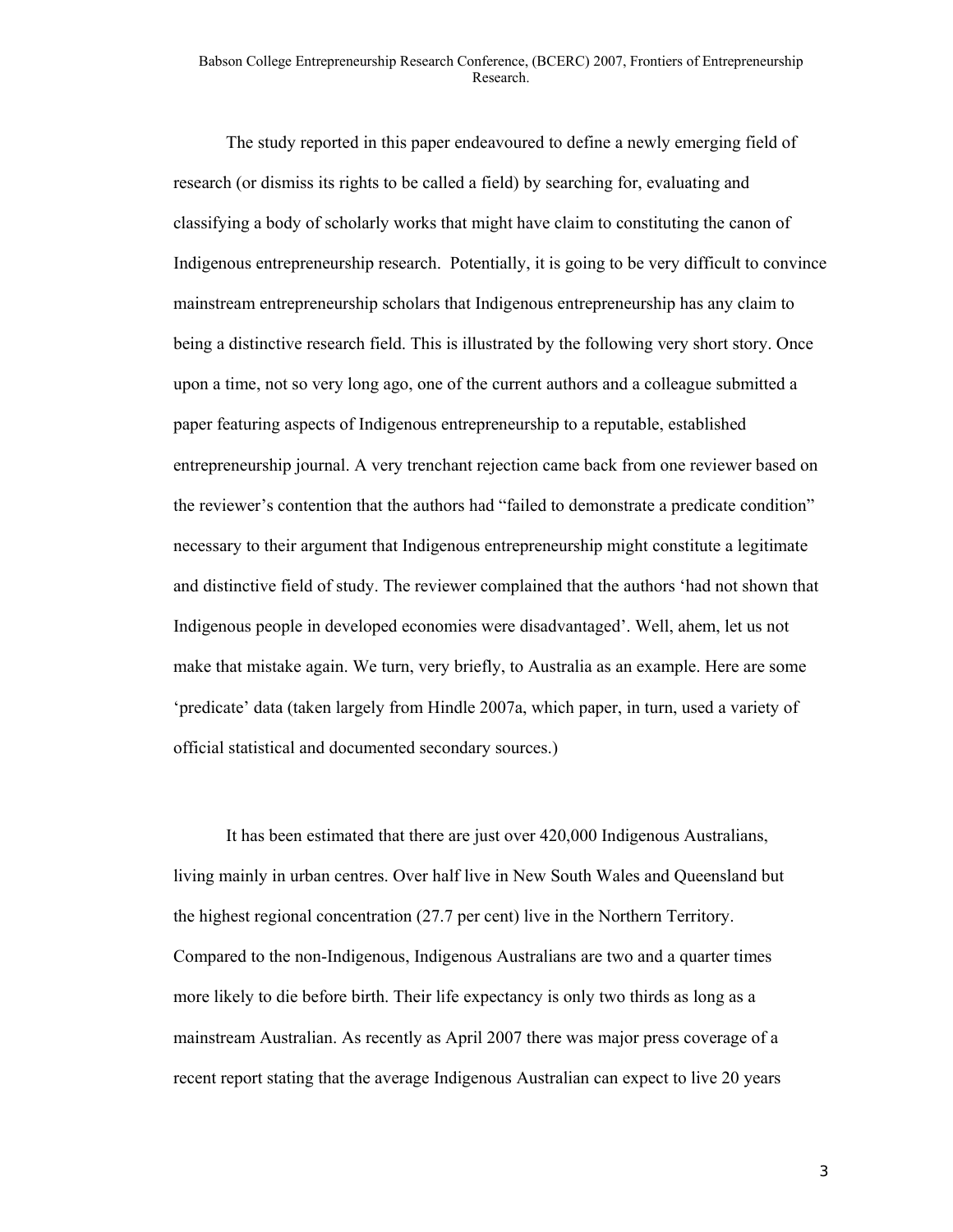The study reported in this paper endeavoured to define a newly emerging field of research (or dismiss its rights to be called a field) by searching for, evaluating and classifying a body of scholarly works that might have claim to constituting the canon of Indigenous entrepreneurship research. Potentially, it is going to be very difficult to convince mainstream entrepreneurship scholars that Indigenous entrepreneurship has any claim to being a distinctive research field. This is illustrated by the following very short story. Once upon a time, not so very long ago, one of the current authors and a colleague submitted a paper featuring aspects of Indigenous entrepreneurship to a reputable, established entrepreneurship journal. A very trenchant rejection came back from one reviewer based on the reviewer's contention that the authors had "failed to demonstrate a predicate condition" necessary to their argument that Indigenous entrepreneurship might constitute a legitimate and distinctive field of study. The reviewer complained that the authors 'had not shown that Indigenous people in developed economies were disadvantaged'. Well, ahem, let us not make that mistake again. We turn, very briefly, to Australia as an example. Here are some 'predicate' data (taken largely from Hindle 2007a, which paper, in turn, used a variety of official statistical and documented secondary sources.)

It has been estimated that there are just over 420,000 Indigenous Australians, living mainly in urban centres. Over half live in New South Wales and Queensland but the highest regional concentration (27.7 per cent) live in the Northern Territory. Compared to the non-Indigenous, Indigenous Australians are two and a quarter times more likely to die before birth. Their life expectancy is only two thirds as long as a mainstream Australian. As recently as April 2007 there was major press coverage of a recent report stating that the average Indigenous Australian can expect to live 20 years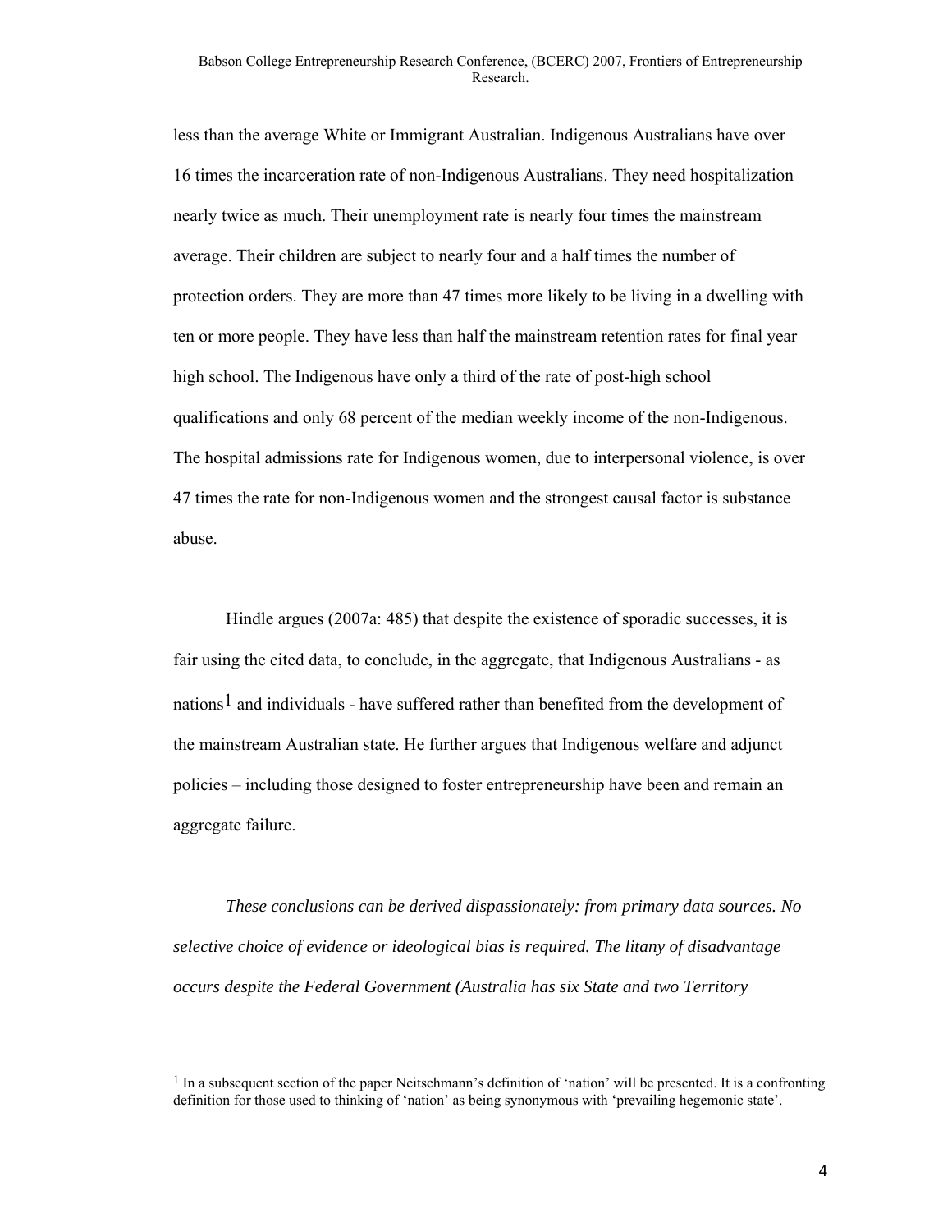less than the average White or Immigrant Australian. Indigenous Australians have over 16 times the incarceration rate of non-Indigenous Australians. They need hospitalization nearly twice as much. Their unemployment rate is nearly four times the mainstream average. Their children are subject to nearly four and a half times the number of protection orders. They are more than 47 times more likely to be living in a dwelling with ten or more people. They have less than half the mainstream retention rates for final year high school. The Indigenous have only a third of the rate of post-high school qualifications and only 68 percent of the median weekly income of the non-Indigenous. The hospital admissions rate for Indigenous women, due to interpersonal violence, is over 47 times the rate for non-Indigenous women and the strongest causal factor is substance abuse.

Hindle argues (2007a: 485) that despite the existence of sporadic successes, it is fair using the cited data, to conclude, in the aggregate, that Indigenous Australians - as nations[1] and individuals - have suffered rather than benefited from the development of the mainstream Australian state. He further argues that Indigenous welfare and adjunct policies – including those designed to foster entrepreneurship have been and remain an aggregate failure.

*These conclusions can be derived dispassionately: from primary data sources. No selective choice of evidence or ideological bias is required. The litany of disadvantage occurs despite the Federal Government (Australia has six State and two Territory*

[1] In a subsequent section of the paper Neitschmann's definition of 'nation' will be presented. It is a confronting definition for those used to thinking of 'nation' as being synonymous with 'prevailing hegemonic state'.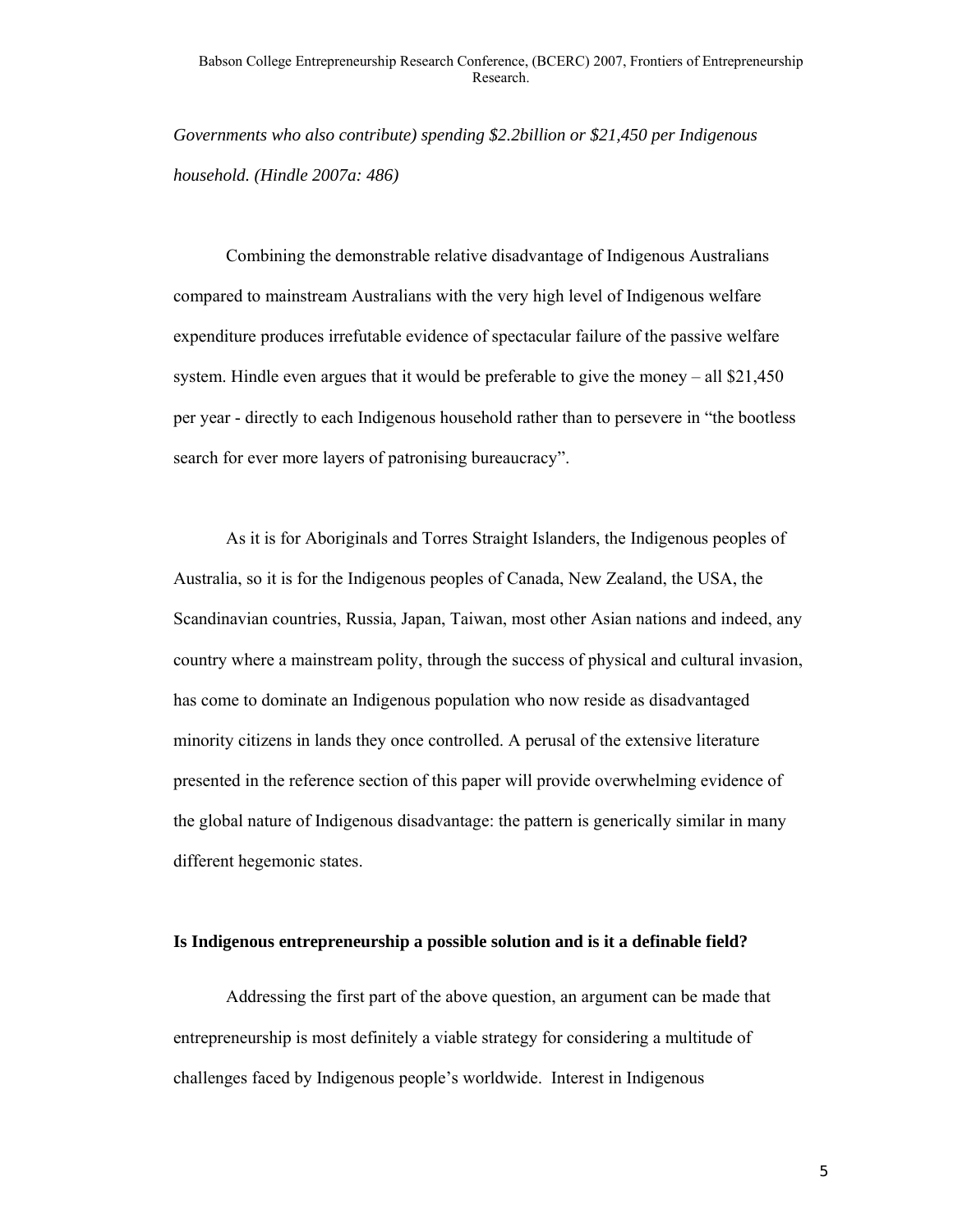*Governments who also contribute) spending $2.2billion or $21,450 per Indigenous household. (Hindle 2007a: 486)*

Combining the demonstrable relative disadvantage of Indigenous Australians compared to mainstream Australians with the very high level of Indigenous welfare expenditure produces irrefutable evidence of spectacular failure of the passive welfare system. Hindle even argues that it would be preferable to give the money – all $21,450 per year - directly to each Indigenous household rather than to persevere in "the bootless search for ever more layers of patronising bureaucracy".

As it is for Aboriginals and Torres Straight Islanders, the Indigenous peoples of Australia, so it is for the Indigenous peoples of Canada, New Zealand, the USA, the Scandinavian countries, Russia, Japan, Taiwan, most other Asian nations and indeed, any country where a mainstream polity, through the success of physical and cultural invasion, has come to dominate an Indigenous population who now reside as disadvantaged minority citizens in lands they once controlled. A perusal of the extensive literature presented in the reference section of this paper will provide overwhelming evidence of the global nature of Indigenous disadvantage: the pattern is generically similar in many different hegemonic states.

**Is Indigenous entrepreneurship a possible solution and is it a definable field?**

Addressing the first part of the above question, an argument can be made that entrepreneurship is most definitely a viable strategy for considering a multitude of challenges faced by Indigenous people's worldwide. Interest in Indigenous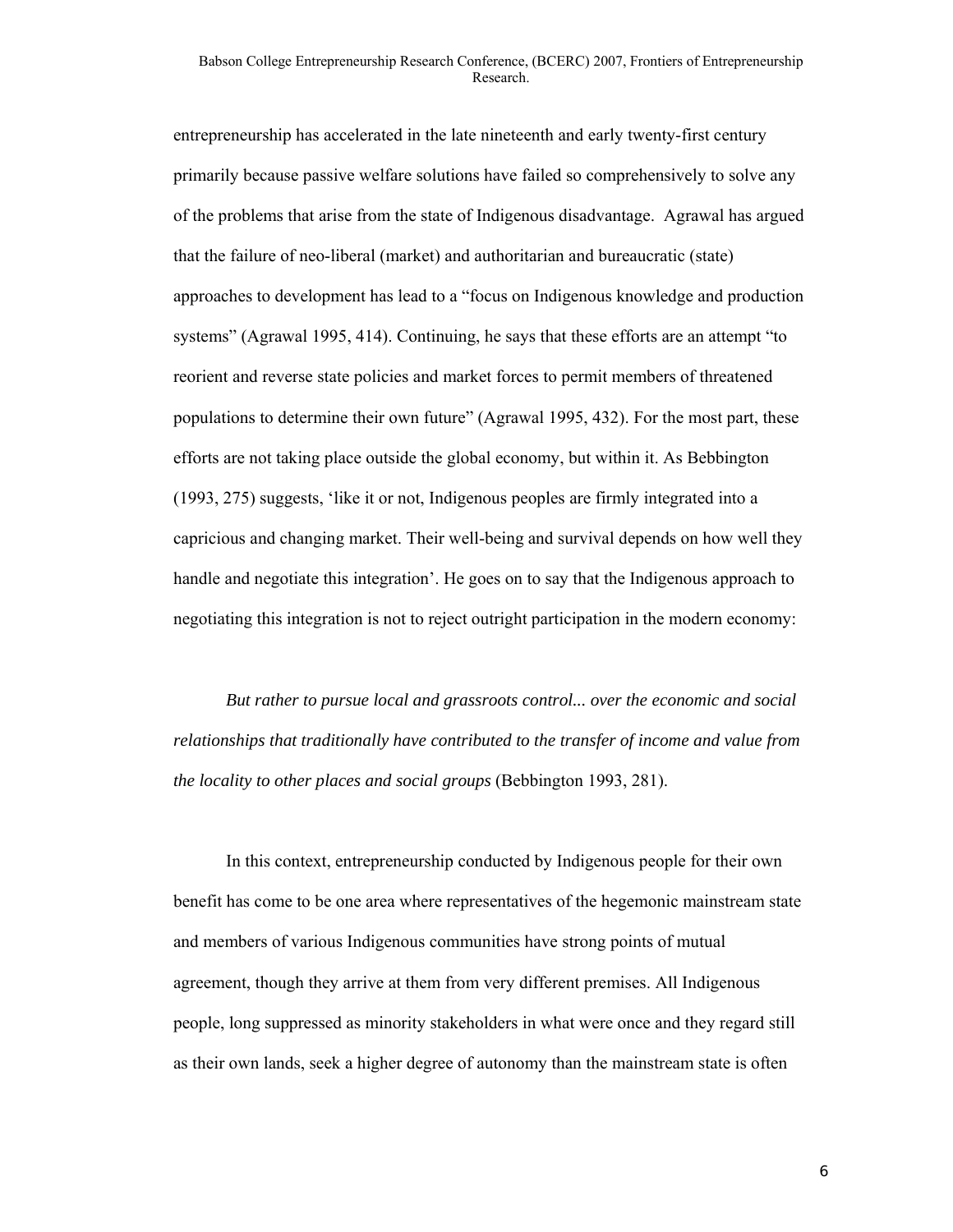entrepreneurship has accelerated in the late nineteenth and early twenty-first century primarily because passive welfare solutions have failed so comprehensively to solve any of the problems that arise from the state of Indigenous disadvantage. Agrawal has argued that the failure of neo-liberal (market) and authoritarian and bureaucratic (state) approaches to development has lead to a "focus on Indigenous knowledge and production systems" (Agrawal 1995, 414). Continuing, he says that these efforts are an attempt "to reorient and reverse state policies and market forces to permit members of threatened populations to determine their own future" (Agrawal 1995, 432). For the most part, these efforts are not taking place outside the global economy, but within it. As Bebbington (1993, 275) suggests, 'like it or not, Indigenous peoples are firmly integrated into a capricious and changing market. Their well-being and survival depends on how well they handle and negotiate this integration'. He goes on to say that the Indigenous approach to negotiating this integration is not to reject outright participation in the modern economy:

*But rather to pursue local and grassroots control... over the economic and social relationships that traditionally have contributed to the transfer of income and value from the locality to other places and social groups* (Bebbington 1993, 281).

In this context, entrepreneurship conducted by Indigenous people for their own benefit has come to be one area where representatives of the hegemonic mainstream state and members of various Indigenous communities have strong points of mutual agreement, though they arrive at them from very different premises. All Indigenous people, long suppressed as minority stakeholders in what were once and they regard still as their own lands, seek a higher degree of autonomy than the mainstream state is often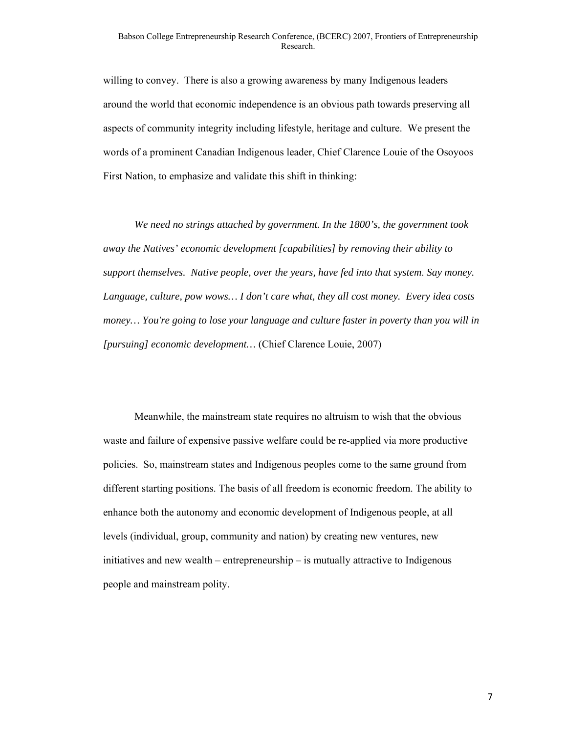willing to convey. There is also a growing awareness by many Indigenous leaders around the world that economic independence is an obvious path towards preserving all aspects of community integrity including lifestyle, heritage and culture. We present the words of a prominent Canadian Indigenous leader, Chief Clarence Louie of the Osoyoos First Nation, to emphasize and validate this shift in thinking:

> *We need no strings attached by government. In the 1800's, the government took away the Natives' economic development [capabilities] by removing their ability to support themselves. Native people, over the years, have fed into that system. Say money. Language, culture, pow wows… I don't care what, they all cost money. Every idea costs money… You're going to lose your language and culture faster in poverty than you will in [pursuing] economic development…* (Chief Clarence Louie, 2007)

Meanwhile, the mainstream state requires no altruism to wish that the obvious waste and failure of expensive passive welfare could be re-applied via more productive policies. So, mainstream states and Indigenous peoples come to the same ground from different starting positions. The basis of all freedom is economic freedom. The ability to enhance both the autonomy and economic development of Indigenous people, at all levels (individual, group, community and nation) by creating new ventures, new initiatives and new wealth – entrepreneurship – is mutually attractive to Indigenous people and mainstream polity.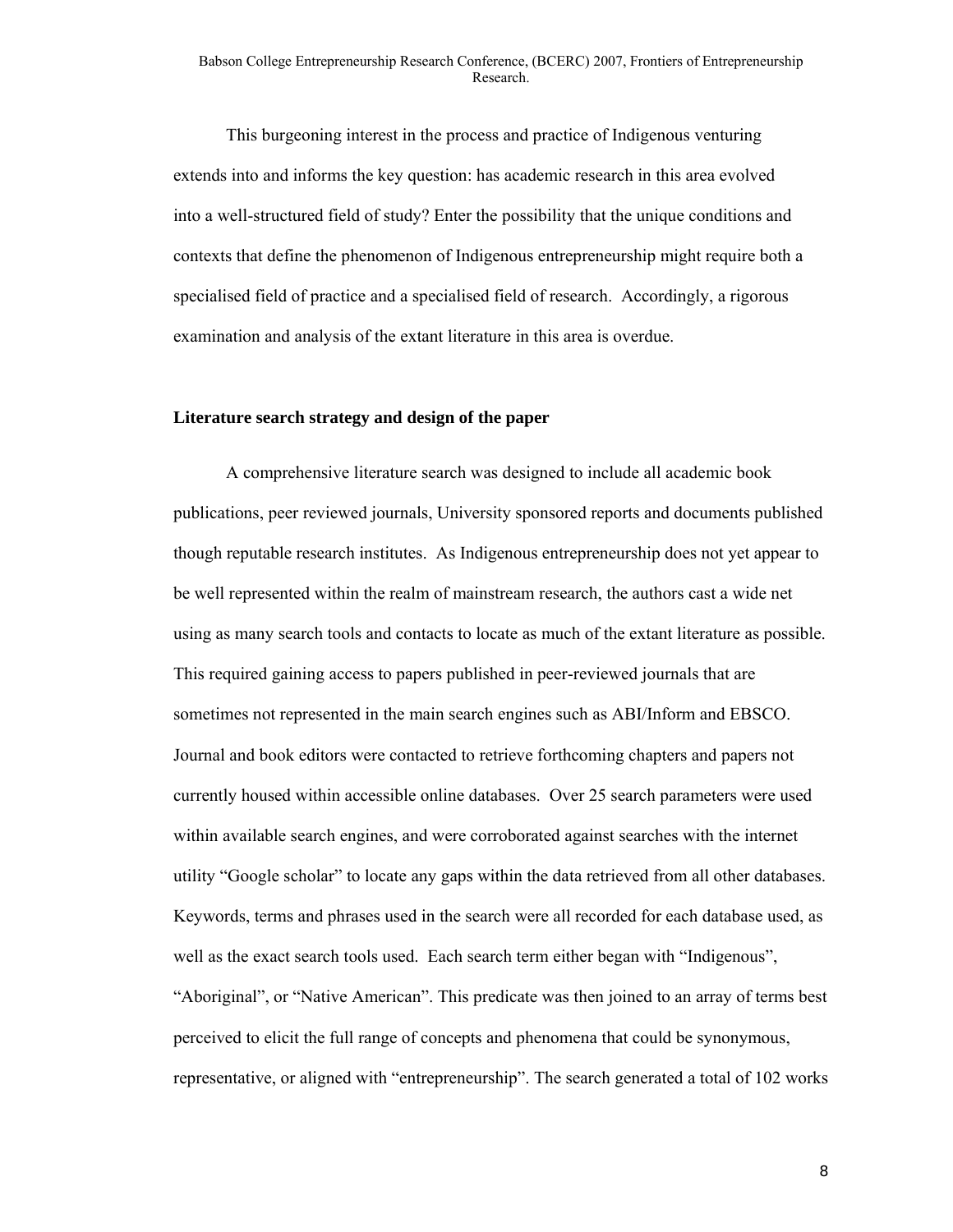This burgeoning interest in the process and practice of Indigenous venturing extends into and informs the key question: has academic research in this area evolved into a well-structured field of study? Enter the possibility that the unique conditions and contexts that define the phenomenon of Indigenous entrepreneurship might require both a specialised field of practice and a specialised field of research. Accordingly, a rigorous examination and analysis of the extant literature in this area is overdue.

## Literature search strategy and design of the paper

A comprehensive literature search was designed to include all academic book publications, peer reviewed journals, University sponsored reports and documents published though reputable research institutes. As Indigenous entrepreneurship does not yet appear to be well represented within the realm of mainstream research, the authors cast a wide net using as many search tools and contacts to locate as much of the extant literature as possible. This required gaining access to papers published in peer-reviewed journals that are sometimes not represented in the main search engines such as ABI/Inform and EBSCO. Journal and book editors were contacted to retrieve forthcoming chapters and papers not currently housed within accessible online databases. Over 25 search parameters were used within available search engines, and were corroborated against searches with the internet utility "Google scholar" to locate any gaps within the data retrieved from all other databases. Keywords, terms and phrases used in the search were all recorded for each database used, as well as the exact search tools used. Each search term either began with "Indigenous", "Aboriginal", or "Native American". This predicate was then joined to an array of terms best perceived to elicit the full range of concepts and phenomena that could be synonymous, representative, or aligned with "entrepreneurship". The search generated a total of 102 works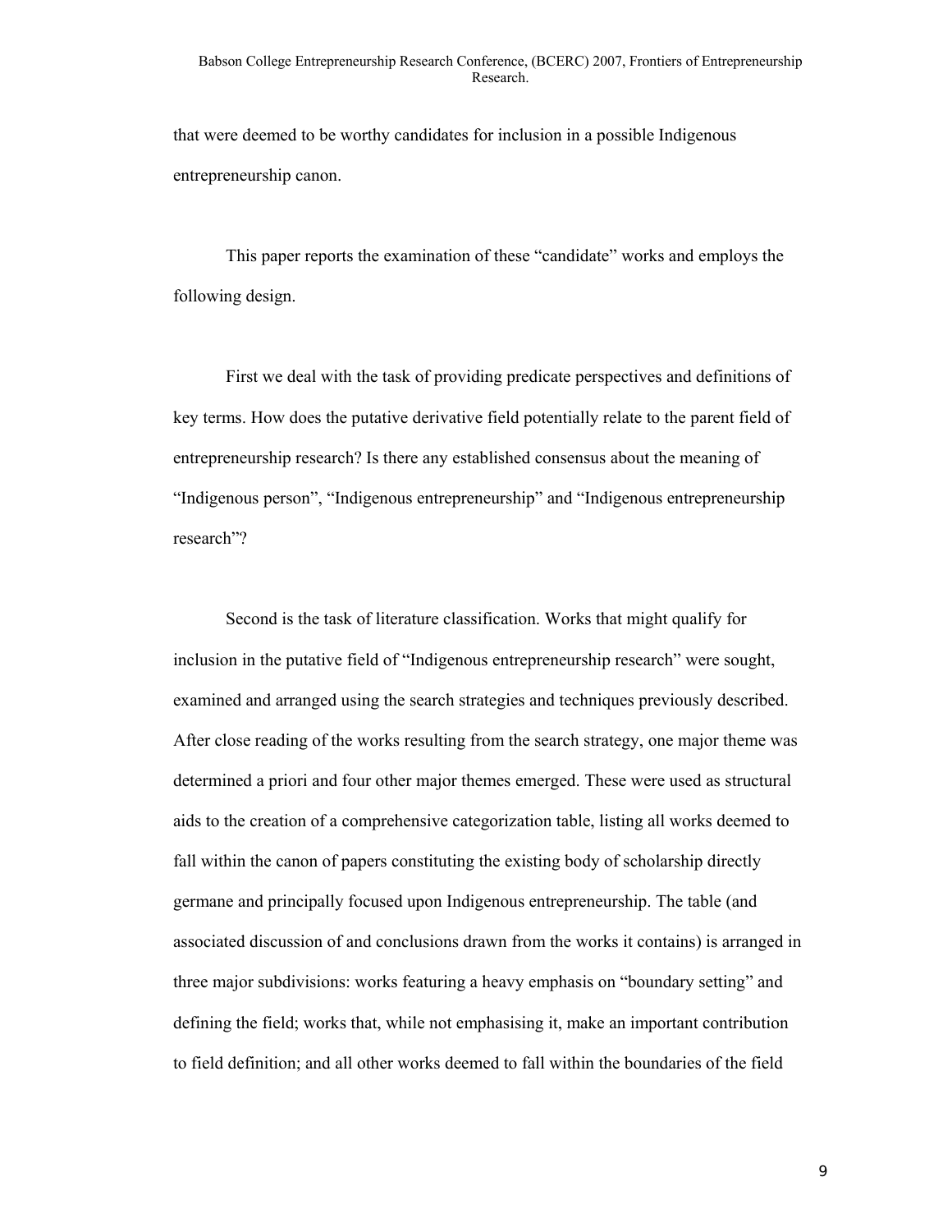that were deemed to be worthy candidates for inclusion in a possible Indigenous entrepreneurship canon.

This paper reports the examination of these "candidate" works and employs the following design.

First we deal with the task of providing predicate perspectives and definitions of key terms. How does the putative derivative field potentially relate to the parent field of entrepreneurship research? Is there any established consensus about the meaning of "Indigenous person", "Indigenous entrepreneurship" and "Indigenous entrepreneurship research"?

Second is the task of literature classification. Works that might qualify for inclusion in the putative field of "Indigenous entrepreneurship research" were sought, examined and arranged using the search strategies and techniques previously described. After close reading of the works resulting from the search strategy, one major theme was determined a priori and four other major themes emerged. These were used as structural aids to the creation of a comprehensive categorization table, listing all works deemed to fall within the canon of papers constituting the existing body of scholarship directly germane and principally focused upon Indigenous entrepreneurship. The table (and associated discussion of and conclusions drawn from the works it contains) is arranged in three major subdivisions: works featuring a heavy emphasis on "boundary setting" and defining the field; works that, while not emphasising it, make an important contribution to field definition; and all other works deemed to fall within the boundaries of the field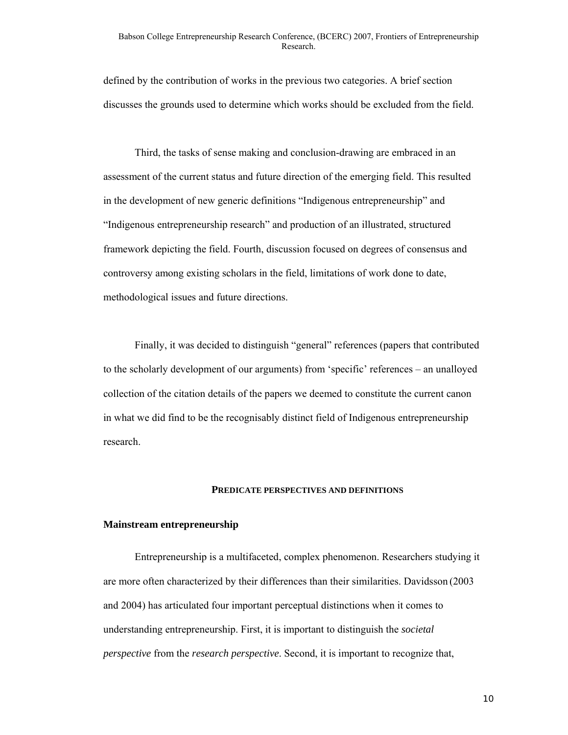defined by the contribution of works in the previous two categories. A brief section discusses the grounds used to determine which works should be excluded from the field.

Third, the tasks of sense making and conclusion-drawing are embraced in an assessment of the current status and future direction of the emerging field. This resulted in the development of new generic definitions "Indigenous entrepreneurship" and "Indigenous entrepreneurship research" and production of an illustrated, structured framework depicting the field. Fourth, discussion focused on degrees of consensus and controversy among existing scholars in the field, limitations of work done to date, methodological issues and future directions.

Finally, it was decided to distinguish "general" references (papers that contributed to the scholarly development of our arguments) from 'specific' references – an unalloyed collection of the citation details of the papers we deemed to constitute the current canon in what we did find to be the recognisably distinct field of Indigenous entrepreneurship research.

## PREDICATE PERSPECTIVES AND DEFINITIONS

### Mainstream entrepreneurship

Entrepreneurship is a multifaceted, complex phenomenon. Researchers studying it are more often characterized by their differences than their similarities. Davidsson (2003 and 2004) has articulated four important perceptual distinctions when it comes to understanding entrepreneurship. First, it is important to distinguish the *societal perspective* from the *research perspective*. Second, it is important to recognize that,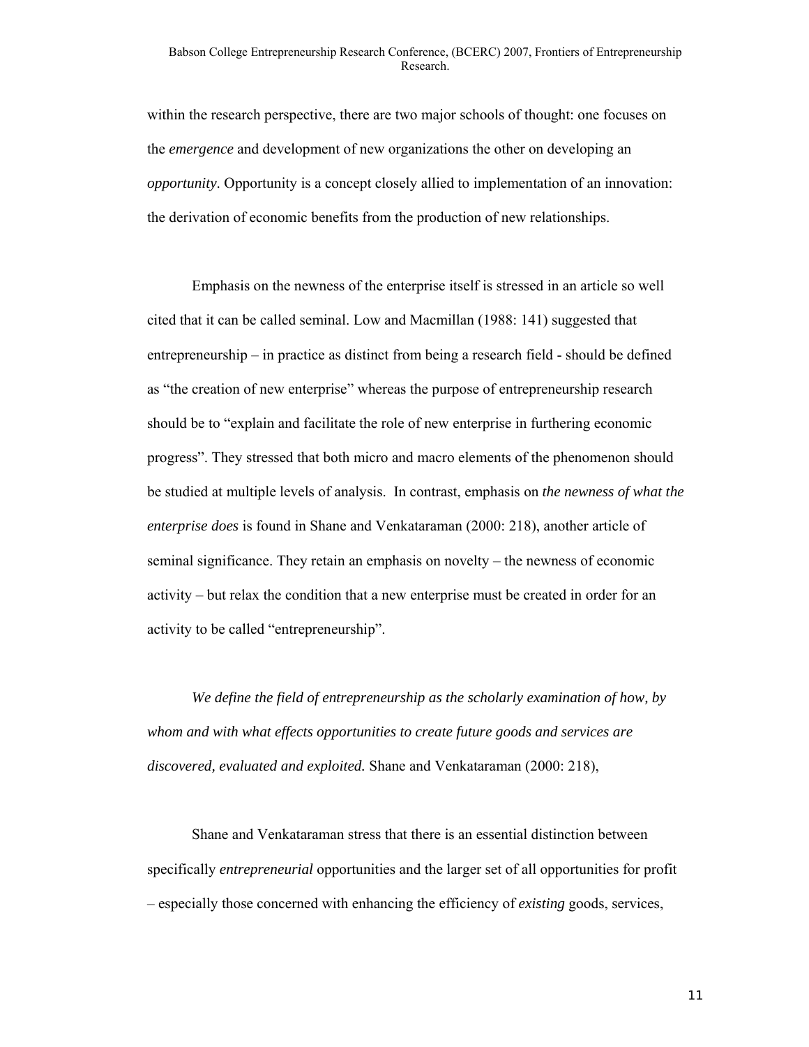within the research perspective, there are two major schools of thought: one focuses on the *emergence* and development of new organizations the other on developing an *opportunity*. Opportunity is a concept closely allied to implementation of an innovation: the derivation of economic benefits from the production of new relationships.

Emphasis on the newness of the enterprise itself is stressed in an article so well cited that it can be called seminal. Low and Macmillan (1988: 141) suggested that entrepreneurship – in practice as distinct from being a research field - should be defined as "the creation of new enterprise" whereas the purpose of entrepreneurship research should be to "explain and facilitate the role of new enterprise in furthering economic progress". They stressed that both micro and macro elements of the phenomenon should be studied at multiple levels of analysis. In contrast, emphasis on *the newness of what the enterprise does* is found in Shane and Venkataraman (2000: 218), another article of seminal significance. They retain an emphasis on novelty – the newness of economic activity – but relax the condition that a new enterprise must be created in order for an activity to be called "entrepreneurship".

*We define the field of entrepreneurship as the scholarly examination of how, by whom and with what effects opportunities to create future goods and services are discovered, evaluated and exploited.* Shane and Venkataraman (2000: 218),

Shane and Venkataraman stress that there is an essential distinction between specifically *entrepreneurial* opportunities and the larger set of all opportunities for profit – especially those concerned with enhancing the efficiency of *existing* goods, services,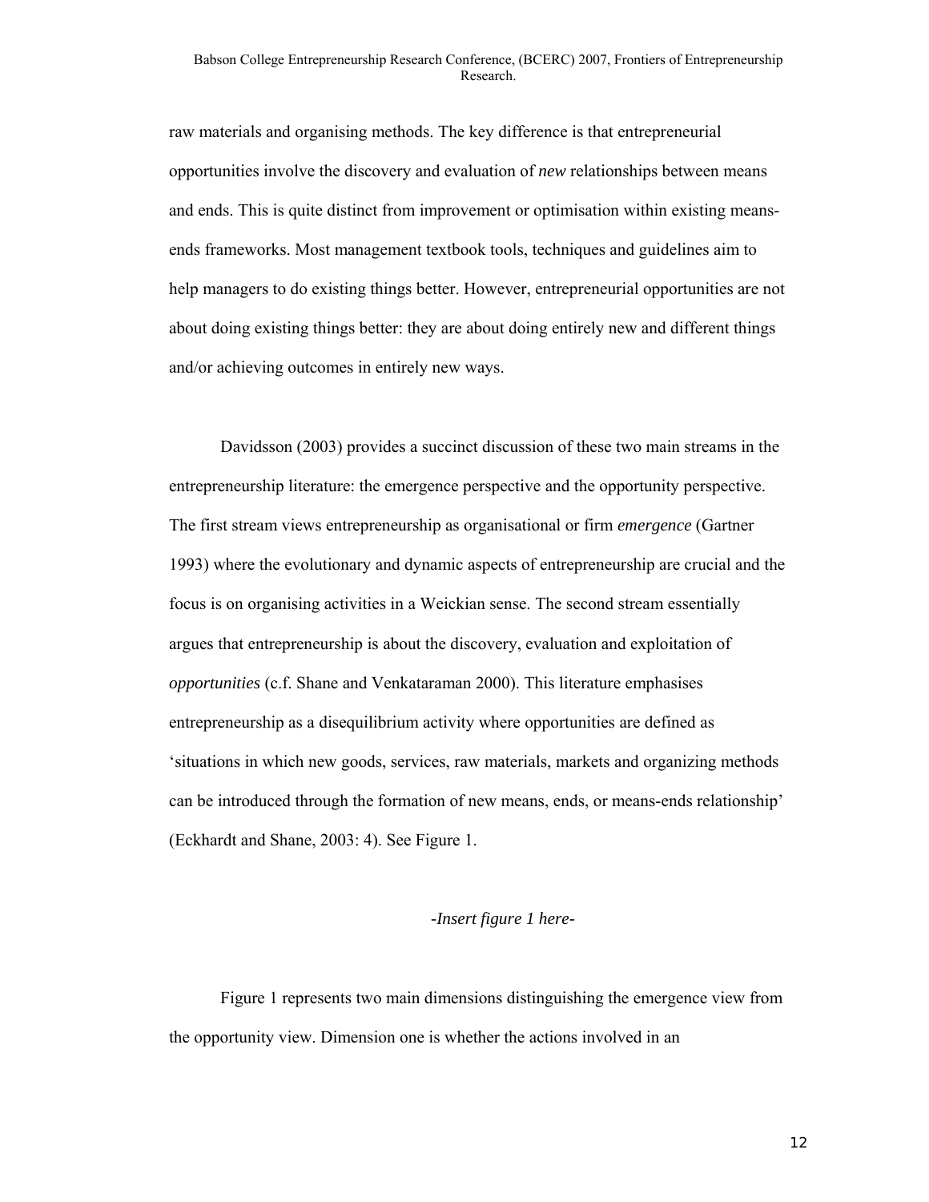raw materials and organising methods. The key difference is that entrepreneurial opportunities involve the discovery and evaluation of *new* relationships between means and ends. This is quite distinct from improvement or optimisation within existing means-ends frameworks. Most management textbook tools, techniques and guidelines aim to help managers to do existing things better. However, entrepreneurial opportunities are not about doing existing things better: they are about doing entirely new and different things and/or achieving outcomes in entirely new ways.

Davidsson (2003) provides a succinct discussion of these two main streams in the entrepreneurship literature: the emergence perspective and the opportunity perspective. The first stream views entrepreneurship as organisational or firm *emergence* (Gartner 1993) where the evolutionary and dynamic aspects of entrepreneurship are crucial and the focus is on organising activities in a Weickian sense. The second stream essentially argues that entrepreneurship is about the discovery, evaluation and exploitation of *opportunities* (c.f. Shane and Venkataraman 2000). This literature emphasises entrepreneurship as a disequilibrium activity where opportunities are defined as 'situations in which new goods, services, raw materials, markets and organizing methods can be introduced through the formation of new means, ends, or means-ends relationship' (Eckhardt and Shane, 2003: 4). See Figure 1.

*-Insert figure 1 here-*

Figure 1 represents two main dimensions distinguishing the emergence view from the opportunity view. Dimension one is whether the actions involved in an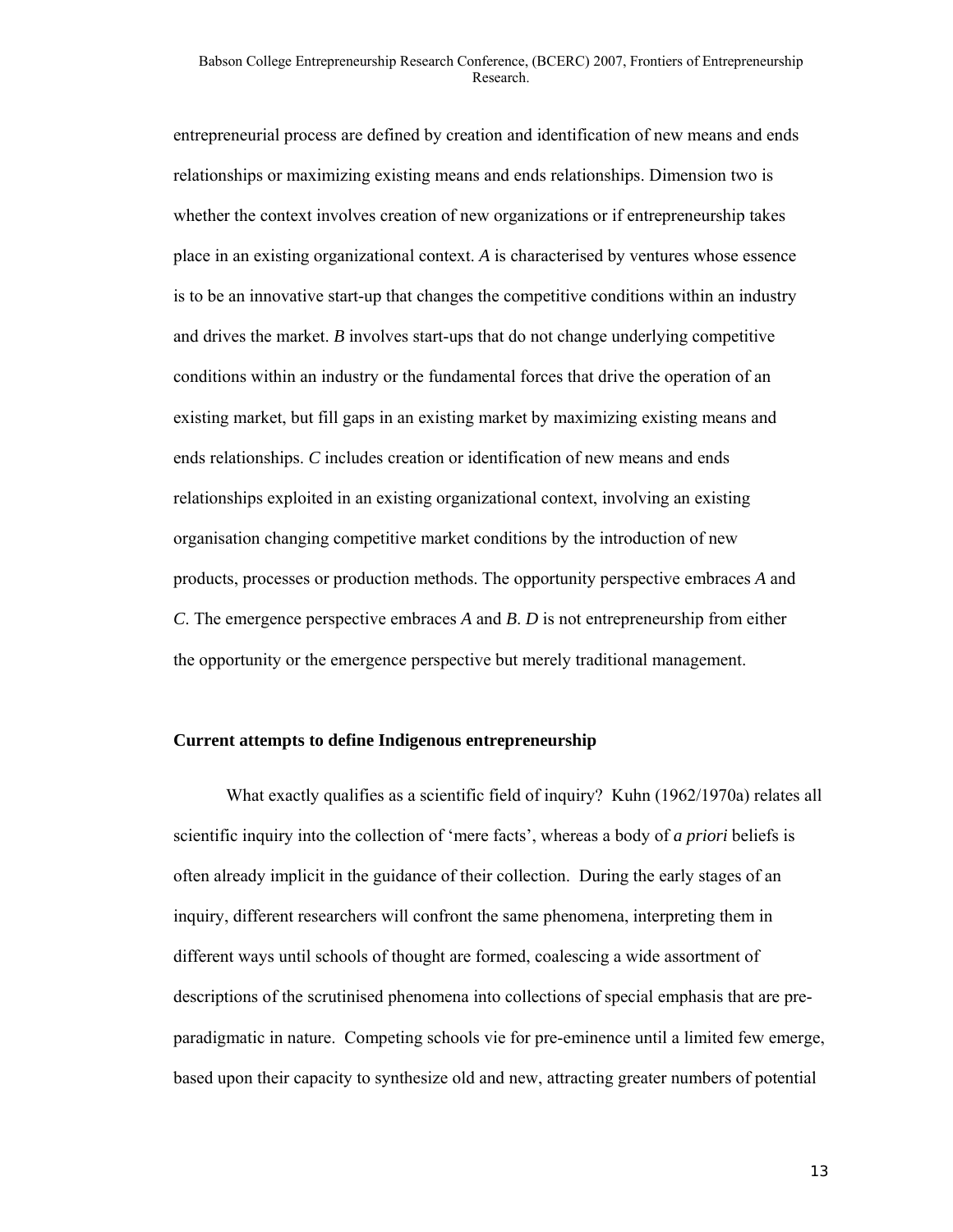entrepreneurial process are defined by creation and identification of new means and ends relationships or maximizing existing means and ends relationships. Dimension two is whether the context involves creation of new organizations or if entrepreneurship takes place in an existing organizational context. *A* is characterised by ventures whose essence is to be an innovative start-up that changes the competitive conditions within an industry and drives the market. *B* involves start-ups that do not change underlying competitive conditions within an industry or the fundamental forces that drive the operation of an existing market, but fill gaps in an existing market by maximizing existing means and ends relationships. *C* includes creation or identification of new means and ends relationships exploited in an existing organizational context, involving an existing organisation changing competitive market conditions by the introduction of new products, processes or production methods. The opportunity perspective embraces *A* and *C*. The emergence perspective embraces *A* and *B*. *D* is not entrepreneurship from either the opportunity or the emergence perspective but merely traditional management.

**Current attempts to define Indigenous entrepreneurship**

What exactly qualifies as a scientific field of inquiry? Kuhn (1962/1970a) relates all scientific inquiry into the collection of 'mere facts', whereas a body of *a priori* beliefs is often already implicit in the guidance of their collection. During the early stages of an inquiry, different researchers will confront the same phenomena, interpreting them in different ways until schools of thought are formed, coalescing a wide assortment of descriptions of the scrutinised phenomena into collections of special emphasis that are pre-paradigmatic in nature. Competing schools vie for pre-eminence until a limited few emerge, based upon their capacity to synthesize old and new, attracting greater numbers of potential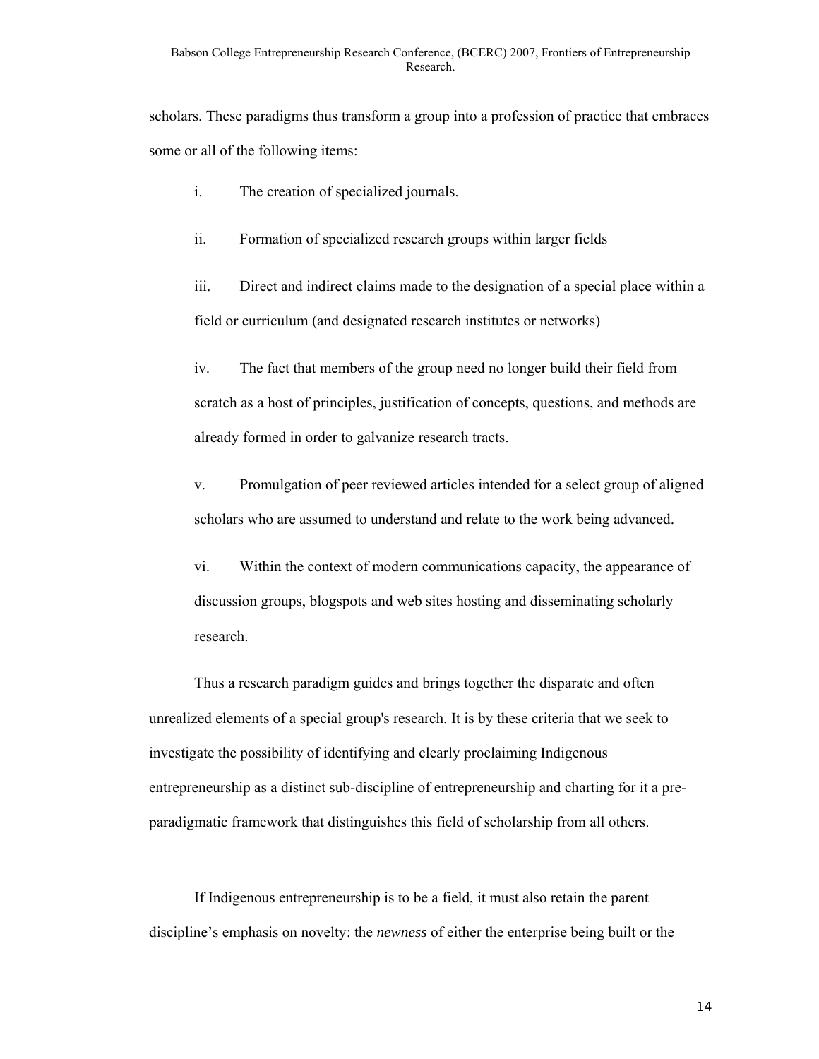scholars. These paradigms thus transform a group into a profession of practice that embraces some or all of the following items:

i. The creation of specialized journals.

ii. Formation of specialized research groups within larger fields

iii. Direct and indirect claims made to the designation of a special place within a field or curriculum (and designated research institutes or networks)

iv. The fact that members of the group need no longer build their field from scratch as a host of principles, justification of concepts, questions, and methods are already formed in order to galvanize research tracts.

v. Promulgation of peer reviewed articles intended for a select group of aligned scholars who are assumed to understand and relate to the work being advanced.

vi. Within the context of modern communications capacity, the appearance of discussion groups, blogspots and web sites hosting and disseminating scholarly research.

Thus a research paradigm guides and brings together the disparate and often unrealized elements of a special group's research. It is by these criteria that we seek to investigate the possibility of identifying and clearly proclaiming Indigenous entrepreneurship as a distinct sub-discipline of entrepreneurship and charting for it a pre-paradigmatic framework that distinguishes this field of scholarship from all others.

If Indigenous entrepreneurship is to be a field, it must also retain the parent discipline's emphasis on novelty: the *newness* of either the enterprise being built or the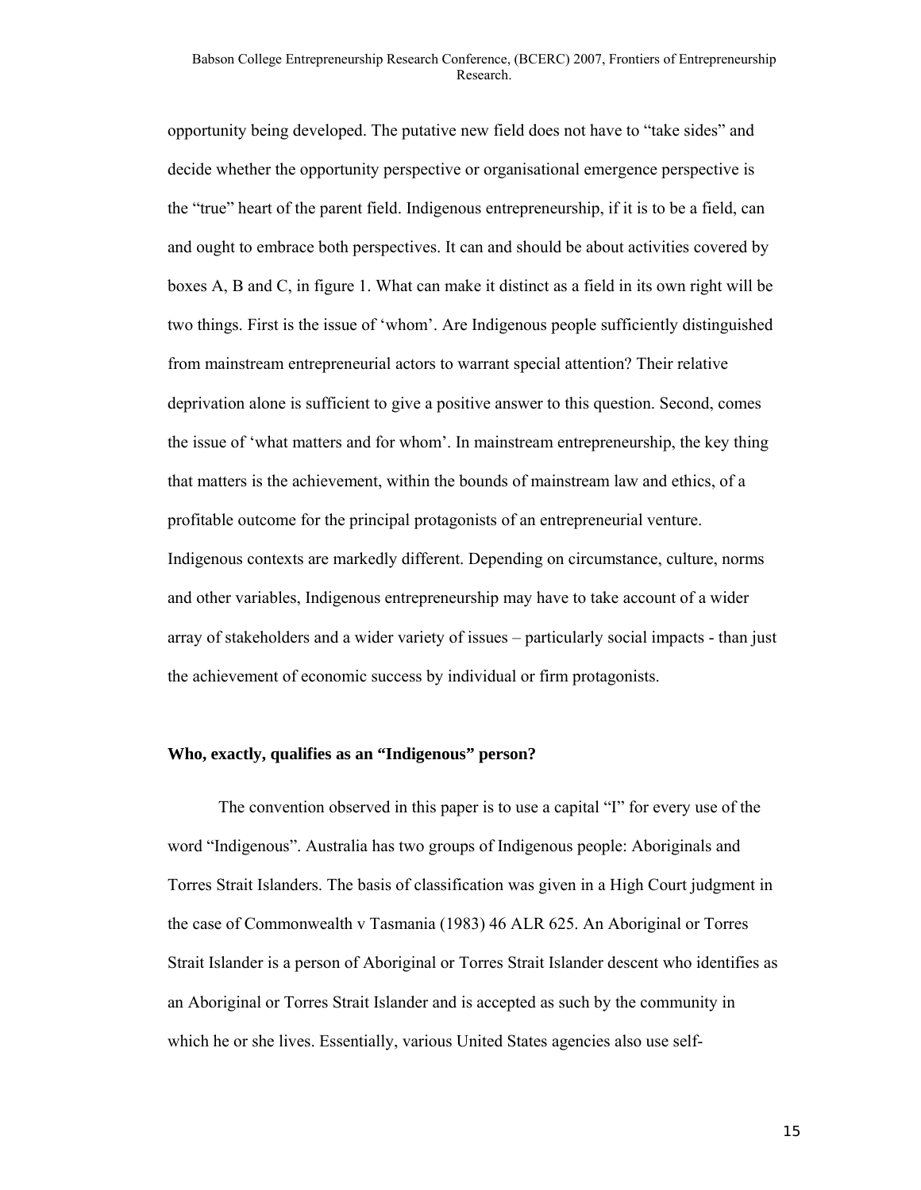opportunity being developed. The putative new field does not have to "take sides" and decide whether the opportunity perspective or organisational emergence perspective is the "true" heart of the parent field. Indigenous entrepreneurship, if it is to be a field, can and ought to embrace both perspectives. It can and should be about activities covered by boxes A, B and C, in figure 1. What can make it distinct as a field in its own right will be two things. First is the issue of 'whom'. Are Indigenous people sufficiently distinguished from mainstream entrepreneurial actors to warrant special attention? Their relative deprivation alone is sufficient to give a positive answer to this question. Second, comes the issue of 'what matters and for whom'. In mainstream entrepreneurship, the key thing that matters is the achievement, within the bounds of mainstream law and ethics, of a profitable outcome for the principal protagonists of an entrepreneurial venture. Indigenous contexts are markedly different. Depending on circumstance, culture, norms and other variables, Indigenous entrepreneurship may have to take account of a wider array of stakeholders and a wider variety of issues – particularly social impacts - than just the achievement of economic success by individual or firm protagonists.

**Who, exactly, qualifies as an "Indigenous" person?**

The convention observed in this paper is to use a capital "I" for every use of the word "Indigenous". Australia has two groups of Indigenous people: Aboriginals and Torres Strait Islanders. The basis of classification was given in a High Court judgment in the case of Commonwealth v Tasmania (1983) 46 ALR 625. An Aboriginal or Torres Strait Islander is a person of Aboriginal or Torres Strait Islander descent who identifies as an Aboriginal or Torres Strait Islander and is accepted as such by the community in which he or she lives. Essentially, various United States agencies also use self-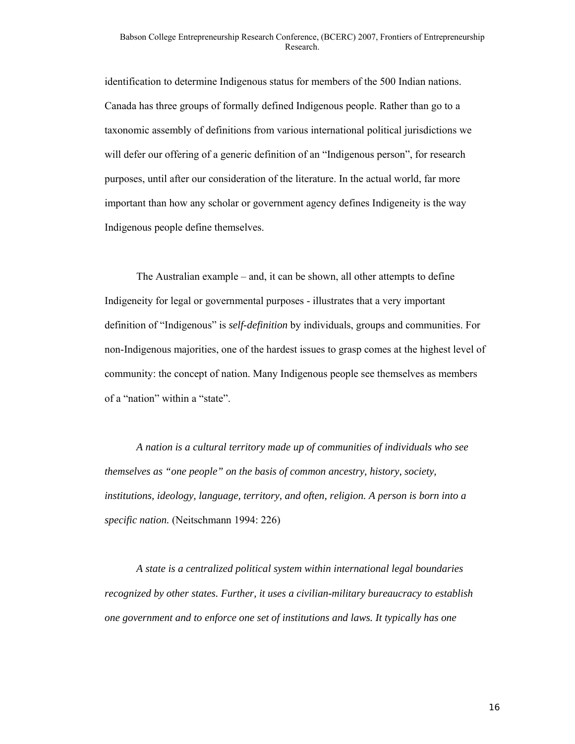identification to determine Indigenous status for members of the 500 Indian nations. Canada has three groups of formally defined Indigenous people. Rather than go to a taxonomic assembly of definitions from various international political jurisdictions we will defer our offering of a generic definition of an "Indigenous person", for research purposes, until after our consideration of the literature. In the actual world, far more important than how any scholar or government agency defines Indigeneity is the way Indigenous people define themselves.

The Australian example – and, it can be shown, all other attempts to define Indigeneity for legal or governmental purposes - illustrates that a very important definition of "Indigenous" is *self-definition* by individuals, groups and communities. For non-Indigenous majorities, one of the hardest issues to grasp comes at the highest level of community: the concept of nation. Many Indigenous people see themselves as members of a "nation" within a "state".

*A nation is a cultural territory made up of communities of individuals who see themselves as "one people" on the basis of common ancestry, history, society, institutions, ideology, language, territory, and often, religion. A person is born into a specific nation.* (Neitschmann 1994: 226)

*A state is a centralized political system within international legal boundaries recognized by other states. Further, it uses a civilian-military bureaucracy to establish one government and to enforce one set of institutions and laws. It typically has one*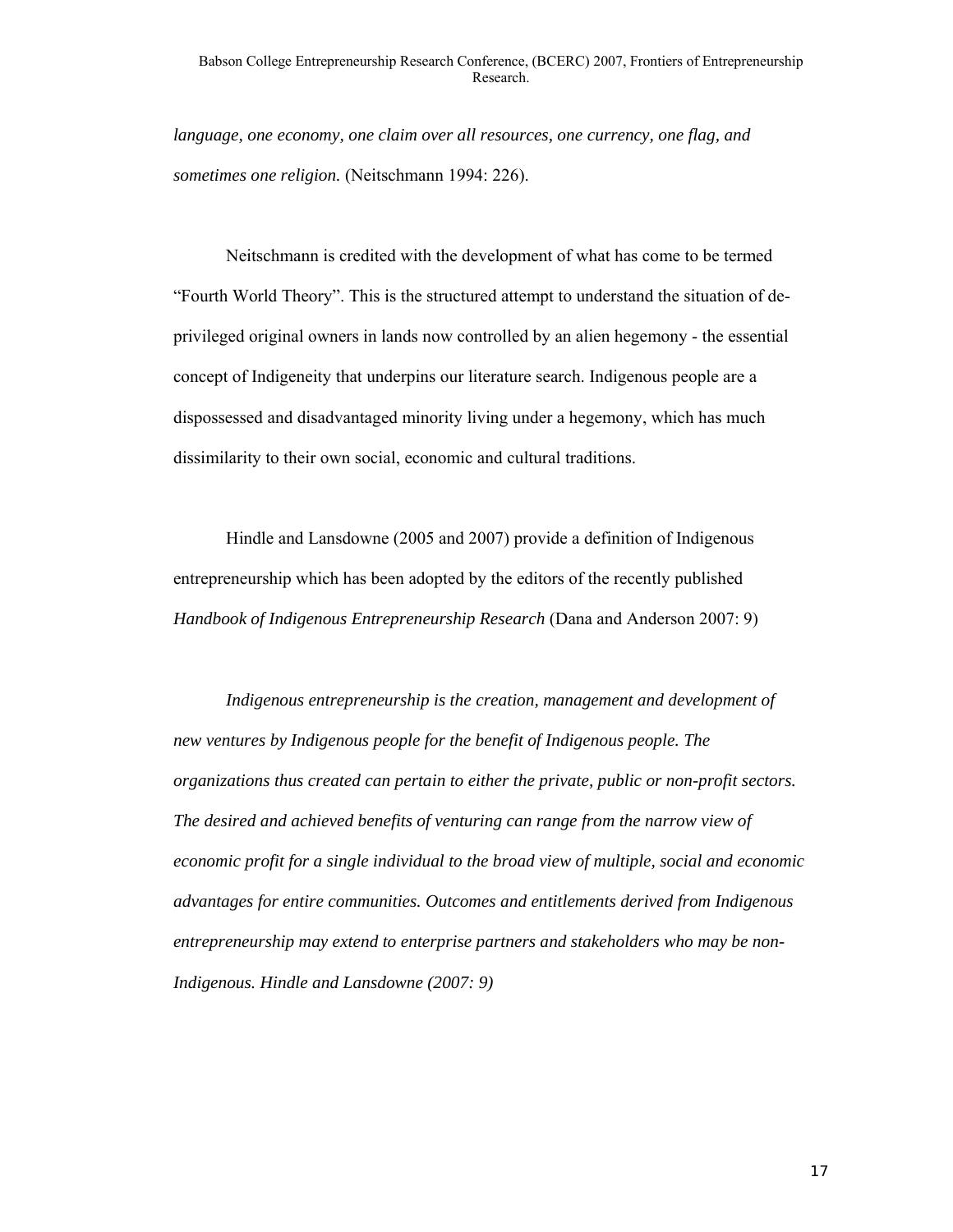*language, one economy, one claim over all resources, one currency, one flag, and sometimes one religion.* (Neitschmann 1994: 226).

Neitschmann is credited with the development of what has come to be termed "Fourth World Theory". This is the structured attempt to understand the situation of de-privileged original owners in lands now controlled by an alien hegemony - the essential concept of Indigeneity that underpins our literature search. Indigenous people are a dispossessed and disadvantaged minority living under a hegemony, which has much dissimilarity to their own social, economic and cultural traditions.

Hindle and Lansdowne (2005 and 2007) provide a definition of Indigenous entrepreneurship which has been adopted by the editors of the recently published *Handbook of Indigenous Entrepreneurship Research* (Dana and Anderson 2007: 9)

*Indigenous entrepreneurship is the creation, management and development of new ventures by Indigenous people for the benefit of Indigenous people. The organizations thus created can pertain to either the private, public or non-profit sectors. The desired and achieved benefits of venturing can range from the narrow view of economic profit for a single individual to the broad view of multiple, social and economic advantages for entire communities. Outcomes and entitlements derived from Indigenous entrepreneurship may extend to enterprise partners and stakeholders who may be non-Indigenous. Hindle and Lansdowne (2007: 9)*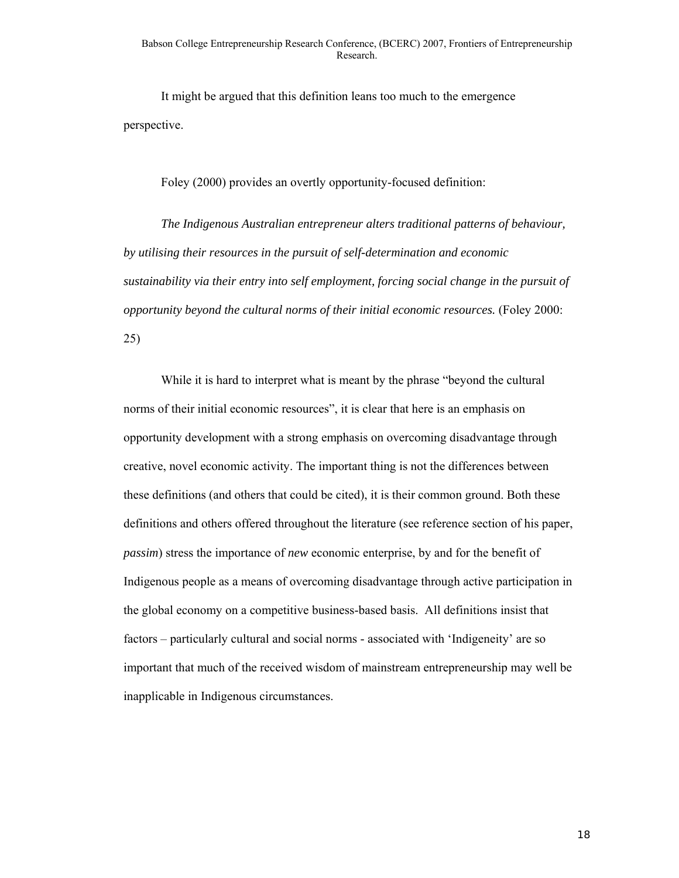It might be argued that this definition leans too much to the emergence perspective.

Foley (2000) provides an overtly opportunity-focused definition:

*The Indigenous Australian entrepreneur alters traditional patterns of behaviour, by utilising their resources in the pursuit of self-determination and economic sustainability via their entry into self employment, forcing social change in the pursuit of opportunity beyond the cultural norms of their initial economic resources.* (Foley 2000: 25)

While it is hard to interpret what is meant by the phrase "beyond the cultural norms of their initial economic resources", it is clear that here is an emphasis on opportunity development with a strong emphasis on overcoming disadvantage through creative, novel economic activity. The important thing is not the differences between these definitions (and others that could be cited), it is their common ground. Both these definitions and others offered throughout the literature (see reference section of his paper, *passim*) stress the importance of *new* economic enterprise, by and for the benefit of Indigenous people as a means of overcoming disadvantage through active participation in the global economy on a competitive business-based basis. All definitions insist that factors – particularly cultural and social norms - associated with 'Indigeneity' are so important that much of the received wisdom of mainstream entrepreneurship may well be inapplicable in Indigenous circumstances.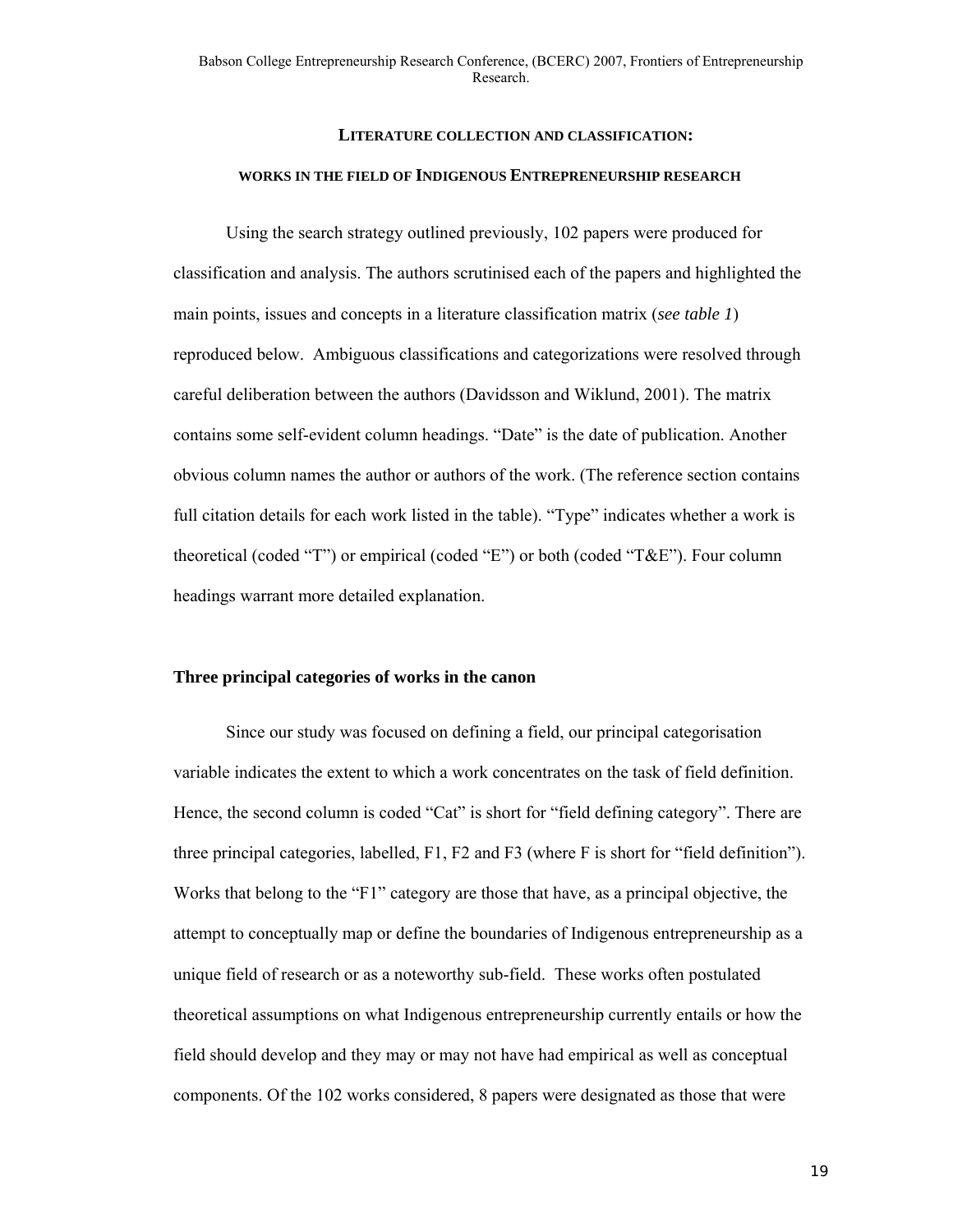## LITERATURE COLLECTION AND CLASSIFICATION:

### WORKS IN THE FIELD OF INDIGENOUS ENTREPRENEURSHIP RESEARCH

Using the search strategy outlined previously, 102 papers were produced for classification and analysis. The authors scrutinised each of the papers and highlighted the main points, issues and concepts in a literature classification matrix (*see table 1*) reproduced below. Ambiguous classifications and categorizations were resolved through careful deliberation between the authors (Davidsson and Wiklund, 2001). The matrix contains some self-evident column headings. "Date" is the date of publication. Another obvious column names the author or authors of the work. (The reference section contains full citation details for each work listed in the table). "Type" indicates whether a work is theoretical (coded "T") or empirical (coded "E") or both (coded "T&E"). Four column headings warrant more detailed explanation.

### Three principal categories of works in the canon

Since our study was focused on defining a field, our principal categorisation variable indicates the extent to which a work concentrates on the task of field definition. Hence, the second column is coded "Cat" is short for "field defining category". There are three principal categories, labelled, F1, F2 and F3 (where F is short for "field definition"). Works that belong to the "F1" category are those that have, as a principal objective, the attempt to conceptually map or define the boundaries of Indigenous entrepreneurship as a unique field of research or as a noteworthy sub-field. These works often postulated theoretical assumptions on what Indigenous entrepreneurship currently entails or how the field should develop and they may or may not have had empirical as well as conceptual components. Of the 102 works considered, 8 papers were designated as those that were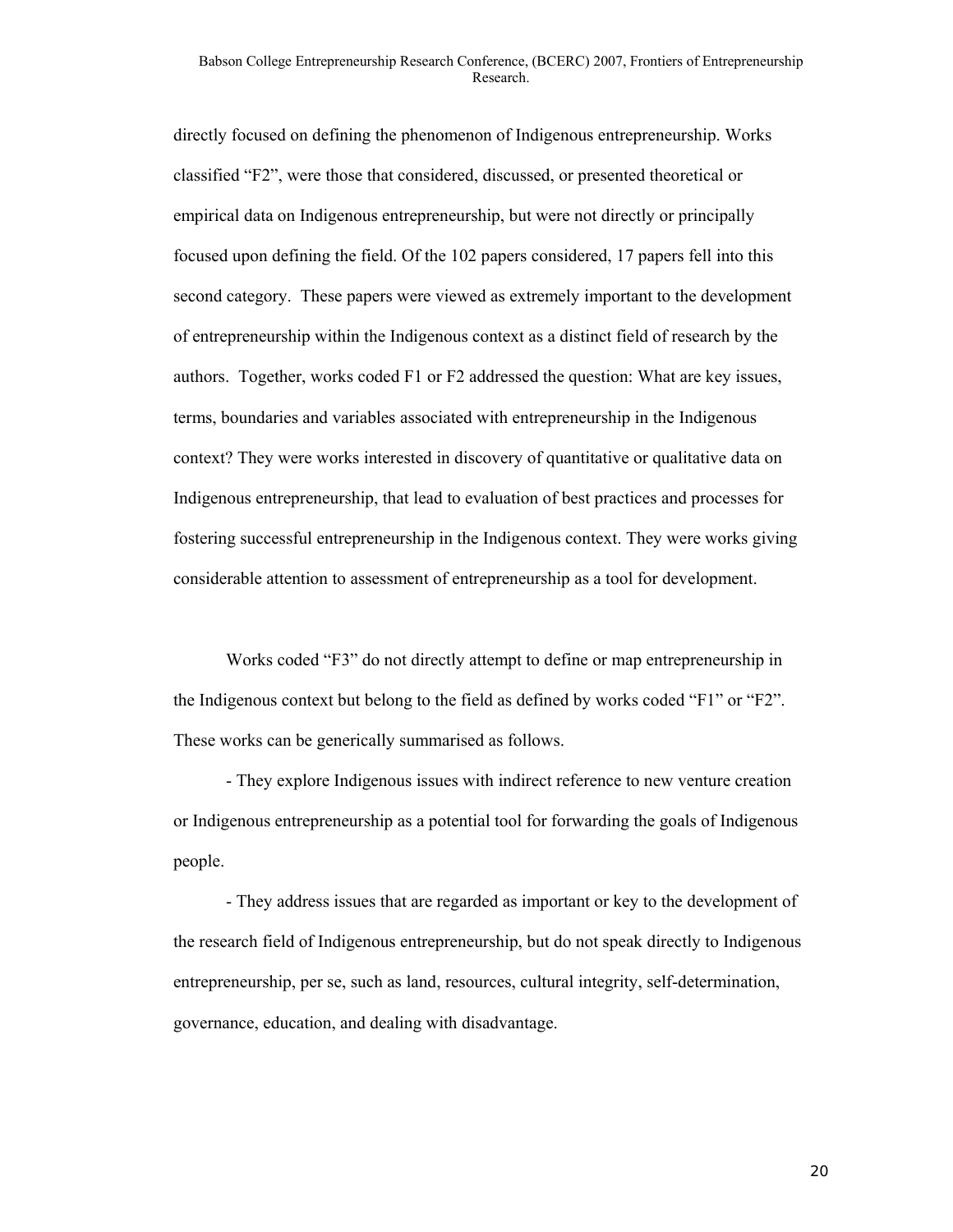directly focused on defining the phenomenon of Indigenous entrepreneurship. Works classified "F2", were those that considered, discussed, or presented theoretical or empirical data on Indigenous entrepreneurship, but were not directly or principally focused upon defining the field. Of the 102 papers considered, 17 papers fell into this second category. These papers were viewed as extremely important to the development of entrepreneurship within the Indigenous context as a distinct field of research by the authors. Together, works coded F1 or F2 addressed the question: What are key issues, terms, boundaries and variables associated with entrepreneurship in the Indigenous context? They were works interested in discovery of quantitative or qualitative data on Indigenous entrepreneurship, that lead to evaluation of best practices and processes for fostering successful entrepreneurship in the Indigenous context. They were works giving considerable attention to assessment of entrepreneurship as a tool for development.

Works coded "F3" do not directly attempt to define or map entrepreneurship in the Indigenous context but belong to the field as defined by works coded "F1" or "F2". These works can be generically summarised as follows.

- They explore Indigenous issues with indirect reference to new venture creation or Indigenous entrepreneurship as a potential tool for forwarding the goals of Indigenous people.

- They address issues that are regarded as important or key to the development of the research field of Indigenous entrepreneurship, but do not speak directly to Indigenous entrepreneurship, per se, such as land, resources, cultural integrity, self-determination, governance, education, and dealing with disadvantage.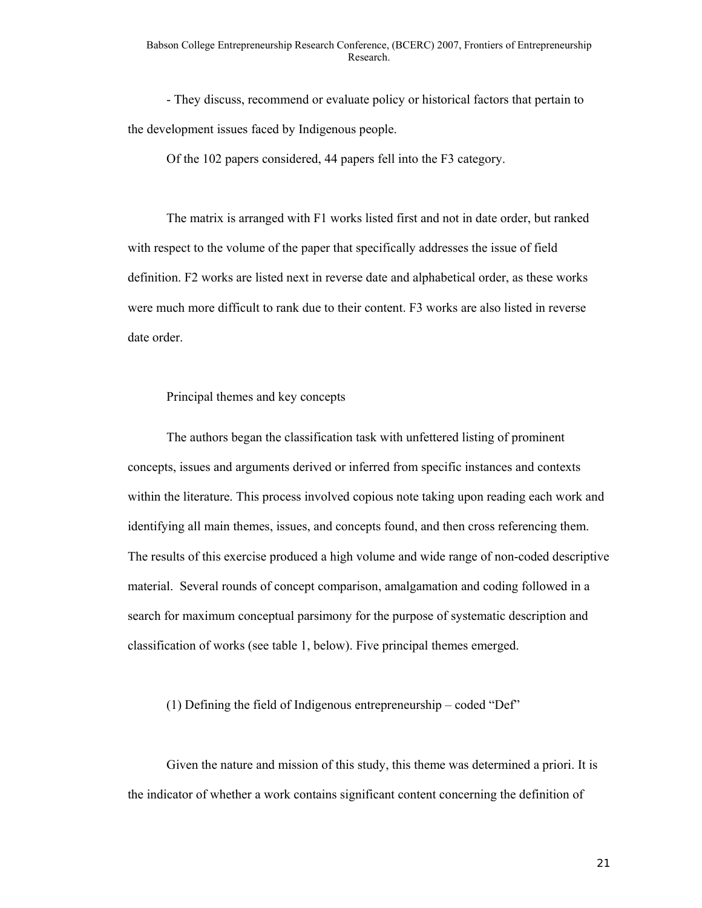- They discuss, recommend or evaluate policy or historical factors that pertain to the development issues faced by Indigenous people.

Of the 102 papers considered, 44 papers fell into the F3 category.

The matrix is arranged with F1 works listed first and not in date order, but ranked with respect to the volume of the paper that specifically addresses the issue of field definition. F2 works are listed next in reverse date and alphabetical order, as these works were much more difficult to rank due to their content. F3 works are also listed in reverse date order.

## Principal themes and key concepts

The authors began the classification task with unfettered listing of prominent concepts, issues and arguments derived or inferred from specific instances and contexts within the literature. This process involved copious note taking upon reading each work and identifying all main themes, issues, and concepts found, and then cross referencing them. The results of this exercise produced a high volume and wide range of non-coded descriptive material. Several rounds of concept comparison, amalgamation and coding followed in a search for maximum conceptual parsimony for the purpose of systematic description and classification of works (see table 1, below). Five principal themes emerged.

### (1) Defining the field of Indigenous entrepreneurship – coded "Def"

Given the nature and mission of this study, this theme was determined a priori. It is the indicator of whether a work contains significant content concerning the definition of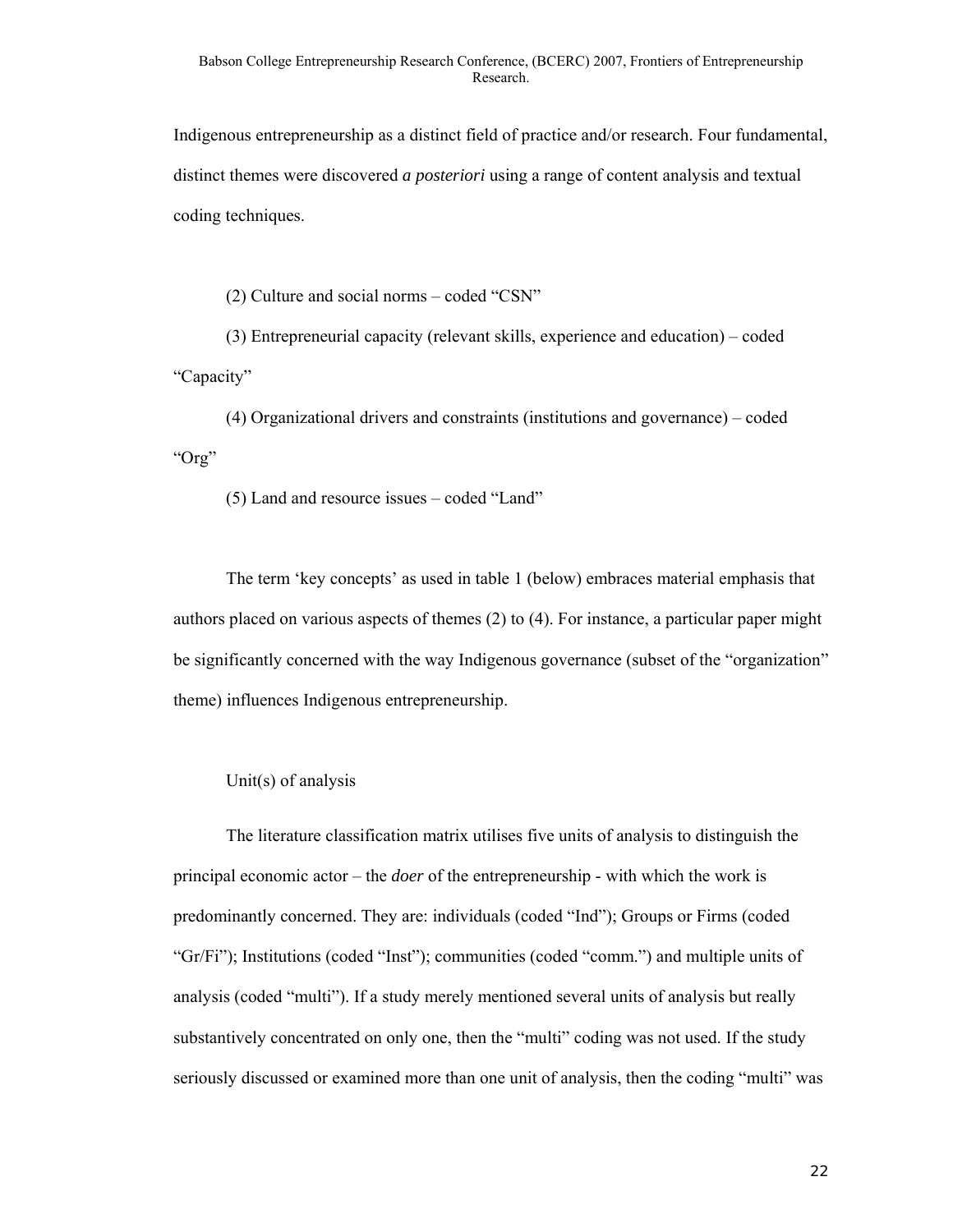Indigenous entrepreneurship as a distinct field of practice and/or research. Four fundamental, distinct themes were discovered *a posteriori* using a range of content analysis and textual coding techniques.

(2) Culture and social norms – coded “CSN”

(3) Entrepreneurial capacity (relevant skills, experience and education) – coded “Capacity”

(4) Organizational drivers and constraints (institutions and governance) – coded “Org”

(5) Land and resource issues – coded “Land”

The term ‘key concepts’ as used in table 1 (below) embraces material emphasis that authors placed on various aspects of themes (2) to (4). For instance, a particular paper might be significantly concerned with the way Indigenous governance (subset of the “organization” theme) influences Indigenous entrepreneurship.

Unit(s) of analysis

The literature classification matrix utilises five units of analysis to distinguish the principal economic actor – the *doer* of the entrepreneurship - with which the work is predominantly concerned. They are: individuals (coded “Ind”); Groups or Firms (coded “Gr/Fi”); Institutions (coded “Inst”); communities (coded “comm.”) and multiple units of analysis (coded “multi”). If a study merely mentioned several units of analysis but really substantively concentrated on only one, then the “multi” coding was not used. If the study seriously discussed or examined more than one unit of analysis, then the coding “multi” was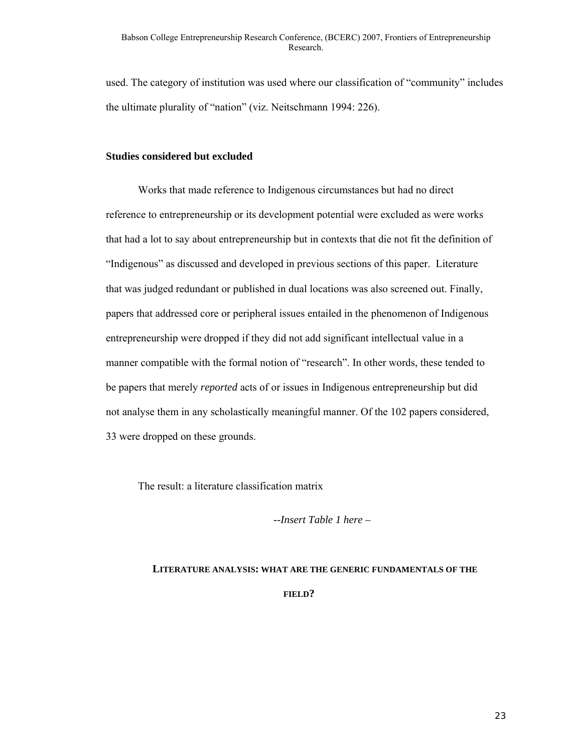used. The category of institution was used where our classification of "community" includes the ultimate plurality of "nation" (viz. Neitschmann 1994: 226).

**Studies considered but excluded**

Works that made reference to Indigenous circumstances but had no direct reference to entrepreneurship or its development potential were excluded as were works that had a lot to say about entrepreneurship but in contexts that die not fit the definition of "Indigenous" as discussed and developed in previous sections of this paper. Literature that was judged redundant or published in dual locations was also screened out. Finally, papers that addressed core or peripheral issues entailed in the phenomenon of Indigenous entrepreneurship were dropped if they did not add significant intellectual value in a manner compatible with the formal notion of "research". In other words, these tended to be papers that merely *reported* acts of or issues in Indigenous entrepreneurship but did not analyse them in any scholastically meaningful manner. Of the 102 papers considered, 33 were dropped on these grounds.

The result: a literature classification matrix

*--Insert Table 1 here –*

## LITERATURE ANALYSIS: WHAT ARE THE GENERIC FUNDAMENTALS OF THE FIELD?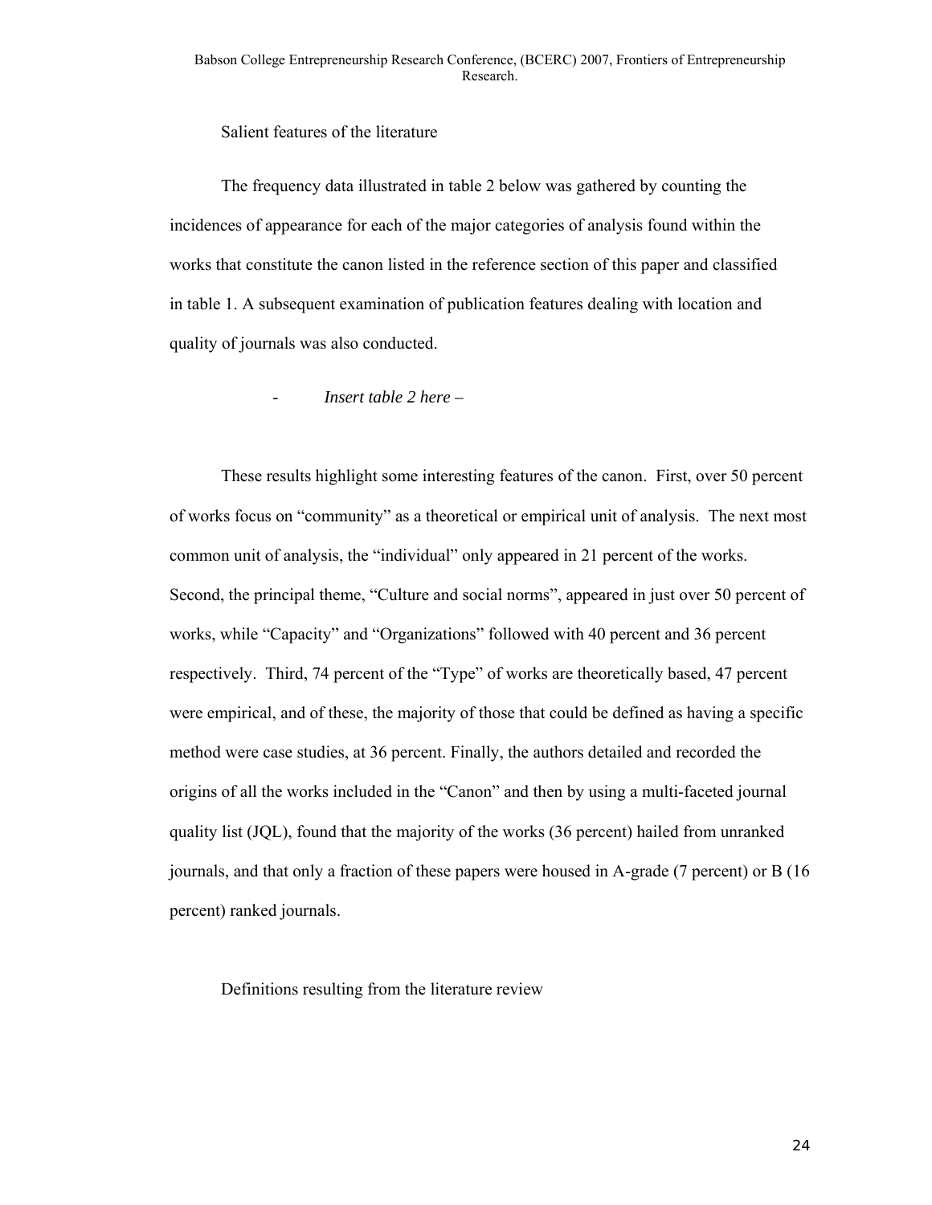Salient features of the literature

The frequency data illustrated in table 2 below was gathered by counting the incidences of appearance for each of the major categories of analysis found within the works that constitute the canon listed in the reference section of this paper and classified in table 1. A subsequent examination of publication features dealing with location and quality of journals was also conducted.

- *Insert table 2 here* –

These results highlight some interesting features of the canon. First, over 50 percent of works focus on "community" as a theoretical or empirical unit of analysis. The next most common unit of analysis, the "individual" only appeared in 21 percent of the works. Second, the principal theme, "Culture and social norms", appeared in just over 50 percent of works, while "Capacity" and "Organizations" followed with 40 percent and 36 percent respectively. Third, 74 percent of the "Type" of works are theoretically based, 47 percent were empirical, and of these, the majority of those that could be defined as having a specific method were case studies, at 36 percent. Finally, the authors detailed and recorded the origins of all the works included in the "Canon" and then by using a multi-faceted journal quality list (JQL), found that the majority of the works (36 percent) hailed from unranked journals, and that only a fraction of these papers were housed in A-grade (7 percent) or B (16 percent) ranked journals.

Definitions resulting from the literature review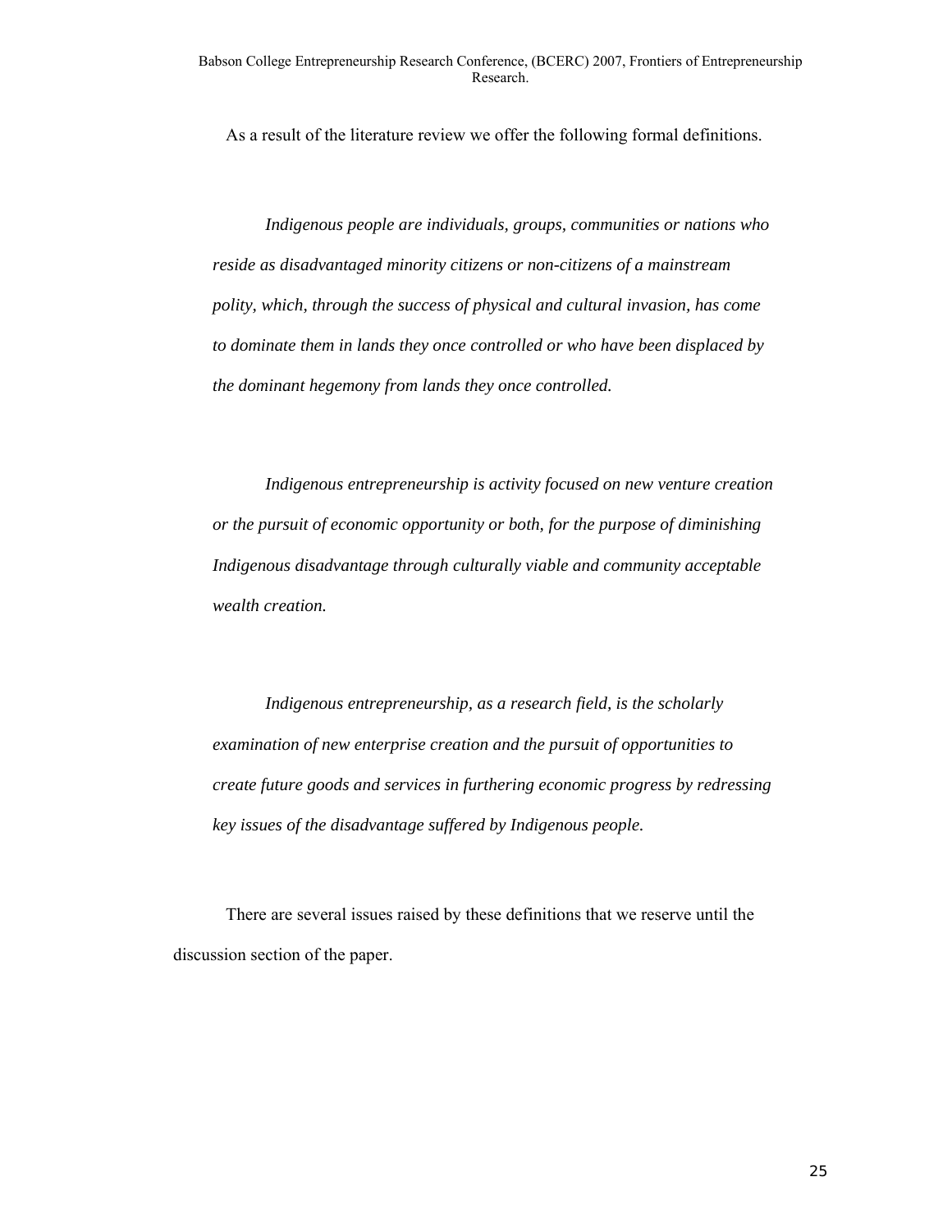As a result of the literature review we offer the following formal definitions.

> *Indigenous people are individuals, groups, communities or nations who reside as disadvantaged minority citizens or non-citizens of a mainstream polity, which, through the success of physical and cultural invasion, has come to dominate them in lands they once controlled or who have been displaced by the dominant hegemony from lands they once controlled.*

> *Indigenous entrepreneurship is activity focused on new venture creation or the pursuit of economic opportunity or both, for the purpose of diminishing Indigenous disadvantage through culturally viable and community acceptable wealth creation.*

> *Indigenous entrepreneurship, as a research field, is the scholarly examination of new enterprise creation and the pursuit of opportunities to create future goods and services in furthering economic progress by redressing key issues of the disadvantage suffered by Indigenous people.*

There are several issues raised by these definitions that we reserve until the discussion section of the paper.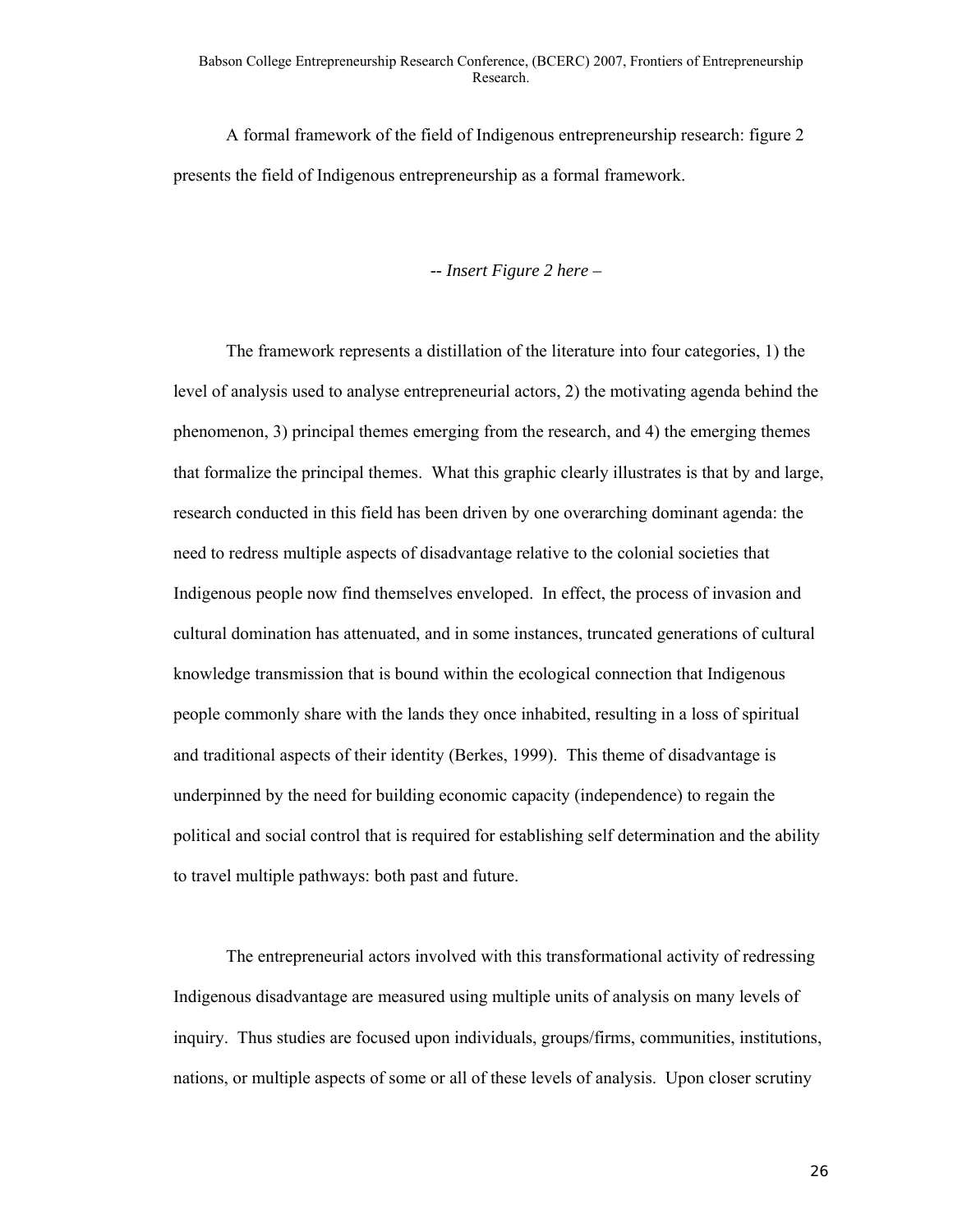A formal framework of the field of Indigenous entrepreneurship research: figure 2 presents the field of Indigenous entrepreneurship as a formal framework.

*-- Insert Figure 2 here –*

The framework represents a distillation of the literature into four categories, 1) the level of analysis used to analyse entrepreneurial actors, 2) the motivating agenda behind the phenomenon, 3) principal themes emerging from the research, and 4) the emerging themes that formalize the principal themes. What this graphic clearly illustrates is that by and large, research conducted in this field has been driven by one overarching dominant agenda: the need to redress multiple aspects of disadvantage relative to the colonial societies that Indigenous people now find themselves enveloped. In effect, the process of invasion and cultural domination has attenuated, and in some instances, truncated generations of cultural knowledge transmission that is bound within the ecological connection that Indigenous people commonly share with the lands they once inhabited, resulting in a loss of spiritual and traditional aspects of their identity (Berkes, 1999). This theme of disadvantage is underpinned by the need for building economic capacity (independence) to regain the political and social control that is required for establishing self determination and the ability to travel multiple pathways: both past and future.

The entrepreneurial actors involved with this transformational activity of redressing Indigenous disadvantage are measured using multiple units of analysis on many levels of inquiry. Thus studies are focused upon individuals, groups/firms, communities, institutions, nations, or multiple aspects of some or all of these levels of analysis. Upon closer scrutiny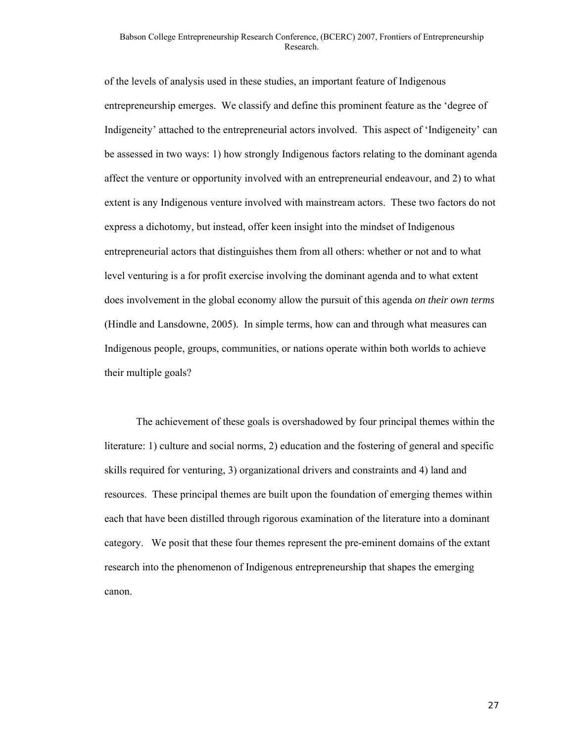of the levels of analysis used in these studies, an important feature of Indigenous entrepreneurship emerges. We classify and define this prominent feature as the 'degree of Indigeneity' attached to the entrepreneurial actors involved. This aspect of 'Indigeneity' can be assessed in two ways: 1) how strongly Indigenous factors relating to the dominant agenda affect the venture or opportunity involved with an entrepreneurial endeavour, and 2) to what extent is any Indigenous venture involved with mainstream actors. These two factors do not express a dichotomy, but instead, offer keen insight into the mindset of Indigenous entrepreneurial actors that distinguishes them from all others: whether or not and to what level venturing is a for profit exercise involving the dominant agenda and to what extent does involvement in the global economy allow the pursuit of this agenda *on their own terms* (Hindle and Lansdowne, 2005). In simple terms, how can and through what measures can Indigenous people, groups, communities, or nations operate within both worlds to achieve their multiple goals?

The achievement of these goals is overshadowed by four principal themes within the literature: 1) culture and social norms, 2) education and the fostering of general and specific skills required for venturing, 3) organizational drivers and constraints and 4) land and resources. These principal themes are built upon the foundation of emerging themes within each that have been distilled through rigorous examination of the literature into a dominant category. We posit that these four themes represent the pre-eminent domains of the extant research into the phenomenon of Indigenous entrepreneurship that shapes the emerging canon.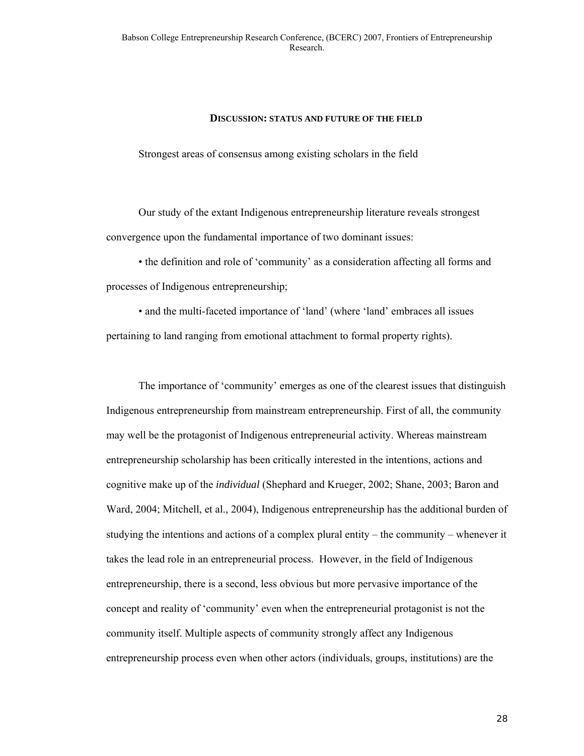## DISCUSSION: STATUS AND FUTURE OF THE FIELD

Strongest areas of consensus among existing scholars in the field

Our study of the extant Indigenous entrepreneurship literature reveals strongest convergence upon the fundamental importance of two dominant issues:

- the definition and role of 'community' as a consideration affecting all forms and processes of Indigenous entrepreneurship;
- and the multi-faceted importance of 'land' (where 'land' embraces all issues pertaining to land ranging from emotional attachment to formal property rights).

The importance of 'community' emerges as one of the clearest issues that distinguish Indigenous entrepreneurship from mainstream entrepreneurship. First of all, the community may well be the protagonist of Indigenous entrepreneurial activity. Whereas mainstream entrepreneurship scholarship has been critically interested in the intentions, actions and cognitive make up of the *individual* (Shephard and Krueger, 2002; Shane, 2003; Baron and Ward, 2004; Mitchell, et al., 2004), Indigenous entrepreneurship has the additional burden of studying the intentions and actions of a complex plural entity – the community – whenever it takes the lead role in an entrepreneurial process. However, in the field of Indigenous entrepreneurship, there is a second, less obvious but more pervasive importance of the concept and reality of 'community' even when the entrepreneurial protagonist is not the community itself. Multiple aspects of community strongly affect any Indigenous entrepreneurship process even when other actors (individuals, groups, institutions) are the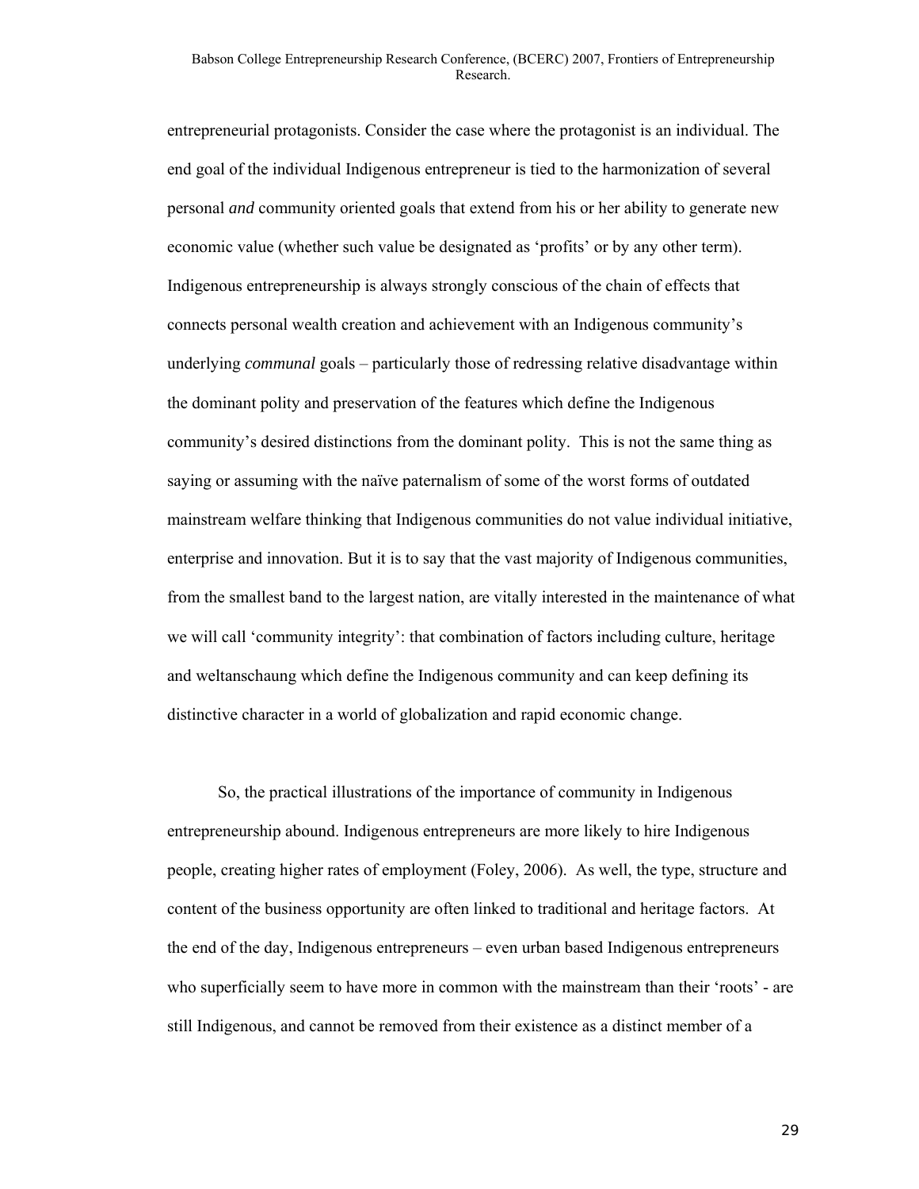entrepreneurial protagonists. Consider the case where the protagonist is an individual. The end goal of the individual Indigenous entrepreneur is tied to the harmonization of several personal *and* community oriented goals that extend from his or her ability to generate new economic value (whether such value be designated as 'profits' or by any other term). Indigenous entrepreneurship is always strongly conscious of the chain of effects that connects personal wealth creation and achievement with an Indigenous community's underlying *communal* goals – particularly those of redressing relative disadvantage within the dominant polity and preservation of the features which define the Indigenous community's desired distinctions from the dominant polity. This is not the same thing as saying or assuming with the naïve paternalism of some of the worst forms of outdated mainstream welfare thinking that Indigenous communities do not value individual initiative, enterprise and innovation. But it is to say that the vast majority of Indigenous communities, from the smallest band to the largest nation, are vitally interested in the maintenance of what we will call 'community integrity': that combination of factors including culture, heritage and weltanschaung which define the Indigenous community and can keep defining its distinctive character in a world of globalization and rapid economic change.

So, the practical illustrations of the importance of community in Indigenous entrepreneurship abound. Indigenous entrepreneurs are more likely to hire Indigenous people, creating higher rates of employment (Foley, 2006). As well, the type, structure and content of the business opportunity are often linked to traditional and heritage factors. At the end of the day, Indigenous entrepreneurs – even urban based Indigenous entrepreneurs who superficially seem to have more in common with the mainstream than their 'roots' - are still Indigenous, and cannot be removed from their existence as a distinct member of a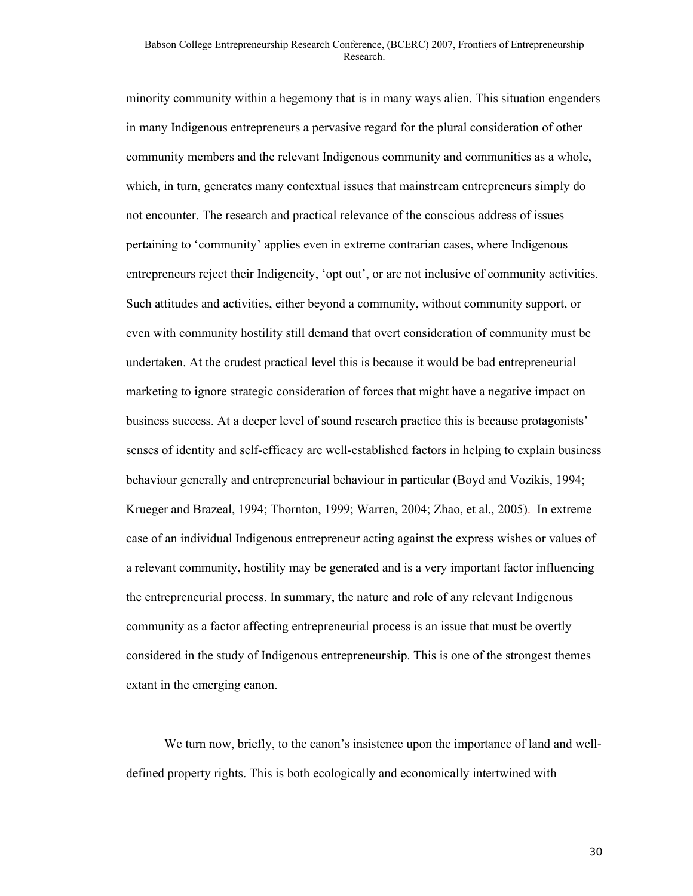minority community within a hegemony that is in many ways alien. This situation engenders in many Indigenous entrepreneurs a pervasive regard for the plural consideration of other community members and the relevant Indigenous community and communities as a whole, which, in turn, generates many contextual issues that mainstream entrepreneurs simply do not encounter. The research and practical relevance of the conscious address of issues pertaining to 'community' applies even in extreme contrarian cases, where Indigenous entrepreneurs reject their Indigeneity, 'opt out', or are not inclusive of community activities. Such attitudes and activities, either beyond a community, without community support, or even with community hostility still demand that overt consideration of community must be undertaken. At the crudest practical level this is because it would be bad entrepreneurial marketing to ignore strategic consideration of forces that might have a negative impact on business success. At a deeper level of sound research practice this is because protagonists' senses of identity and self-efficacy are well-established factors in helping to explain business behaviour generally and entrepreneurial behaviour in particular (Boyd and Vozikis, 1994; Krueger and Brazeal, 1994; Thornton, 1999; Warren, 2004; Zhao, et al., 2005). In extreme case of an individual Indigenous entrepreneur acting against the express wishes or values of a relevant community, hostility may be generated and is a very important factor influencing the entrepreneurial process. In summary, the nature and role of any relevant Indigenous community as a factor affecting entrepreneurial process is an issue that must be overtly considered in the study of Indigenous entrepreneurship. This is one of the strongest themes extant in the emerging canon.

We turn now, briefly, to the canon's insistence upon the importance of land and well-defined property rights. This is both ecologically and economically intertwined with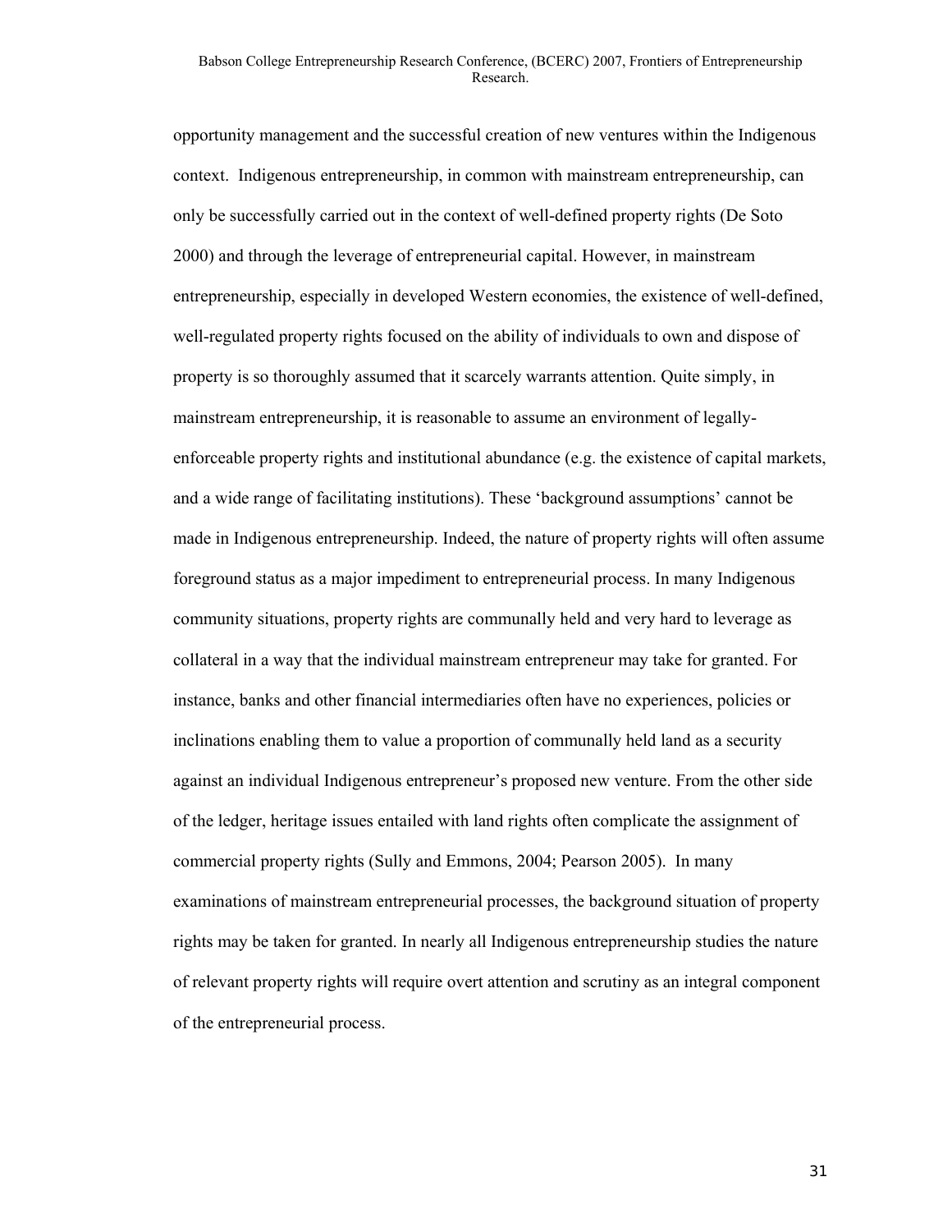opportunity management and the successful creation of new ventures within the Indigenous context. Indigenous entrepreneurship, in common with mainstream entrepreneurship, can only be successfully carried out in the context of well-defined property rights (De Soto 2000) and through the leverage of entrepreneurial capital. However, in mainstream entrepreneurship, especially in developed Western economies, the existence of well-defined, well-regulated property rights focused on the ability of individuals to own and dispose of property is so thoroughly assumed that it scarcely warrants attention. Quite simply, in mainstream entrepreneurship, it is reasonable to assume an environment of legally-enforceable property rights and institutional abundance (e.g. the existence of capital markets, and a wide range of facilitating institutions). These 'background assumptions' cannot be made in Indigenous entrepreneurship. Indeed, the nature of property rights will often assume foreground status as a major impediment to entrepreneurial process. In many Indigenous community situations, property rights are communally held and very hard to leverage as collateral in a way that the individual mainstream entrepreneur may take for granted. For instance, banks and other financial intermediaries often have no experiences, policies or inclinations enabling them to value a proportion of communally held land as a security against an individual Indigenous entrepreneur's proposed new venture. From the other side of the ledger, heritage issues entailed with land rights often complicate the assignment of commercial property rights (Sully and Emmons, 2004; Pearson 2005). In many examinations of mainstream entrepreneurial processes, the background situation of property rights may be taken for granted. In nearly all Indigenous entrepreneurship studies the nature of relevant property rights will require overt attention and scrutiny as an integral component of the entrepreneurial process.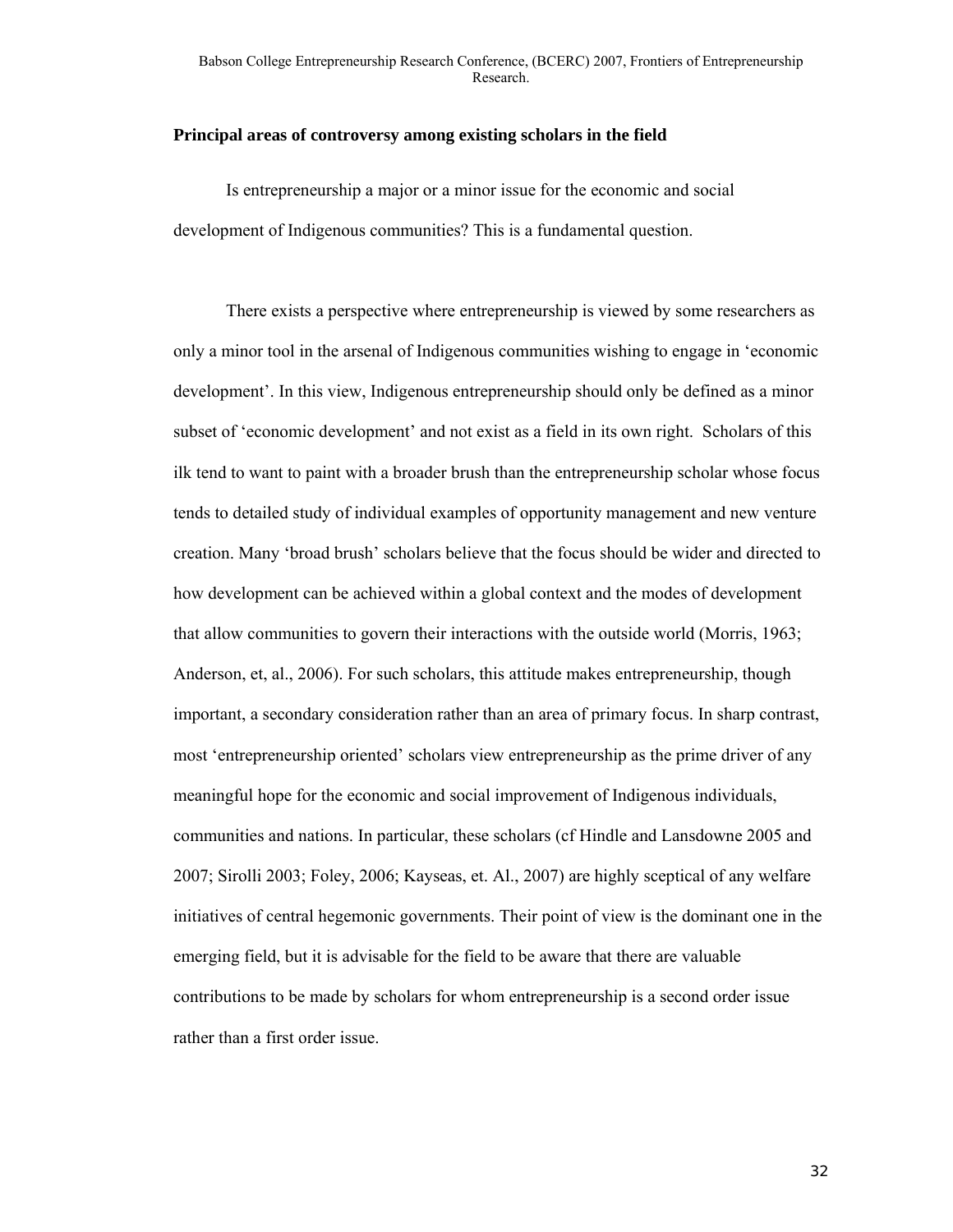**Principal areas of controversy among existing scholars in the field**

Is entrepreneurship a major or a minor issue for the economic and social development of Indigenous communities? This is a fundamental question.

There exists a perspective where entrepreneurship is viewed by some researchers as only a minor tool in the arsenal of Indigenous communities wishing to engage in 'economic development'. In this view, Indigenous entrepreneurship should only be defined as a minor subset of 'economic development' and not exist as a field in its own right. Scholars of this ilk tend to want to paint with a broader brush than the entrepreneurship scholar whose focus tends to detailed study of individual examples of opportunity management and new venture creation. Many 'broad brush' scholars believe that the focus should be wider and directed to how development can be achieved within a global context and the modes of development that allow communities to govern their interactions with the outside world (Morris, 1963; Anderson, et, al., 2006). For such scholars, this attitude makes entrepreneurship, though important, a secondary consideration rather than an area of primary focus. In sharp contrast, most 'entrepreneurship oriented' scholars view entrepreneurship as the prime driver of any meaningful hope for the economic and social improvement of Indigenous individuals, communities and nations. In particular, these scholars (cf Hindle and Lansdowne 2005 and 2007; Sirolli 2003; Foley, 2006; Kayseas, et. Al., 2007) are highly sceptical of any welfare initiatives of central hegemonic governments. Their point of view is the dominant one in the emerging field, but it is advisable for the field to be aware that there are valuable contributions to be made by scholars for whom entrepreneurship is a second order issue rather than a first order issue.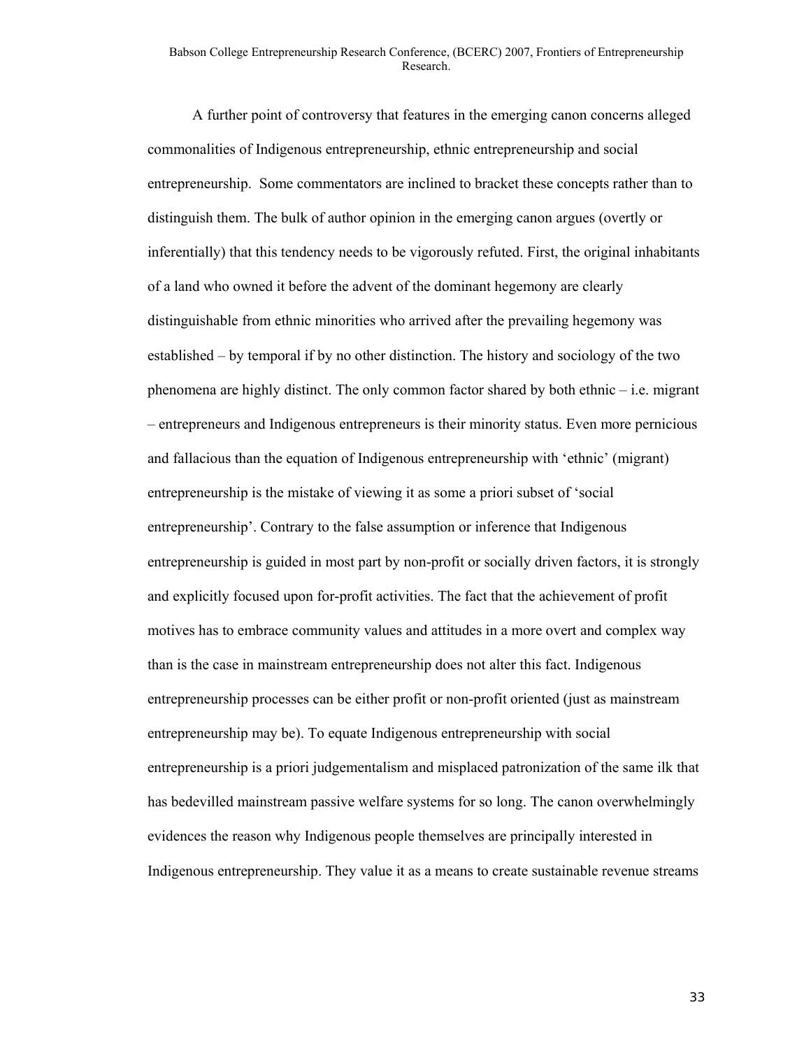A further point of controversy that features in the emerging canon concerns alleged commonalities of Indigenous entrepreneurship, ethnic entrepreneurship and social entrepreneurship. Some commentators are inclined to bracket these concepts rather than to distinguish them. The bulk of author opinion in the emerging canon argues (overtly or inferentially) that this tendency needs to be vigorously refuted. First, the original inhabitants of a land who owned it before the advent of the dominant hegemony are clearly distinguishable from ethnic minorities who arrived after the prevailing hegemony was established – by temporal if by no other distinction. The history and sociology of the two phenomena are highly distinct. The only common factor shared by both ethnic – i.e. migrant – entrepreneurs and Indigenous entrepreneurs is their minority status. Even more pernicious and fallacious than the equation of Indigenous entrepreneurship with 'ethnic' (migrant) entrepreneurship is the mistake of viewing it as some a priori subset of 'social entrepreneurship'. Contrary to the false assumption or inference that Indigenous entrepreneurship is guided in most part by non-profit or socially driven factors, it is strongly and explicitly focused upon for-profit activities. The fact that the achievement of profit motives has to embrace community values and attitudes in a more overt and complex way than is the case in mainstream entrepreneurship does not alter this fact. Indigenous entrepreneurship processes can be either profit or non-profit oriented (just as mainstream entrepreneurship may be). To equate Indigenous entrepreneurship with social entrepreneurship is a priori judgementalism and misplaced patronization of the same ilk that has bedevilled mainstream passive welfare systems for so long. The canon overwhelmingly evidences the reason why Indigenous people themselves are principally interested in Indigenous entrepreneurship. They value it as a means to create sustainable revenue streams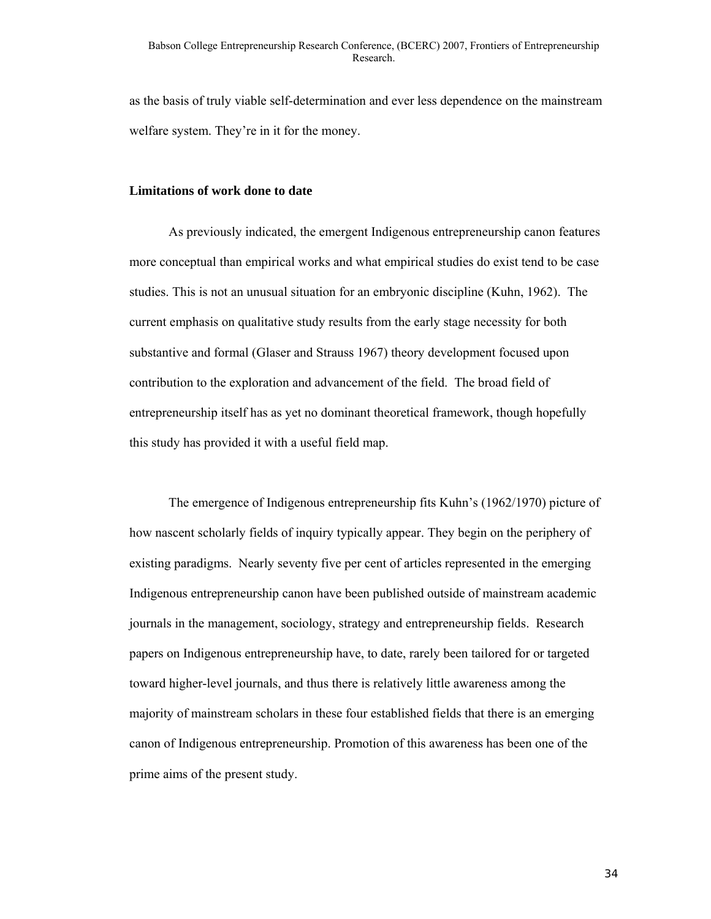as the basis of truly viable self-determination and ever less dependence on the mainstream welfare system. They're in it for the money.

**Limitations of work done to date**

As previously indicated, the emergent Indigenous entrepreneurship canon features more conceptual than empirical works and what empirical studies do exist tend to be case studies. This is not an unusual situation for an embryonic discipline (Kuhn, 1962). The current emphasis on qualitative study results from the early stage necessity for both substantive and formal (Glaser and Strauss 1967) theory development focused upon contribution to the exploration and advancement of the field. The broad field of entrepreneurship itself has as yet no dominant theoretical framework, though hopefully this study has provided it with a useful field map.

The emergence of Indigenous entrepreneurship fits Kuhn's (1962/1970) picture of how nascent scholarly fields of inquiry typically appear. They begin on the periphery of existing paradigms. Nearly seventy five per cent of articles represented in the emerging Indigenous entrepreneurship canon have been published outside of mainstream academic journals in the management, sociology, strategy and entrepreneurship fields. Research papers on Indigenous entrepreneurship have, to date, rarely been tailored for or targeted toward higher-level journals, and thus there is relatively little awareness among the majority of mainstream scholars in these four established fields that there is an emerging canon of Indigenous entrepreneurship. Promotion of this awareness has been one of the prime aims of the present study.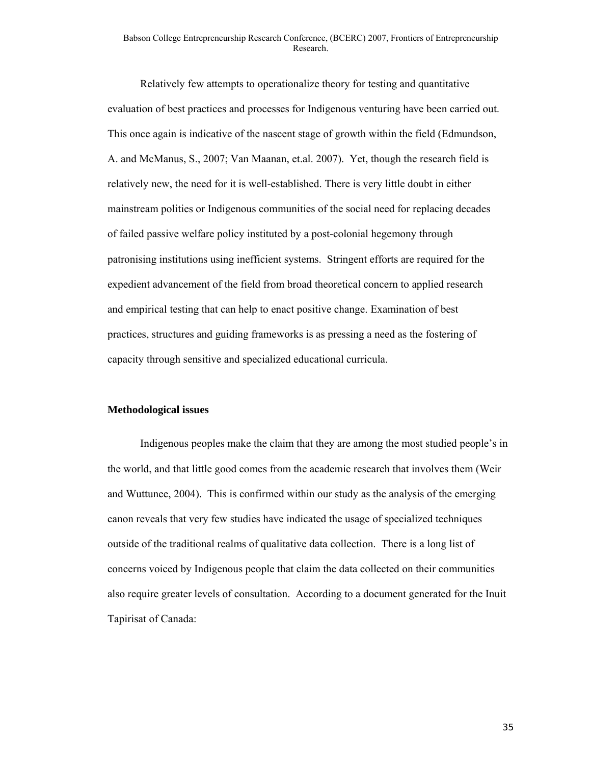Relatively few attempts to operationalize theory for testing and quantitative evaluation of best practices and processes for Indigenous venturing have been carried out. This once again is indicative of the nascent stage of growth within the field (Edmundson, A. and McManus, S., 2007; Van Maanan, et.al. 2007). Yet, though the research field is relatively new, the need for it is well-established. There is very little doubt in either mainstream polities or Indigenous communities of the social need for replacing decades of failed passive welfare policy instituted by a post-colonial hegemony through patronising institutions using inefficient systems. Stringent efforts are required for the expedient advancement of the field from broad theoretical concern to applied research and empirical testing that can help to enact positive change. Examination of best practices, structures and guiding frameworks is as pressing a need as the fostering of capacity through sensitive and specialized educational curricula.

**Methodological issues**

Indigenous peoples make the claim that they are among the most studied people's in the world, and that little good comes from the academic research that involves them (Weir and Wuttunee, 2004). This is confirmed within our study as the analysis of the emerging canon reveals that very few studies have indicated the usage of specialized techniques outside of the traditional realms of qualitative data collection. There is a long list of concerns voiced by Indigenous people that claim the data collected on their communities also require greater levels of consultation. According to a document generated for the Inuit Tapirisat of Canada: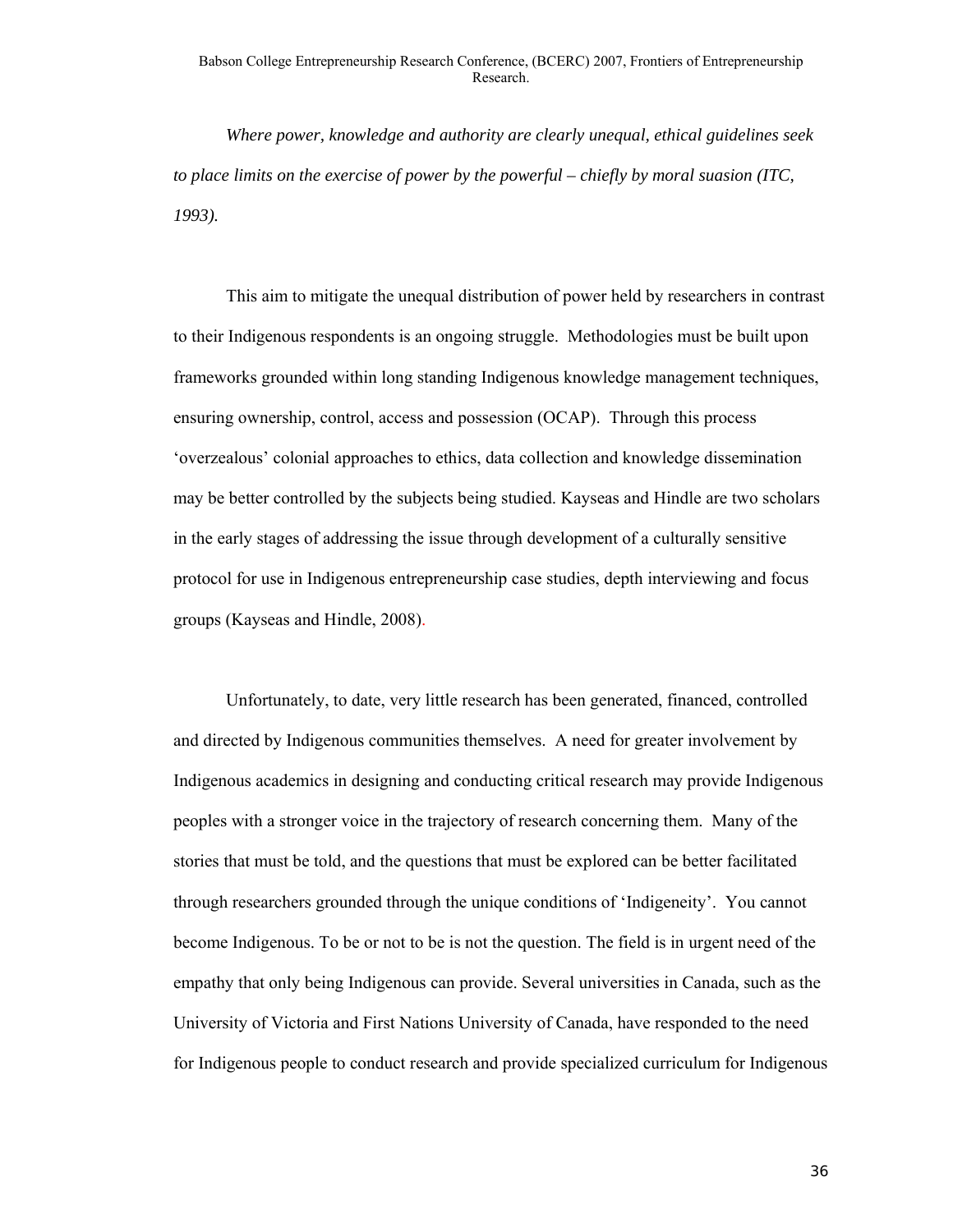*Where power, knowledge and authority are clearly unequal, ethical guidelines seek to place limits on the exercise of power by the powerful – chiefly by moral suasion (ITC, 1993).*

This aim to mitigate the unequal distribution of power held by researchers in contrast to their Indigenous respondents is an ongoing struggle. Methodologies must be built upon frameworks grounded within long standing Indigenous knowledge management techniques, ensuring ownership, control, access and possession (OCAP). Through this process 'overzealous' colonial approaches to ethics, data collection and knowledge dissemination may be better controlled by the subjects being studied. Kayseas and Hindle are two scholars in the early stages of addressing the issue through development of a culturally sensitive protocol for use in Indigenous entrepreneurship case studies, depth interviewing and focus groups (Kayseas and Hindle, 2008).

Unfortunately, to date, very little research has been generated, financed, controlled and directed by Indigenous communities themselves. A need for greater involvement by Indigenous academics in designing and conducting critical research may provide Indigenous peoples with a stronger voice in the trajectory of research concerning them. Many of the stories that must be told, and the questions that must be explored can be better facilitated through researchers grounded through the unique conditions of 'Indigeneity'. You cannot become Indigenous. To be or not to be is not the question. The field is in urgent need of the empathy that only being Indigenous can provide. Several universities in Canada, such as the University of Victoria and First Nations University of Canada, have responded to the need for Indigenous people to conduct research and provide specialized curriculum for Indigenous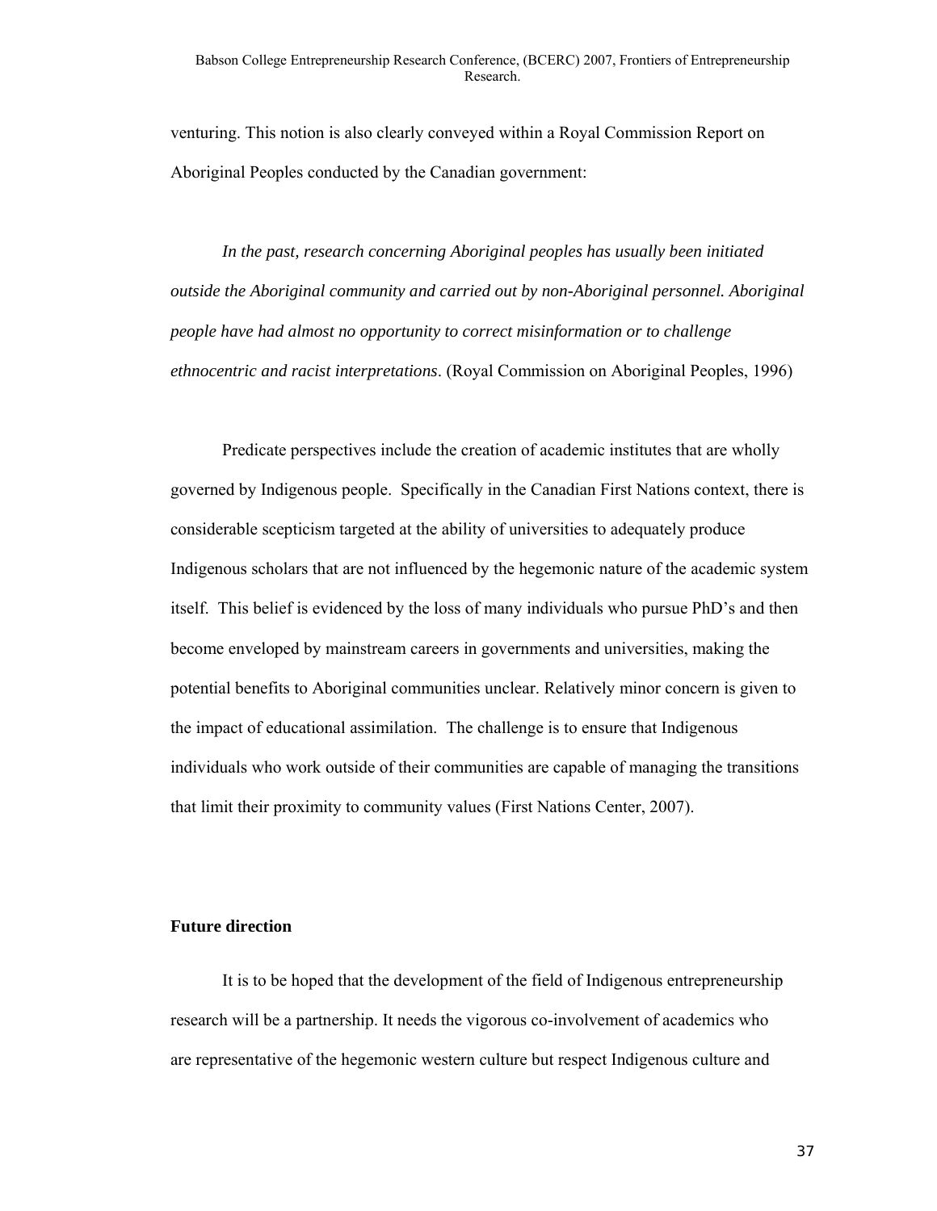venturing. This notion is also clearly conveyed within a Royal Commission Report on Aboriginal Peoples conducted by the Canadian government:

*In the past, research concerning Aboriginal peoples has usually been initiated outside the Aboriginal community and carried out by non-Aboriginal personnel. Aboriginal people have had almost no opportunity to correct misinformation or to challenge ethnocentric and racist interpretations*. (Royal Commission on Aboriginal Peoples, 1996)

Predicate perspectives include the creation of academic institutes that are wholly governed by Indigenous people. Specifically in the Canadian First Nations context, there is considerable scepticism targeted at the ability of universities to adequately produce Indigenous scholars that are not influenced by the hegemonic nature of the academic system itself. This belief is evidenced by the loss of many individuals who pursue PhD's and then become enveloped by mainstream careers in governments and universities, making the potential benefits to Aboriginal communities unclear. Relatively minor concern is given to the impact of educational assimilation. The challenge is to ensure that Indigenous individuals who work outside of their communities are capable of managing the transitions that limit their proximity to community values (First Nations Center, 2007).

**Future direction**

It is to be hoped that the development of the field of Indigenous entrepreneurship research will be a partnership. It needs the vigorous co-involvement of academics who are representative of the hegemonic western culture but respect Indigenous culture and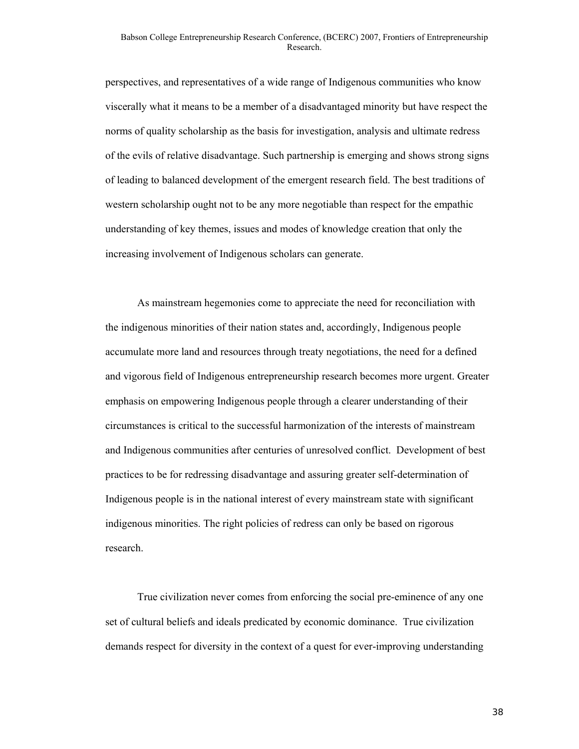perspectives, and representatives of a wide range of Indigenous communities who know viscerally what it means to be a member of a disadvantaged minority but have respect the norms of quality scholarship as the basis for investigation, analysis and ultimate redress of the evils of relative disadvantage. Such partnership is emerging and shows strong signs of leading to balanced development of the emergent research field. The best traditions of western scholarship ought not to be any more negotiable than respect for the empathic understanding of key themes, issues and modes of knowledge creation that only the increasing involvement of Indigenous scholars can generate.

As mainstream hegemonies come to appreciate the need for reconciliation with the indigenous minorities of their nation states and, accordingly, Indigenous people accumulate more land and resources through treaty negotiations, the need for a defined and vigorous field of Indigenous entrepreneurship research becomes more urgent. Greater emphasis on empowering Indigenous people through a clearer understanding of their circumstances is critical to the successful harmonization of the interests of mainstream and Indigenous communities after centuries of unresolved conflict. Development of best practices to be for redressing disadvantage and assuring greater self-determination of Indigenous people is in the national interest of every mainstream state with significant indigenous minorities. The right policies of redress can only be based on rigorous research.

True civilization never comes from enforcing the social pre-eminence of any one set of cultural beliefs and ideals predicated by economic dominance. True civilization demands respect for diversity in the context of a quest for ever-improving understanding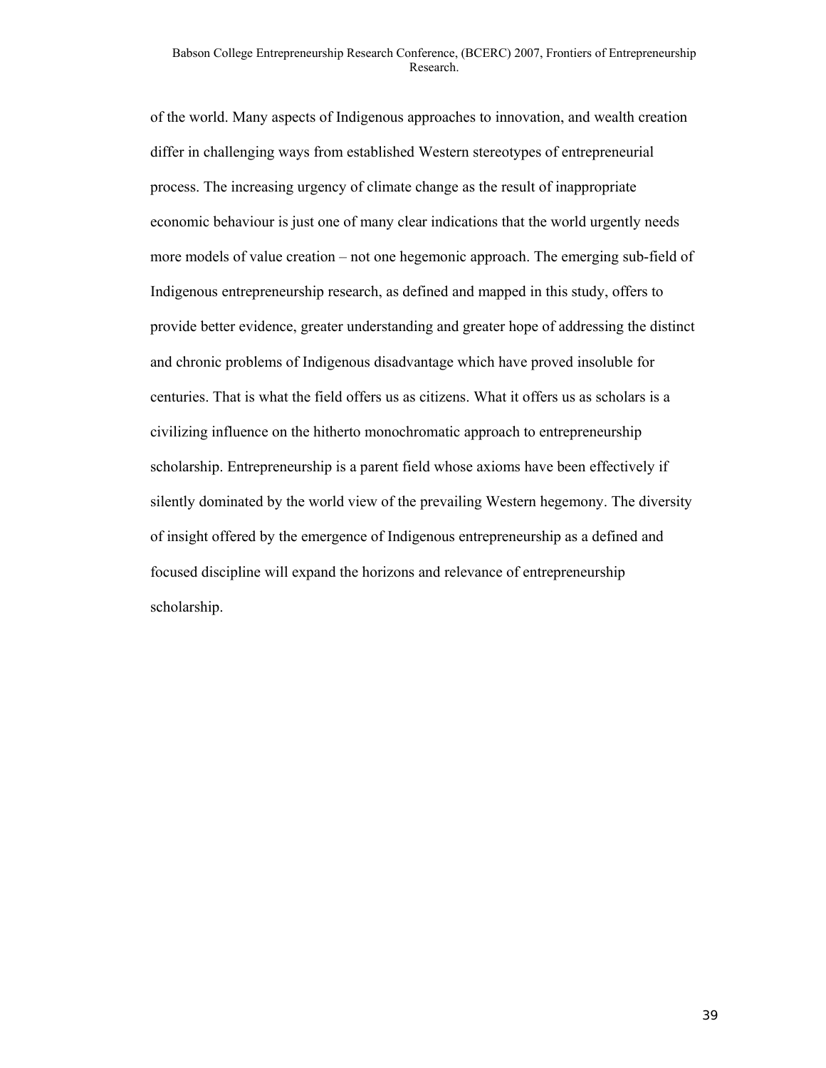of the world. Many aspects of Indigenous approaches to innovation, and wealth creation differ in challenging ways from established Western stereotypes of entrepreneurial process. The increasing urgency of climate change as the result of inappropriate economic behaviour is just one of many clear indications that the world urgently needs more models of value creation – not one hegemonic approach. The emerging sub-field of Indigenous entrepreneurship research, as defined and mapped in this study, offers to provide better evidence, greater understanding and greater hope of addressing the distinct and chronic problems of Indigenous disadvantage which have proved insoluble for centuries. That is what the field offers us as citizens. What it offers us as scholars is a civilizing influence on the hitherto monochromatic approach to entrepreneurship scholarship. Entrepreneurship is a parent field whose axioms have been effectively if silently dominated by the world view of the prevailing Western hegemony. The diversity of insight offered by the emergence of Indigenous entrepreneurship as a defined and focused discipline will expand the horizons and relevance of entrepreneurship scholarship.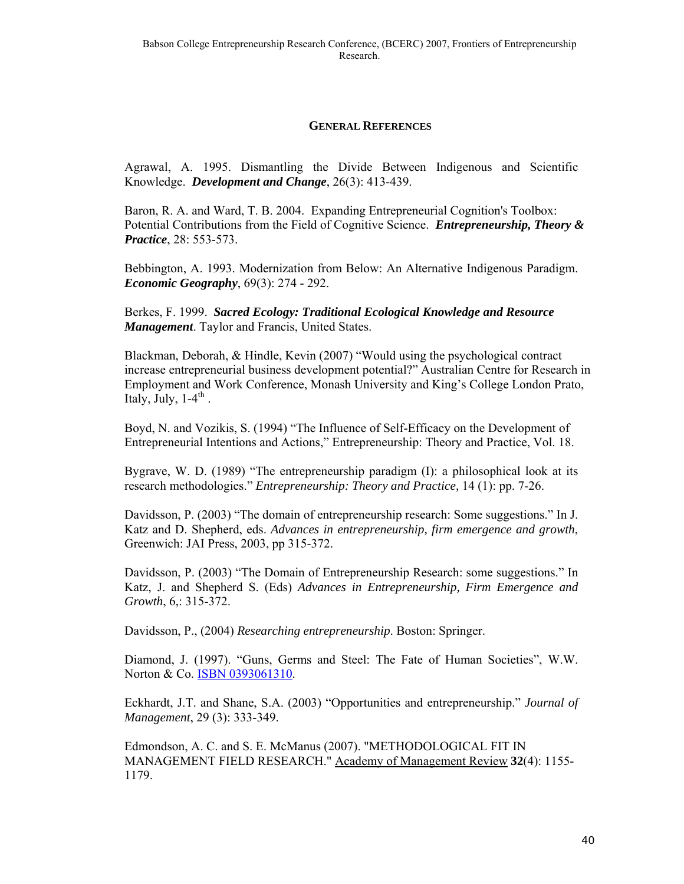## GENERAL REFERENCES

Agrawal, A. 1995. Dismantling the Divide Between Indigenous and Scientific Knowledge. ***Development and Change***, 26(3): 413-439.

Baron, R. A. and Ward, T. B. 2004. Expanding Entrepreneurial Cognition's Toolbox: Potential Contributions from the Field of Cognitive Science. ***Entrepreneurship, Theory & Practice***, 28: 553-573.

Bebbington, A. 1993. Modernization from Below: An Alternative Indigenous Paradigm. ***Economic Geography***, 69(3): 274 - 292.

Berkes, F. 1999. ***Sacred Ecology: Traditional Ecological Knowledge and Resource Management***. Taylor and Francis, United States.

Blackman, Deborah, & Hindle, Kevin (2007) "Would using the psychological contract increase entrepreneurial business development potential?" Australian Centre for Research in Employment and Work Conference, Monash University and King's College London Prato, Italy, July, 1-4th .

Boyd, N. and Vozikis, S. (1994) "The Influence of Self-Efficacy on the Development of Entrepreneurial Intentions and Actions," Entrepreneurship: Theory and Practice, Vol. 18.

Bygrave, W. D. (1989) "The entrepreneurship paradigm (I): a philosophical look at its research methodologies." *Entrepreneurship: Theory and Practice,* 14 (1): pp. 7-26.

Davidsson, P. (2003) "The domain of entrepreneurship research: Some suggestions." In J. Katz and D. Shepherd, eds. *Advances in entrepreneurship, firm emergence and growth*, Greenwich: JAI Press, 2003, pp 315-372.

Davidsson, P. (2003) "The Domain of Entrepreneurship Research: some suggestions." In Katz, J. and Shepherd S. (Eds) *Advances in Entrepreneurship, Firm Emergence and Growth*, 6,: 315-372.

Davidsson, P., (2004) *Researching entrepreneurship*. Boston: Springer.

Diamond, J. (1997). "Guns, Germs and Steel: The Fate of Human Societies", W.W. Norton & Co. ISBN 0393061310.

Eckhardt, J.T. and Shane, S.A. (2003) "Opportunities and entrepreneurship." *Journal of Management*, 29 (3): 333-349.

Edmondson, A. C. and S. E. McManus (2007). "METHODOLOGICAL FIT IN MANAGEMENT FIELD RESEARCH." Academy of Management Review **32**(4): 1155-1179.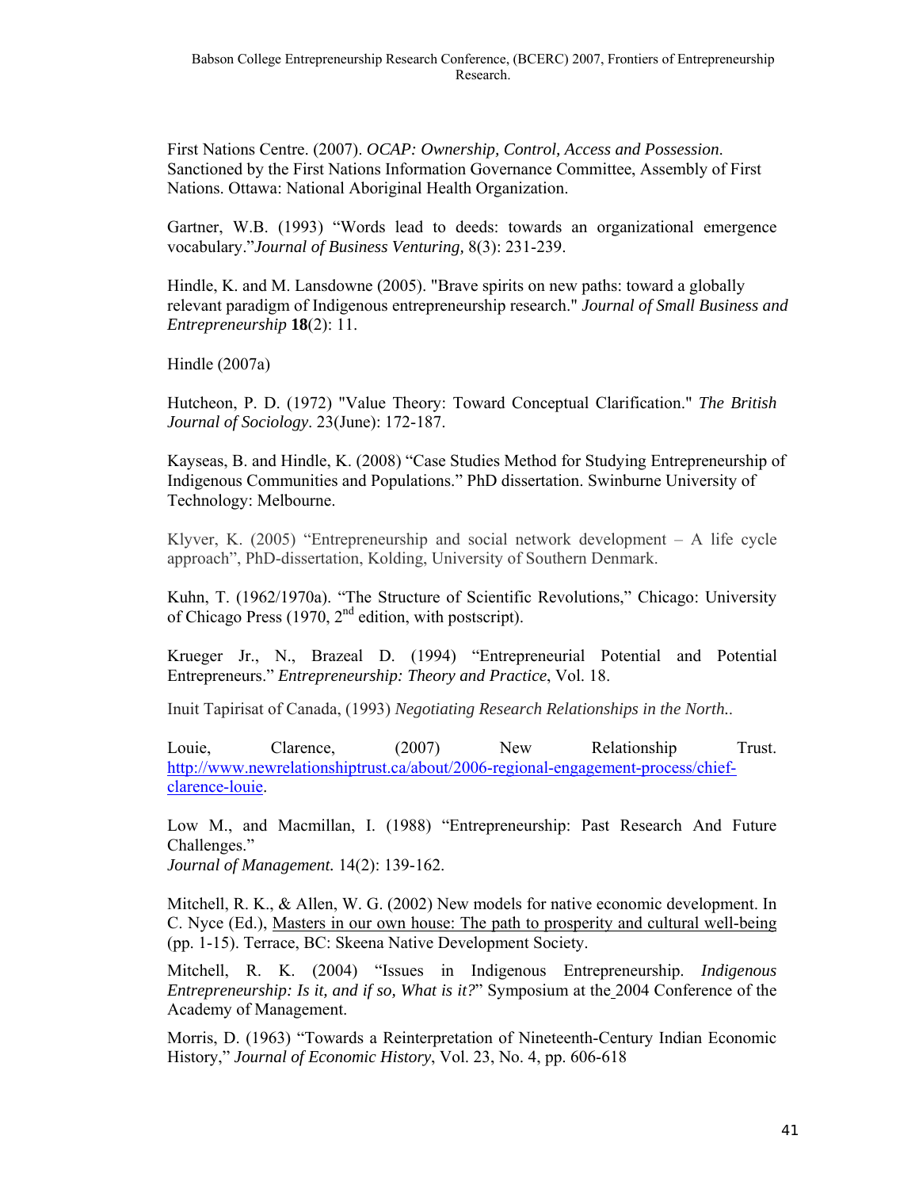First Nations Centre. (2007). *OCAP: Ownership, Control, Access and Possession.* Sanctioned by the First Nations Information Governance Committee, Assembly of First Nations. Ottawa: National Aboriginal Health Organization.

Gartner, W.B. (1993) "Words lead to deeds: towards an organizational emergence vocabulary."*Journal of Business Venturing,* 8(3): 231-239.

Hindle, K. and M. Lansdowne (2005). "Brave spirits on new paths: toward a globally relevant paradigm of Indigenous entrepreneurship research." *Journal of Small Business and Entrepreneurship* **18**(2): 11.

Hindle (2007a)

Hutcheon, P. D. (1972) "Value Theory: Toward Conceptual Clarification." *The British Journal of Sociology.* 23(June): 172-187.

Kayseas, B. and Hindle, K. (2008) "Case Studies Method for Studying Entrepreneurship of Indigenous Communities and Populations." PhD dissertation. Swinburne University of Technology: Melbourne.

Klyver, K. (2005) "Entrepreneurship and social network development – A life cycle approach", PhD-dissertation, Kolding, University of Southern Denmark.

Kuhn, T. (1962/1970a). "The Structure of Scientific Revolutions," Chicago: University of Chicago Press (1970, 2nd edition, with postscript).

Krueger Jr., N., Brazeal D. (1994) "Entrepreneurial Potential and Potential Entrepreneurs." *Entrepreneurship: Theory and Practice*, Vol. 18.

Inuit Tapirisat of Canada, (1993) *Negotiating Research Relationships in the North.*.

Louie, Clarence, (2007) New Relationship Trust. http://www.newrelationshiptrust.ca/about/2006-regional-engagement-process/chief-clarence-louie.

Low M., and Macmillan, I. (1988) "Entrepreneurship: Past Research And Future Challenges."
*Journal of Management.* 14(2): 139-162.

Mitchell, R. K., & Allen, W. G. (2002) New models for native economic development. In C. Nyce (Ed.), Masters in our own house: The path to prosperity and cultural well-being (pp. 1-15). Terrace, BC: Skeena Native Development Society.

Mitchell, R. K. (2004) "Issues in Indigenous Entrepreneurship. *Indigenous Entrepreneurship: Is it, and if so, What is it?*" Symposium at the 2004 Conference of the Academy of Management.

Morris, D. (1963) "Towards a Reinterpretation of Nineteenth-Century Indian Economic History," *Journal of Economic History*, Vol. 23, No. 4, pp. 606-618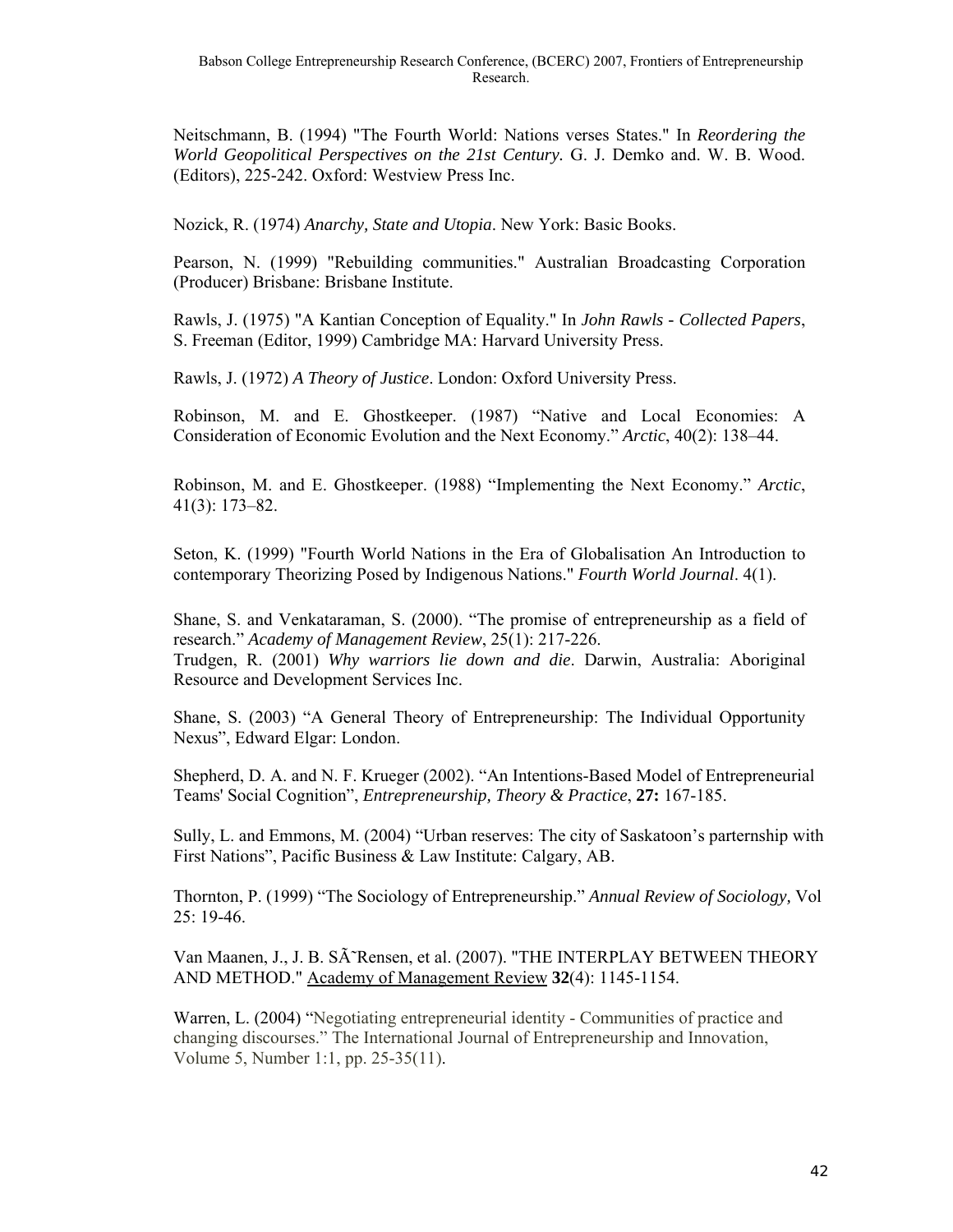Neitschmann, B. (1994) "The Fourth World: Nations verses States." In *Reordering the World Geopolitical Perspectives on the 21st Century*. G. J. Demko and. W. B. Wood. (Editors), 225-242. Oxford: Westview Press Inc.

Nozick, R. (1974) *Anarchy, State and Utopia*. New York: Basic Books.

Pearson, N. (1999) "Rebuilding communities." Australian Broadcasting Corporation (Producer) Brisbane: Brisbane Institute.

Rawls, J. (1975) "A Kantian Conception of Equality." In *John Rawls - Collected Papers*, S. Freeman (Editor, 1999) Cambridge MA: Harvard University Press.

Rawls, J. (1972) *A Theory of Justice*. London: Oxford University Press.

Robinson, M. and E. Ghostkeeper. (1987) "Native and Local Economies: A Consideration of Economic Evolution and the Next Economy." *Arctic*, 40(2): 138–44.

Robinson, M. and E. Ghostkeeper. (1988) "Implementing the Next Economy." *Arctic*, 41(3): 173–82.

Seton, K. (1999) "Fourth World Nations in the Era of Globalisation An Introduction to contemporary Theorizing Posed by Indigenous Nations." *Fourth World Journal*. 4(1).

Shane, S. and Venkataraman, S. (2000). "The promise of entrepreneurship as a field of research." *Academy of Management Review*, 25(1): 217-226.
Trudgen, R. (2001) *Why warriors lie down and die*. Darwin, Australia: Aboriginal Resource and Development Services Inc.

Shane, S. (2003) "A General Theory of Entrepreneurship: The Individual Opportunity Nexus", Edward Elgar: London.

Shepherd, D. A. and N. F. Krueger (2002). "An Intentions-Based Model of Entrepreneurial Teams' Social Cognition", *Entrepreneurship, Theory & Practice*, **27:** 167-185.

Sully, L. and Emmons, M. (2004) "Urban reserves: The city of Saskatoon's parternship with First Nations", Pacific Business & Law Institute: Calgary, AB.

Thornton, P. (1999) "The Sociology of Entrepreneurship." *Annual Review of Sociology,* Vol 25: 19-46.

Van Maanen, J., J. B. SÃ˜Rensen, et al. (2007). "THE INTERPLAY BETWEEN THEORY AND METHOD." Academy of Management Review **32**(4): 1145-1154.

Warren, L. (2004) "Negotiating entrepreneurial identity - Communities of practice and changing discourses." The International Journal of Entrepreneurship and Innovation, Volume 5, Number 1:1, pp. 25-35(11).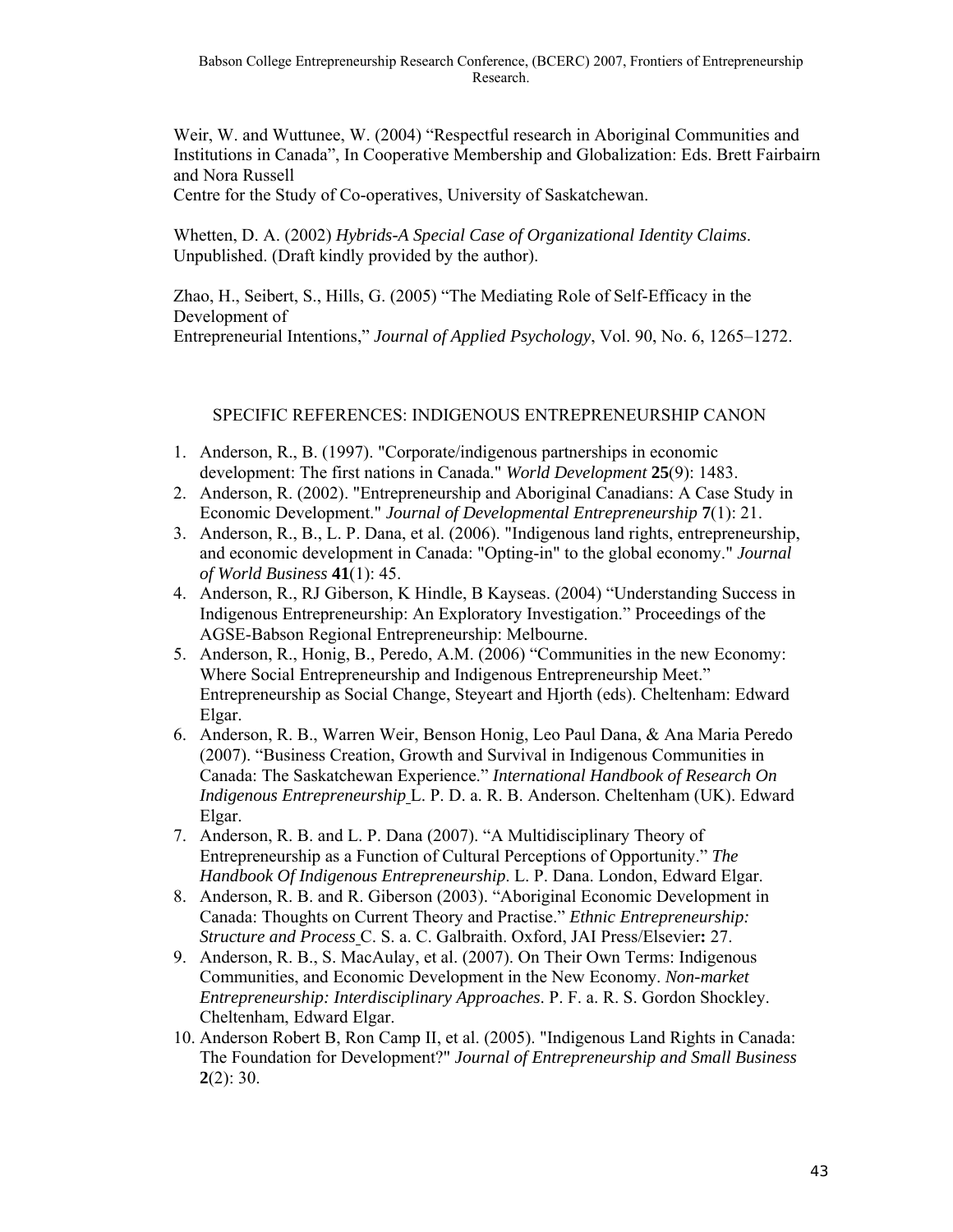Weir, W. and Wuttunee, W. (2004) "Respectful research in Aboriginal Communities and Institutions in Canada", In Cooperative Membership and Globalization: Eds. Brett Fairbairn and Nora Russell
Centre for the Study of Co-operatives, University of Saskatchewan.

Whetten, D. A. (2002) *Hybrids-A Special Case of Organizational Identity Claims*. Unpublished. (Draft kindly provided by the author).

Zhao, H., Seibert, S., Hills, G. (2005) "The Mediating Role of Self-Efficacy in the Development of
Entrepreneurial Intentions," *Journal of Applied Psychology*, Vol. 90, No. 6, 1265–1272.

## SPECIFIC REFERENCES: INDIGENOUS ENTREPRENEURSHIP CANON

1. Anderson, R., B. (1997). "Corporate/indigenous partnerships in economic development: The first nations in Canada." *World Development* **25**(9): 1483.
2. Anderson, R. (2002). "Entrepreneurship and Aboriginal Canadians: A Case Study in Economic Development." *Journal of Developmental Entrepreneurship* **7**(1): 21.
3. Anderson, R., B., L. P. Dana, et al. (2006). "Indigenous land rights, entrepreneurship, and economic development in Canada: "Opting-in" to the global economy." *Journal of World Business* **41**(1): 45.
4. Anderson, R., RJ Giberson, K Hindle, B Kayseas. (2004) "Understanding Success in Indigenous Entrepreneurship: An Exploratory Investigation." Proceedings of the AGSE-Babson Regional Entrepreneurship: Melbourne.
5. Anderson, R., Honig, B., Peredo, A.M. (2006) "Communities in the new Economy: Where Social Entrepreneurship and Indigenous Entrepreneurship Meet." Entrepreneurship as Social Change, Steyeart and Hjorth (eds). Cheltenham: Edward Elgar.
6. Anderson, R. B., Warren Weir, Benson Honig, Leo Paul Dana, & Ana Maria Peredo (2007). "Business Creation, Growth and Survival in Indigenous Communities in Canada: The Saskatchewan Experience." *International Handbook of Research On Indigenous Entrepreneurship* L. P. D. a. R. B. Anderson. Cheltenham (UK). Edward Elgar.
7. Anderson, R. B. and L. P. Dana (2007). "A Multidisciplinary Theory of Entrepreneurship as a Function of Cultural Perceptions of Opportunity." *The Handbook Of Indigenous Entrepreneurship*. L. P. Dana. London, Edward Elgar.
8. Anderson, R. B. and R. Giberson (2003). "Aboriginal Economic Development in Canada: Thoughts on Current Theory and Practise." *Ethnic Entrepreneurship: Structure and Process* C. S. a. C. Galbraith. Oxford, JAI Press/Elsevier**:** 27.
9. Anderson, R. B., S. MacAulay, et al. (2007). On Their Own Terms: Indigenous Communities, and Economic Development in the New Economy. *Non-market Entrepreneurship: Interdisciplinary Approaches*. P. F. a. R. S. Gordon Shockley. Cheltenham, Edward Elgar.
10. Anderson Robert B, Ron Camp II, et al. (2005). "Indigenous Land Rights in Canada: The Foundation for Development?" *Journal of Entrepreneurship and Small Business* **2**(2): 30.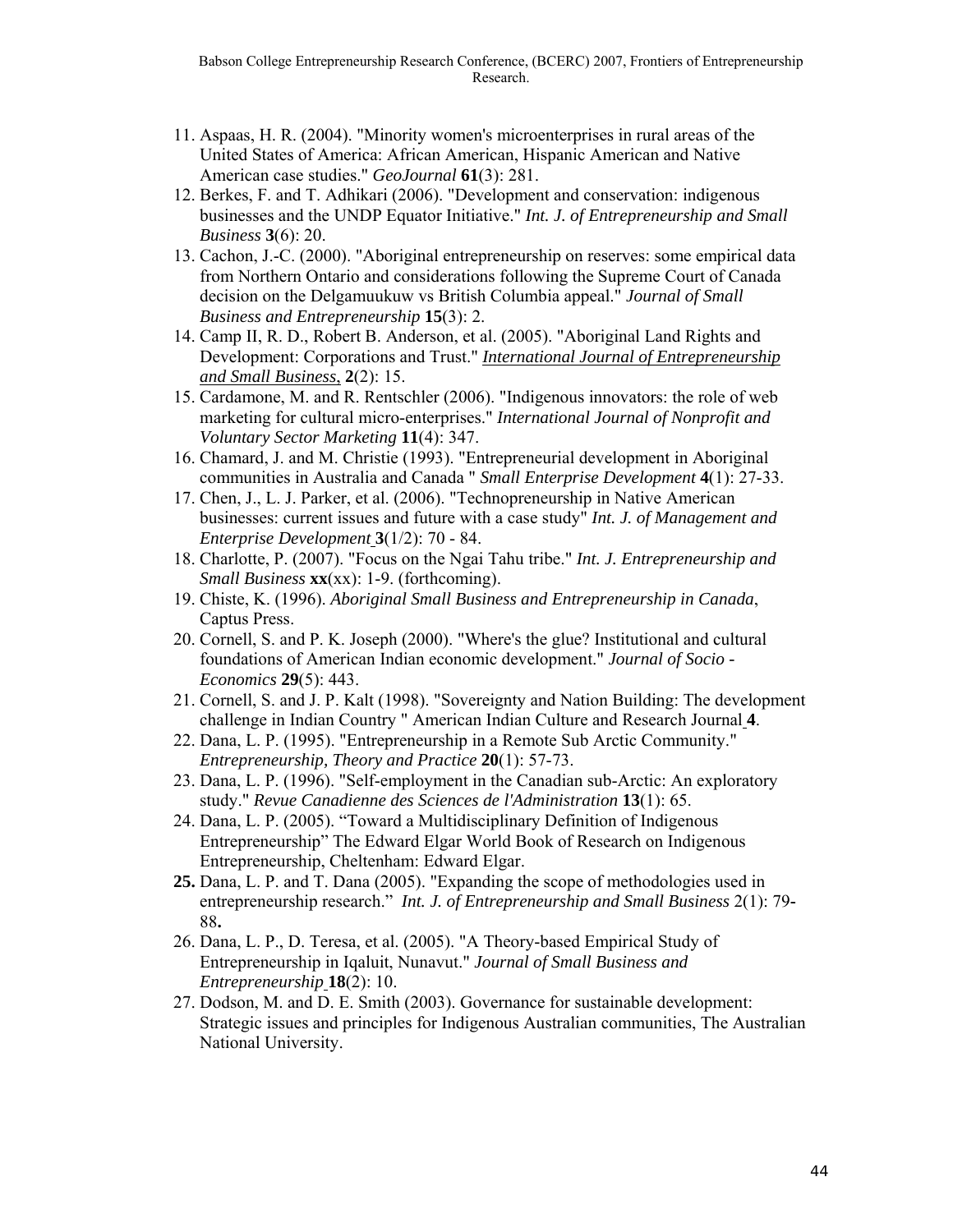11. Aspaas, H. R. (2004). "Minority women's microenterprises in rural areas of the United States of America: African American, Hispanic American and Native American case studies." *GeoJournal* **61**(3): 281.
12. Berkes, F. and T. Adhikari (2006). "Development and conservation: indigenous businesses and the UNDP Equator Initiative." *Int. J. of Entrepreneurship and Small Business* **3**(6): 20.
13. Cachon, J.-C. (2000). "Aboriginal entrepreneurship on reserves: some empirical data from Northern Ontario and considerations following the Supreme Court of Canada decision on the Delgamuukuw vs British Columbia appeal." *Journal of Small Business and Entrepreneurship* **15**(3): 2.
14. Camp II, R. D., Robert B. Anderson, et al. (2005). "Aboriginal Land Rights and Development: Corporations and Trust." *International Journal of Entrepreneurship and Small Business*, **2**(2): 15.
15. Cardamone, M. and R. Rentschler (2006). "Indigenous innovators: the role of web marketing for cultural micro-enterprises." *International Journal of Nonprofit and Voluntary Sector Marketing* **11**(4): 347.
16. Chamard, J. and M. Christie (1993). "Entrepreneurial development in Aboriginal communities in Australia and Canada " *Small Enterprise Development* **4**(1): 27-33.
17. Chen, J., L. J. Parker, et al. (2006). "Technopreneurship in Native American businesses: current issues and future with a case study" *Int. J. of Management and Enterprise Development* **3**(1/2): 70 - 84.
18. Charlotte, P. (2007). "Focus on the Ngai Tahu tribe." *Int. J. Entrepreneurship and Small Business* **xx**(xx): 1-9. (forthcoming).
19. Chiste, K. (1996). *Aboriginal Small Business and Entrepreneurship in Canada*, Captus Press.
20. Cornell, S. and P. K. Joseph (2000). "Where's the glue? Institutional and cultural foundations of American Indian economic development." *Journal of Socio - Economics* **29**(5): 443.
21. Cornell, S. and J. P. Kalt (1998). "Sovereignty and Nation Building: The development challenge in Indian Country " American Indian Culture and Research Journal **4**.
22. Dana, L. P. (1995). "Entrepreneurship in a Remote Sub Arctic Community." *Entrepreneurship, Theory and Practice* **20**(1): 57-73.
23. Dana, L. P. (1996). "Self-employment in the Canadian sub-Arctic: An exploratory study." *Revue Canadienne des Sciences de l'Administration* **13**(1): 65.
24. Dana, L. P. (2005). "Toward a Multidisciplinary Definition of Indigenous Entrepreneurship" The Edward Elgar World Book of Research on Indigenous Entrepreneurship, Cheltenham: Edward Elgar.
25. Dana, L. P. and T. Dana (2005). "Expanding the scope of methodologies used in entrepreneurship research." *Int. J. of Entrepreneurship and Small Business* 2(1): 79-88.
26. Dana, L. P., D. Teresa, et al. (2005). "A Theory-based Empirical Study of Entrepreneurship in Iqaluit, Nunavut." *Journal of Small Business and Entrepreneurship* **18**(2): 10.
27. Dodson, M. and D. E. Smith (2003). Governance for sustainable development: Strategic issues and principles for Indigenous Australian communities, The Australian National University.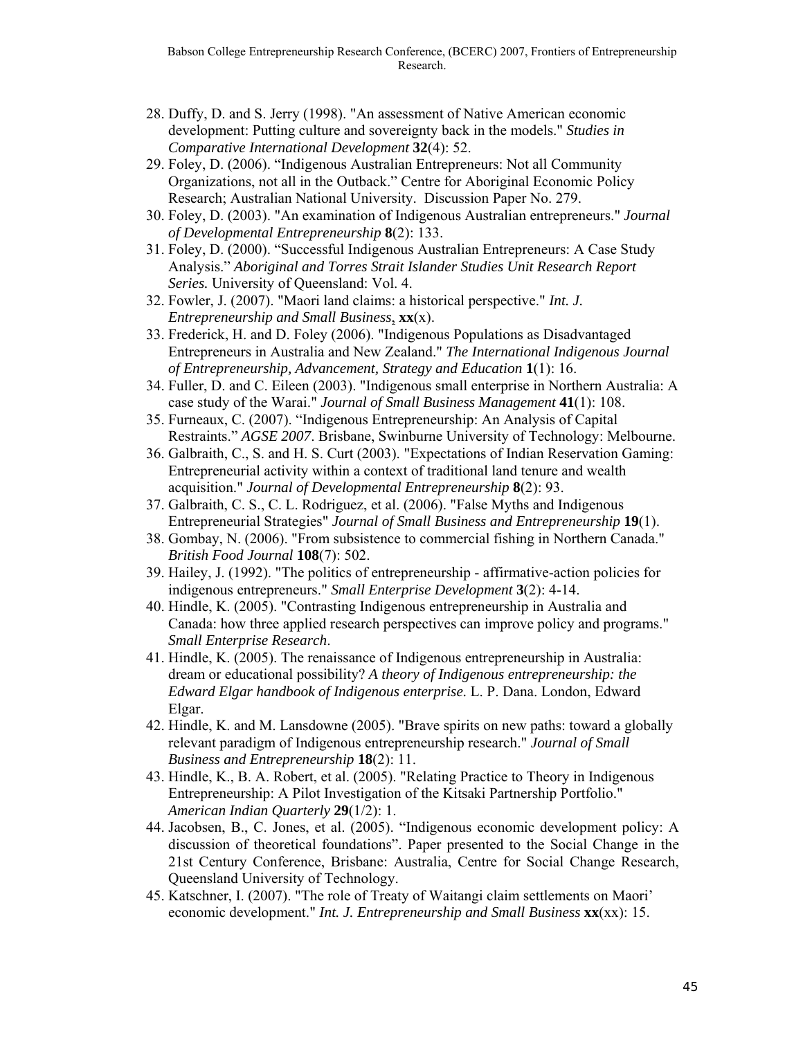28. Duffy, D. and S. Jerry (1998). "An assessment of Native American economic development: Putting culture and sovereignty back in the models." *Studies in Comparative International Development* **32**(4): 52.
29. Foley, D. (2006). "Indigenous Australian Entrepreneurs: Not all Community Organizations, not all in the Outback." Centre for Aboriginal Economic Policy Research; Australian National University. Discussion Paper No. 279.
30. Foley, D. (2003). "An examination of Indigenous Australian entrepreneurs." *Journal of Developmental Entrepreneurship* **8**(2): 133.
31. Foley, D. (2000). "Successful Indigenous Australian Entrepreneurs: A Case Study Analysis." *Aboriginal and Torres Strait Islander Studies Unit Research Report Series.* University of Queensland: Vol. 4.
32. Fowler, J. (2007). "Maori land claims: a historical perspective." *Int. J. Entrepreneurship and Small Business*, **xx**(x).
33. Frederick, H. and D. Foley (2006). "Indigenous Populations as Disadvantaged Entrepreneurs in Australia and New Zealand." *The International Indigenous Journal of Entrepreneurship, Advancement, Strategy and Education* **1**(1): 16.
34. Fuller, D. and C. Eileen (2003). "Indigenous small enterprise in Northern Australia: A case study of the Warai." *Journal of Small Business Management* **41**(1): 108.
35. Furneaux, C. (2007). "Indigenous Entrepreneurship: An Analysis of Capital Restraints." *AGSE 2007*. Brisbane, Swinburne University of Technology: Melbourne.
36. Galbraith, C., S. and H. S. Curt (2003). "Expectations of Indian Reservation Gaming: Entrepreneurial activity within a context of traditional land tenure and wealth acquisition." *Journal of Developmental Entrepreneurship* **8**(2): 93.
37. Galbraith, C. S., C. L. Rodriguez, et al. (2006). "False Myths and Indigenous Entrepreneurial Strategies" *Journal of Small Business and Entrepreneurship* **19**(1).
38. Gombay, N. (2006). "From subsistence to commercial fishing in Northern Canada." *British Food Journal* **108**(7): 502.
39. Hailey, J. (1992). "The politics of entrepreneurship - affirmative-action policies for indigenous entrepreneurs." *Small Enterprise Development* **3**(2): 4-14.
40. Hindle, K. (2005). "Contrasting Indigenous entrepreneurship in Australia and Canada: how three applied research perspectives can improve policy and programs." *Small Enterprise Research*.
41. Hindle, K. (2005). The renaissance of Indigenous entrepreneurship in Australia: dream or educational possibility? *A theory of Indigenous entrepreneurship: the Edward Elgar handbook of Indigenous enterprise.* L. P. Dana. London, Edward Elgar.
42. Hindle, K. and M. Lansdowne (2005). "Brave spirits on new paths: toward a globally relevant paradigm of Indigenous entrepreneurship research." *Journal of Small Business and Entrepreneurship* **18**(2): 11.
43. Hindle, K., B. A. Robert, et al. (2005). "Relating Practice to Theory in Indigenous Entrepreneurship: A Pilot Investigation of the Kitsaki Partnership Portfolio." *American Indian Quarterly* **29**(1/2): 1.
44. Jacobsen, B., C. Jones, et al. (2005). "Indigenous economic development policy: A discussion of theoretical foundations". Paper presented to the Social Change in the 21st Century Conference, Brisbane: Australia, Centre for Social Change Research, Queensland University of Technology.
45. Katschner, I. (2007). "The role of Treaty of Waitangi claim settlements on Maori' economic development." *Int. J. Entrepreneurship and Small Business* **xx**(xx): 15.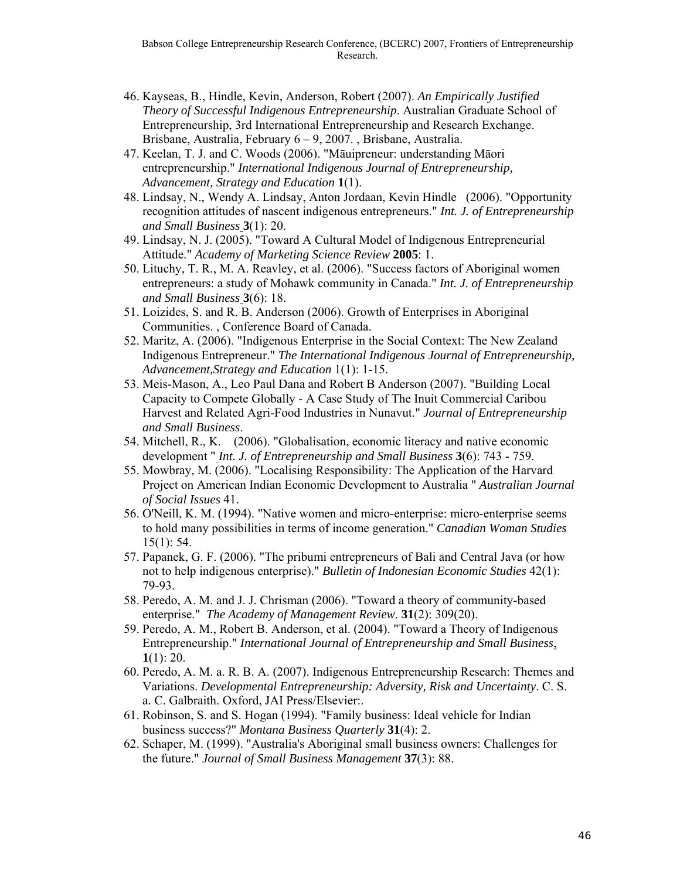46. Kayseas, B., Hindle, Kevin, Anderson, Robert (2007). *An Empirically Justified Theory of Successful Indigenous Entrepreneurship*. Australian Graduate School of Entrepreneurship, 3rd International Entrepreneurship and Research Exchange. Brisbane, Australia, February 6 – 9, 2007. , Brisbane, Australia.
47. Keelan, T. J. and C. Woods (2006). "Māuipreneur: understanding Māori entrepreneurship." *International Indigenous Journal of Entrepreneurship, Advancement, Strategy and Education* **1**(1).
48. Lindsay, N., Wendy A. Lindsay, Anton Jordaan, Kevin Hindle (2006). "Opportunity recognition attitudes of nascent indigenous entrepreneurs." *Int. J. of Entrepreneurship and Small Business* **3**(1): 20.
49. Lindsay, N. J. (2005). "Toward A Cultural Model of Indigenous Entrepreneurial Attitude." *Academy of Marketing Science Review* **2005**: 1.
50. Lituchy, T. R., M. A. Reavley, et al. (2006). "Success factors of Aboriginal women entrepreneurs: a study of Mohawk community in Canada." *Int. J. of Entrepreneurship and Small Business* **3**(6): 18.
51. Loizides, S. and R. B. Anderson (2006). Growth of Enterprises in Aboriginal Communities. , Conference Board of Canada.
52. Maritz, A. (2006). "Indigenous Enterprise in the Social Context: The New Zealand Indigenous Entrepreneur." *The International Indigenous Journal of Entrepreneurship, Advancement,Strategy and Education* 1(1): 1-15.
53. Meis-Mason, A., Leo Paul Dana and Robert B Anderson (2007). "Building Local Capacity to Compete Globally - A Case Study of The Inuit Commercial Caribou Harvest and Related Agri-Food Industries in Nunavut." *Journal of Entrepreneurship and Small Business*.
54. Mitchell, R., K. (2006). "Globalisation, economic literacy and native economic development " *Int. J. of Entrepreneurship and Small Business* **3**(6): 743 - 759.
55. Mowbray, M. (2006). "Localising Responsibility: The Application of the Harvard Project on American Indian Economic Development to Australia " *Australian Journal of Social Issues* 41.
56. O'Neill, K. M. (1994). "Native women and micro-enterprise: micro-enterprise seems to hold many possibilities in terms of income generation." *Canadian Woman Studies* 15(1): 54.
57. Papanek, G. F. (2006). "The pribumi entrepreneurs of Bali and Central Java (or how not to help indigenous enterprise)." *Bulletin of Indonesian Economic Studies* 42(1): 79-93.
58. Peredo, A. M. and J. J. Chrisman (2006). "Toward a theory of community-based enterprise." *The Academy of Management Review*. **31**(2): 309(20).
59. Peredo, A. M., Robert B. Anderson, et al. (2004). "Toward a Theory of Indigenous Entrepreneurship." *International Journal of Entrepreneurship and Small Business*, **1**(1): 20.
60. Peredo, A. M. a. R. B. A. (2007). Indigenous Entrepreneurship Research: Themes and Variations. *Developmental Entrepreneurship: Adversity, Risk and Uncertainty*. C. S. a. C. Galbraith. Oxford, JAI Press/Elsevier:.
61. Robinson, S. and S. Hogan (1994). "Family business: Ideal vehicle for Indian business success?" *Montana Business Quarterly* **31**(4): 2.
62. Schaper, M. (1999). "Australia's Aboriginal small business owners: Challenges for the future." *Journal of Small Business Management* **37**(3): 88.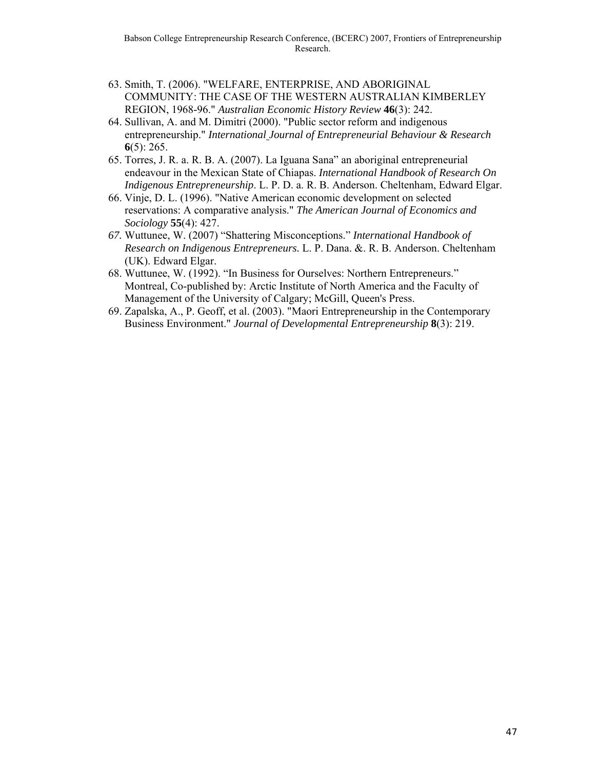63. Smith, T. (2006). "WELFARE, ENTERPRISE, AND ABORIGINAL COMMUNITY: THE CASE OF THE WESTERN AUSTRALIAN KIMBERLEY REGION, 1968-96." *Australian Economic History Review* **46**(3): 242.
64. Sullivan, A. and M. Dimitri (2000). "Public sector reform and indigenous entrepreneurship." *International Journal of Entrepreneurial Behaviour & Research* **6**(5): 265.
65. Torres, J. R. a. R. B. A. (2007). La Iguana Sana" an aboriginal entrepreneurial endeavour in the Mexican State of Chiapas. *International Handbook of Research On Indigenous Entrepreneurship*. L. P. D. a. R. B. Anderson. Cheltenham, Edward Elgar.
66. Vinje, D. L. (1996). "Native American economic development on selected reservations: A comparative analysis." *The American Journal of Economics and Sociology* **55**(4): 427.
67. Wuttunee, W. (2007) "Shattering Misconceptions." *International Handbook of Research on Indigenous Entrepreneurs.* L. P. Dana. &. R. B. Anderson. Cheltenham (UK). Edward Elgar.
68. Wuttunee, W. (1992). "In Business for Ourselves: Northern Entrepreneurs." Montreal, Co-published by: Arctic Institute of North America and the Faculty of Management of the University of Calgary; McGill, Queen's Press.
69. Zapalska, A., P. Geoff, et al. (2003). "Maori Entrepreneurship in the Contemporary Business Environment." *Journal of Developmental Entrepreneurship* **8**(3): 219.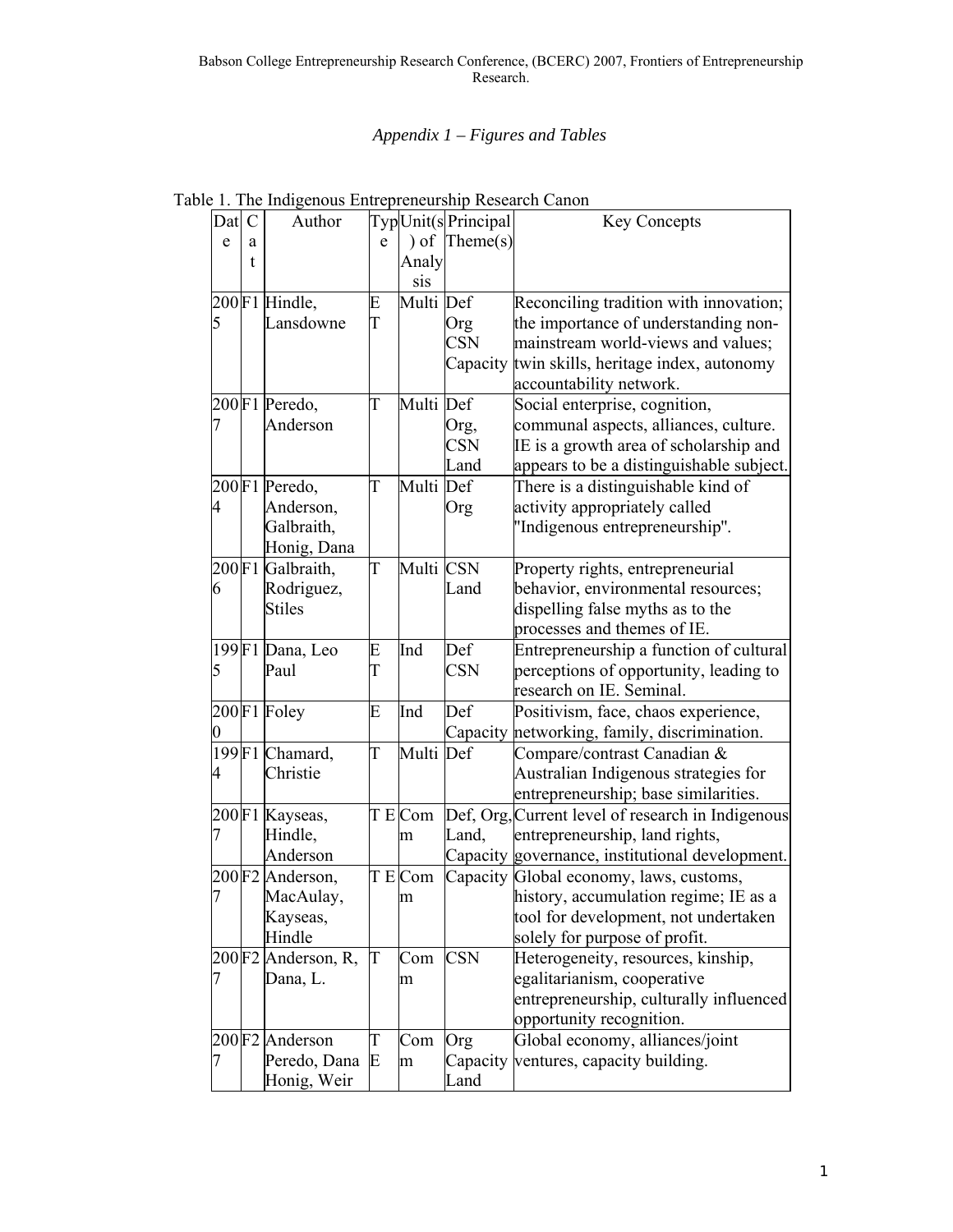*Appendix 1 – Figures and Tables*

Table 1. The Indigenous Entrepreneurship Research Canon

| Date | Cat | Author | Type | Unit(s) of Analysis | Principal Theme(s) | Key Concepts |
|---|---|---|---|---|---|---|
| 2005 | F1 | Hindle, Lansdowne | E T | Multi | Def Org CSN Capacity | Reconciling tradition with innovation; the importance of understanding non-mainstream world-views and values; twin skills, heritage index, autonomy accountability network. |
| 2007 | F1 | Peredo, Anderson | T | Multi | Def Org, CSN Land | Social enterprise, cognition, communal aspects, alliances, culture. IE is a growth area of scholarship and appears to be a distinguishable subject. |
| 2004 | F1 | Peredo, Anderson, Galbraith, Honig, Dana | T | Multi | Def Org | There is a distinguishable kind of activity appropriately called "Indigenous entrepreneurship". |
| 2006 | F1 | Galbraith, Rodriguez, Stiles | T | Multi | CSN Land | Property rights, entrepreneurial behavior, environmental resources; dispelling false myths as to the processes and themes of IE. |
| 1995 | F1 | Dana, Leo Paul | E T | Ind | Def CSN | Entrepreneurship a function of cultural perceptions of opportunity, leading to research on IE. Seminal. |
| 2000 | F1 | Foley | E | Ind | Def Capacity | Positivism, face, chaos experience, networking, family, discrimination. |
| 1994 | F1 | Chamard, Christie | T | Multi | Def | Compare/contrast Canadian & Australian Indigenous strategies for entrepreneurship; base similarities. |
| 2007 | F1 | Kayseas, Hindle, Anderson | T E | Comm | Def, Org, Land, Capacity | Current level of research in Indigenous entrepreneurship, land rights, governance, institutional development. |
| 2007 | F2 | Anderson, MacAulay, Kayseas, Hindle | T E | Comm | Capacity | Global economy, laws, customs, history, accumulation regime; IE as a tool for development, not undertaken solely for purpose of profit. |
| 2007 | F2 | Anderson, R, Dana, L. | T | Comm | CSN | Heterogeneity, resources, kinship, egalitarianism, cooperative entrepreneurship, culturally influenced opportunity recognition. |
| 2007 | F2 | Anderson Peredo, Dana Honig, Weir | T E | Comm | Org Capacity Land | Global economy, alliances/joint ventures, capacity building. |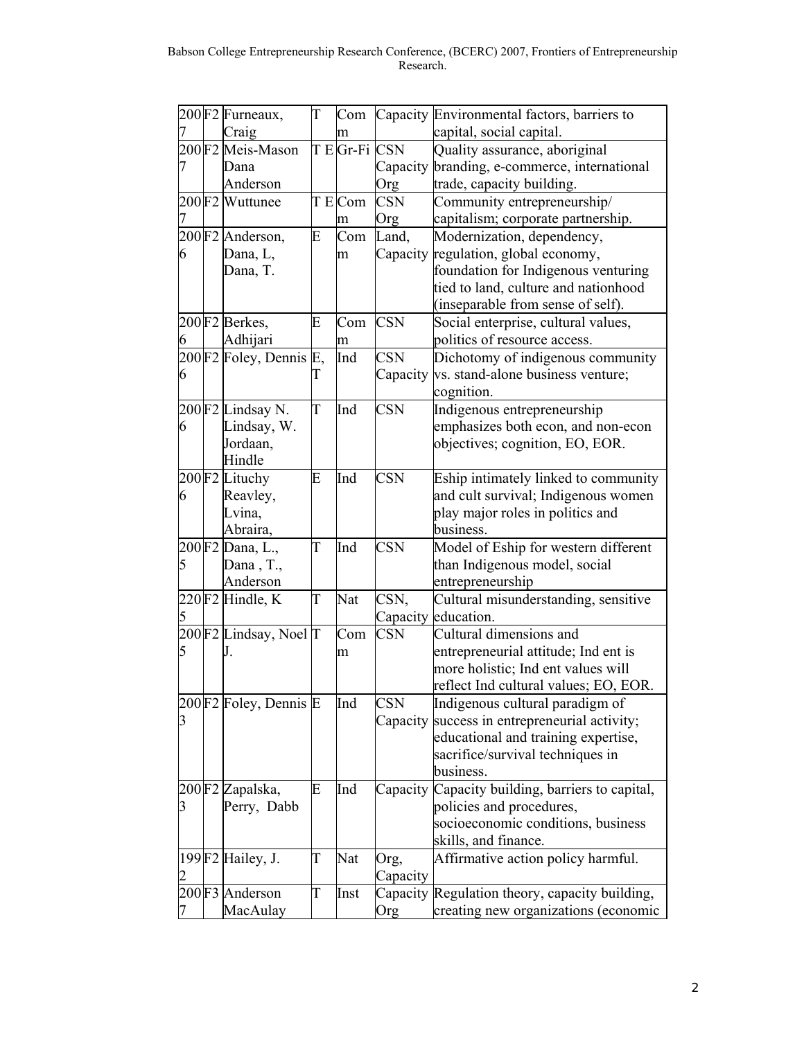| 2007 | F2 | Furneaux, Craig | T | Comm | Capacity | Environmental factors, barriers to capital, social capital. |
|---|---|---|---|---|---|---|
| 2007 | F2 | Meis-Mason Dana Anderson | T E | Gr-Fi | CSN Capacity Org | Quality assurance, aboriginal branding, e-commerce, international trade, capacity building. |
| 2007 | F2 | Wuttunee | T E | Comm | CSN Org | Community entrepreneurship/ capitalism; corporate partnership. |
| 2006 | F2 | Anderson, Dana, L, Dana, T. | E | Comm | Land, Capacity | Modernization, dependency, regulation, global economy, foundation for Indigenous venturing tied to land, culture and nationhood (inseparable from sense of self). |
| 2006 | F2 | Berkes, Adhijari | E | Comm | CSN | Social enterprise, cultural values, politics of resource access. |
| 2006 | F2 | Foley, Dennis | E, T | Ind | CSN Capacity | Dichotomy of indigenous community vs. stand-alone business venture; cognition. |
| 2006 | F2 | Lindsay N. Lindsay, W. Jordaan, Hindle | T | Ind | CSN | Indigenous entrepreneurship emphasizes both econ, and non-econ objectives; cognition, EO, EOR. |
| 2006 | F2 | Lituchy Reavley, Lvina, Abraira, | E | Ind | CSN | Eship intimately linked to community and cult survival; Indigenous women play major roles in politics and business. |
| 2005 | F2 | Dana, L., Dana , T., Anderson | T | Ind | CSN | Model of Eship for western different than Indigenous model, social entrepreneurship |
| 2205 | F2 | Hindle, K | T | Nat | CSN, Capacity | Cultural misunderstanding, sensitive education. |
| 2005 | F2 | Lindsay, Noel J. | T | Comm | CSN | Cultural dimensions and entrepreneurial attitude; Ind ent is more holistic; Ind ent values will reflect Ind cultural values; EO, EOR. |
| 2003 | F2 | Foley, Dennis | E | Ind | CSN Capacity | Indigenous cultural paradigm of success in entrepreneurial activity; educational and training expertise, sacrifice/survival techniques in business. |
| 2003 | F2 | Zapalska, Perry, Dabb | E | Ind | Capacity | Capacity building, barriers to capital, policies and procedures, socioeconomic conditions, business skills, and finance. |
| 1992 | F2 | Hailey, J. | T | Nat | Org, Capacity | Affirmative action policy harmful. |
| 2007 | F3 | Anderson MacAulay | T | Inst | Capacity Org | Regulation theory, capacity building, creating new organizations (economic |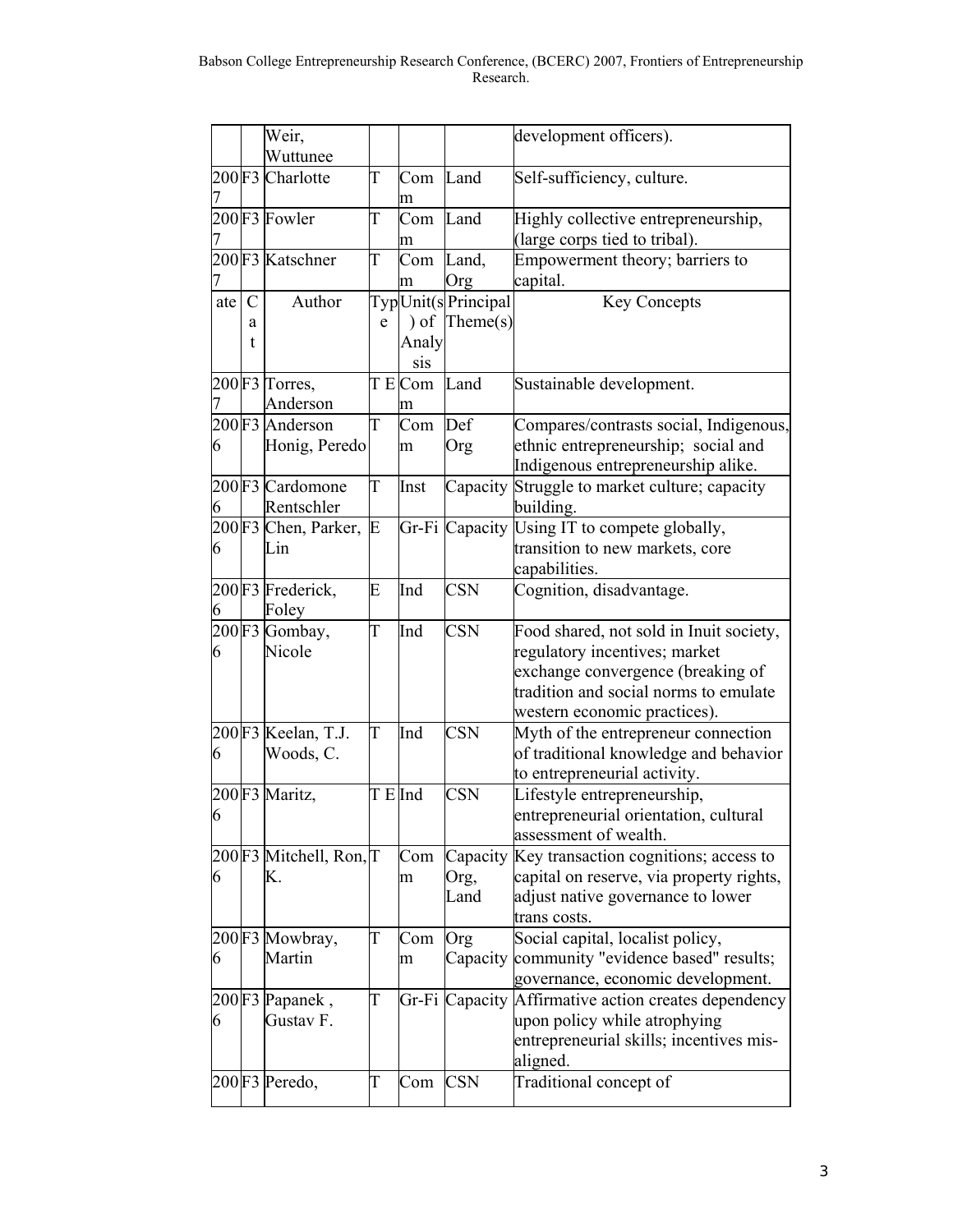| Date | Cat | Author | Type | Unit(s) of Analysis | Principal Theme(s) | Key Concepts |
|---|---|---|---|---|---|---|
| | | Weir, Wuttunee | | | | development officers). |
| 2007 | F3 | Charlotte | T | Comm | Land | Self-sufficiency, culture. |
| 2007 | F3 | Fowler | T | Comm | Land | Highly collective entrepreneurship, (large corps tied to tribal). |
| 2007 | F3 | Katschner | T | Comm | Land, Org | Empowerment theory; barriers to capital. |
| 2007 | F3 | Torres, Anderson | T E | Comm | Land | Sustainable development. |
| 2006 | F3 | Anderson Honig, Peredo | T | Comm | Def Org | Compares/contrasts social, Indigenous, ethnic entrepreneurship; social and Indigenous entrepreneurship alike. |
| 2006 | F3 | Cardomone Rentschler | T | Inst | Capacity | Struggle to market culture; capacity building. |
| 2006 | F3 | Chen, Parker, Lin | E | Gr-Fi | Capacity | Using IT to compete globally, transition to new markets, core capabilities. |
| 2006 | F3 | Frederick, Foley | E | Ind | CSN | Cognition, disadvantage. |
| 2006 | F3 | Gombay, Nicole | T | Ind | CSN | Food shared, not sold in Inuit society, regulatory incentives; market exchange convergence (breaking of tradition and social norms to emulate western economic practices). |
| 2006 | F3 | Keelan, T.J. Woods, C. | T | Ind | CSN | Myth of the entrepreneur connection of traditional knowledge and behavior to entrepreneurial activity. |
| 2006 | F3 | Maritz, | T E | Ind | CSN | Lifestyle entrepreneurship, entrepreneurial orientation, cultural assessment of wealth. |
| 2006 | F3 | Mitchell, Ron, K. | T | Comm | Capacity Org, Land | Key transaction cognitions; access to capital on reserve, via property rights, adjust native governance to lower trans costs. |
| 2006 | F3 | Mowbray, Martin | T | Comm | Org Capacity | Social capital, localist policy, community "evidence based" results; governance, economic development. |
| 2006 | F3 | Papanek , Gustav F. | T | Gr-Fi | Capacity | Affirmative action creates dependency upon policy while atrophying entrepreneurial skills; incentives mis-aligned. |
| 200 | F3 | Peredo, | T | Com | CSN | Traditional concept of |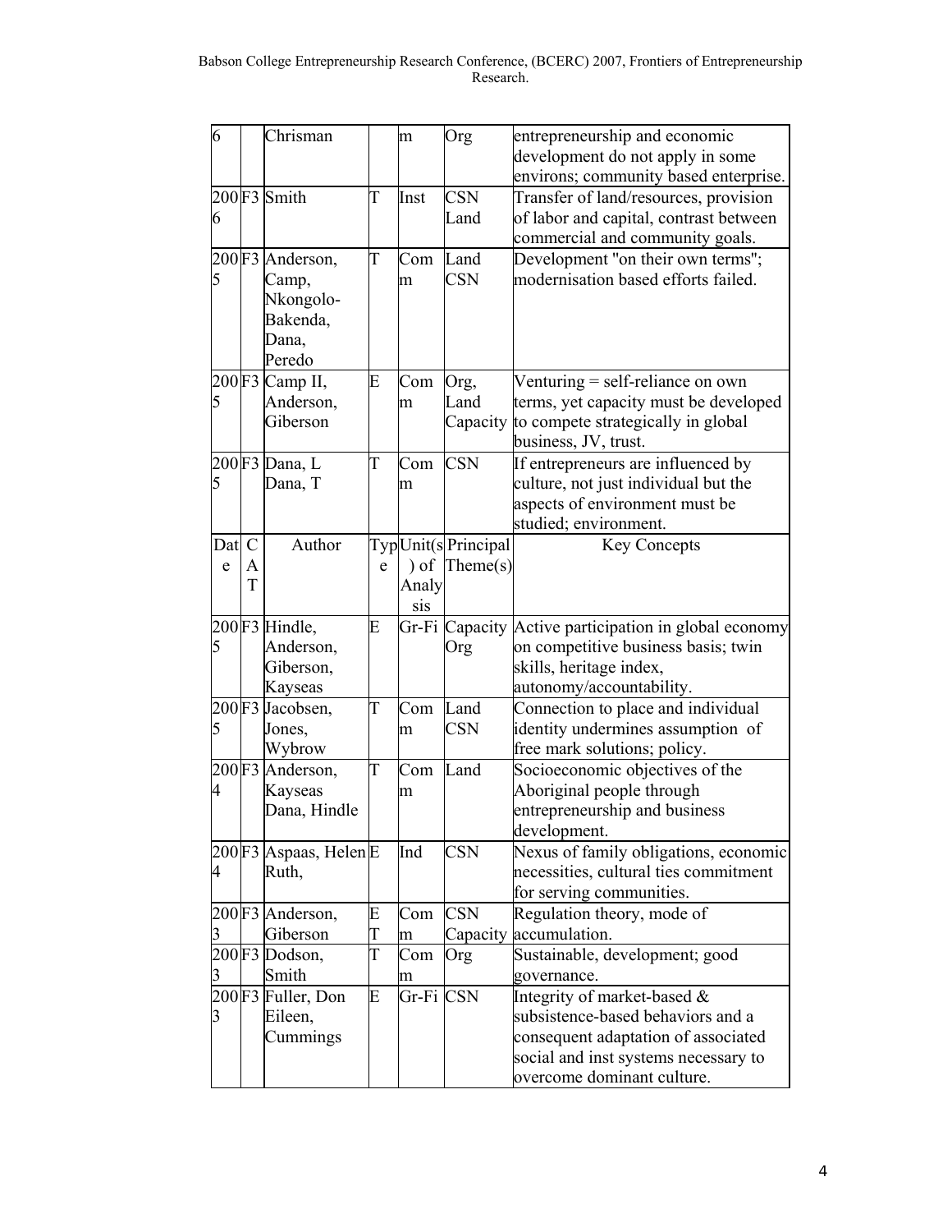| 6 | | Chrisman | | m | Org | entrepreneurship and economic development do not apply in some environs; community based enterprise. |
|---|---|---|---|---|---|---|
| 2006 | F3 | Smith | T | Inst | CSN Land | Transfer of land/resources, provision of labor and capital, contrast between commercial and community goals. |
| 2005 | F3 | Anderson, Camp, Nkongolo-Bakenda, Dana, Peredo | T | Comm | Land CSN | Development "on their own terms"; modernisation based efforts failed. |
| 2005 | F3 | Camp II, Anderson, Giberson | E | Comm | Org, Land Capacity | Venturing = self-reliance on own terms, yet capacity must be developed to compete strategically in global business, JV, trust. |
| 2005 | F3 | Dana, L Dana, T | T | Comm | CSN | If entrepreneurs are influenced by culture, not just individual but the aspects of environment must be studied; environment. |
| Date | CAT | Author | Type | Unit(s) of Analysis | Principal Theme(s) | Key Concepts |
| 2005 | F3 | Hindle, Anderson, Giberson, Kayseas | E | Gr-Fi | Capacity Org | Active participation in global economy on competitive business basis; twin skills, heritage index, autonomy/accountability. |
| 2005 | F3 | Jacobsen, Jones, Wybrow | T | Comm | Land CSN | Connection to place and individual identity undermines assumption of free mark solutions; policy. |
| 2004 | F3 | Anderson, Kayseas Dana, Hindle | T | Comm | Land | Socioeconomic objectives of the Aboriginal people through entrepreneurship and business development. |
| 2004 | F3 | Aspaas, Helen Ruth, | E | Ind | CSN | Nexus of family obligations, economic necessities, cultural ties commitment for serving communities. |
| 2003 | F3 | Anderson, Giberson | E T | Comm | CSN Capacity | Regulation theory, mode of accumulation. |
| 2003 | F3 | Dodson, Smith | T | Comm | Org | Sustainable, development; good governance. |
| 2003 | F3 | Fuller, Don Eileen, Cummings | E | Gr-Fi | CSN | Integrity of market-based & subsistence-based behaviors and a consequent adaptation of associated social and inst systems necessary to overcome dominant culture. |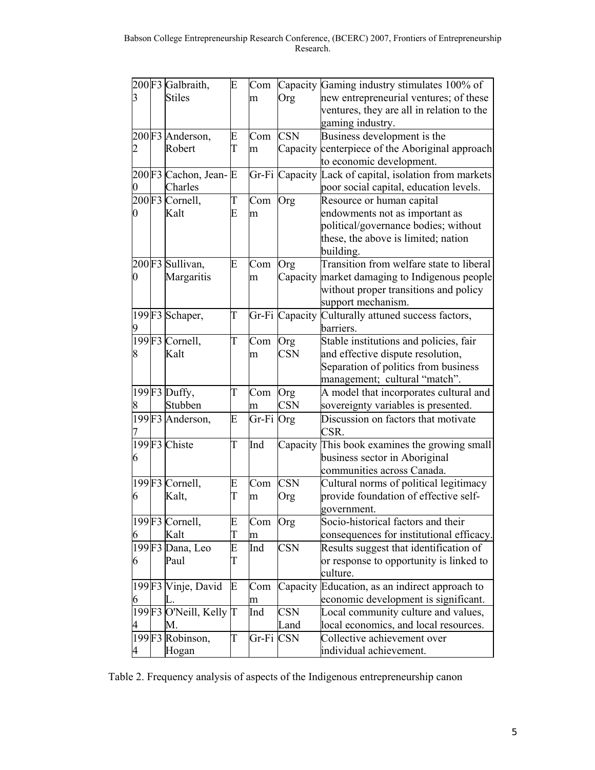| 2003 | F3 | Galbraith, Stiles | E | Comm | Capacity Org | Gaming industry stimulates 100% of new entrepreneurial ventures; of these ventures, they are all in relation to the gaming industry. |
|---|---|---|---|---|---|---|
| 2002 | F3 | Anderson, Robert | E T | Comm | CSN Capacity | Business development is the centerpiece of the Aboriginal approach to economic development. |
| 2000 | F3 | Cachon, Jean-Charles | E | Gr-Fi | Capacity | Lack of capital, isolation from markets poor social capital, education levels. |
| 2000 | F3 | Cornell, Kalt | T E | Comm | Org | Resource or human capital endowments not as important as political/governance bodies; without these, the above is limited; nation building. |
| 2000 | F3 | Sullivan, Margaritis | E | Comm | Org Capacity | Transition from welfare state to liberal market damaging to Indigenous people without proper transitions and policy support mechanism. |
| 1999 | F3 | Schaper, | T | Gr-Fi | Capacity | Culturally attuned success factors, barriers. |
| 1998 | F3 | Cornell, Kalt | T | Comm | Org CSN | Stable institutions and policies, fair and effective dispute resolution, Separation of politics from business management; cultural "match". |
| 1998 | F3 | Duffy, Stubben | T | Comm | Org CSN | A model that incorporates cultural and sovereignty variables is presented. |
| 1997 | F3 | Anderson, | E | Gr-Fi | Org | Discussion on factors that motivate CSR. |
| 1996 | F3 | Chiste | T | Ind | Capacity | This book examines the growing small business sector in Aboriginal communities across Canada. |
| 1996 | F3 | Cornell, Kalt, | E T | Comm | CSN Org | Cultural norms of political legitimacy provide foundation of effective self-government. |
| 1996 | F3 | Cornell, Kalt | E T | Comm | Org | Socio-historical factors and their consequences for institutional efficacy. |
| 1996 | F3 | Dana, Leo Paul | E T | Ind | CSN | Results suggest that identification of or response to opportunity is linked to culture. |
| 1996 | F3 | Vinje, David L. | E | Comm | Capacity | Education, as an indirect approach to economic development is significant. |
| 1994 | F3 | O'Neill, Kelly M. | T | Ind | CSN Land | Local community culture and values, local economics, and local resources. |
| 1994 | F3 | Robinson, Hogan | T | Gr-Fi | CSN | Collective achievement over individual achievement. |

Table 2. Frequency analysis of aspects of the Indigenous entrepreneurship canon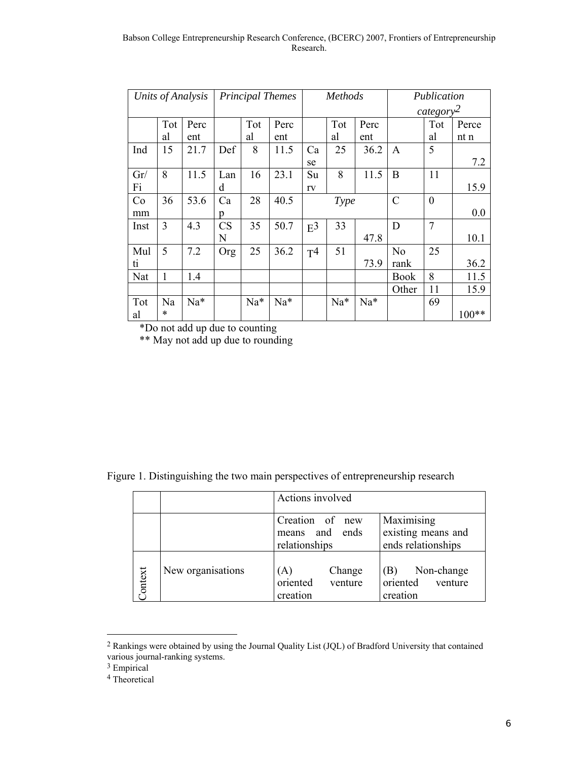| *Units of Analysis* | | | *Principal Themes* | | | *Methods* | | | *Publication category*[2] | | |
|---|---|---|---|---|---|---|---|---|---|---|---|
| | Total | Percent | | Total | Percent | | Total | Percent | | Total | Percent n |
| Ind | 15 | 21.7 | Def | 8 | 11.5 | Case | 25 | 36.2 | A | 5 | 7.2 |
| Gr/Fi | 8 | 11.5 | Land | 16 | 23.1 | Surv | 8 | 11.5 | B | 11 | 15.9 |
| Comm | 36 | 53.6 | Cap | 28 | 40.5 | *Type* | | | C | 0 | 0.0 |
| Inst | 3 | 4.3 | CSN | 35 | 50.7 | E[3] | 33 | 47.8 | D | 7 | 10.1 |
| Multi | 5 | 7.2 | Org | 25 | 36.2 | T[4] | 51 | 73.9 | No rank | 25 | 36.2 |
| Nat | 1 | 1.4 | | | | | | | Book | 8 | 11.5 |
| | | | | | | | | | Other | 11 | 15.9 |
| Total | Na* | Na* | | Na* | Na* | | Na* | Na* | | 69 | 100** |

*Do not add up due to counting

** May not add up due to rounding

Figure 1. Distinguishing the two main perspectives of entrepreneurship research

| | | Actions involved | |
|---|---|---|---|
| | | Creation of new means and ends relationships | Maximising existing means and ends relationships |
| Context | New organisations | (A) Change oriented venture creation | (B) Non-change oriented venture creation |

[2] Rankings were obtained by using the Journal Quality List (JQL) of Bradford University that contained various journal-ranking systems.

[3] Empirical

[4] Theoretical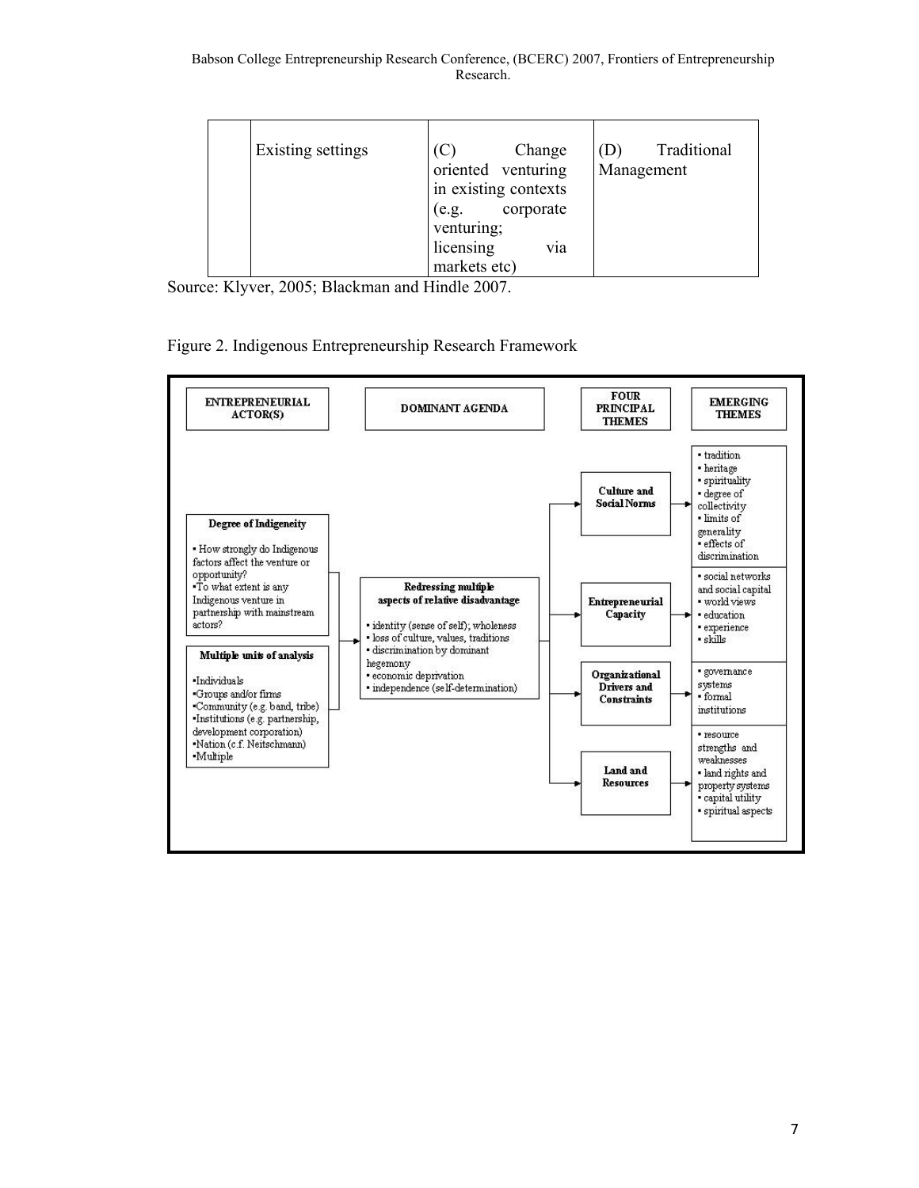| | | | |
|---|---|---|---|
| | Existing settings | (C) Change oriented venturing in existing contexts (e.g. corporate venturing; licensing via markets etc) | (D) Traditional Management |

Source: Klyver, 2005; Blackman and Hindle 2007.

Figure 2. Indigenous Entrepreneurship Research Framework

ENTREPRENEURIAL ACTOR(S)

DOMINANT AGENDA

FOUR PRINCIPAL THEMES

EMERGING THEMES

**Degree of Indigeneity**

- How strongly do Indigenous factors affect the venture or opportunity?
- To what extent is any Indigenous venture in partnership with mainstream actors?

**Multiple units of analysis**

- Individuals
- Groups and/or firms
- Community (e.g. band, tribe)
- Institutions (e.g. partnership, development corporation)
- Nation (c.f. Neitschmann)
- Multiple

**Redressing multiple aspects of relative disadvantage**

- identity (sense of self); wholeness
- loss of culture, values, traditions
- discrimination by dominant hegemony
- economic deprivation
- independence (self-determination)

**Culture and Social Norms**

- tradition
- heritage
- spirituality
- degree of collectivity
- limits of generality
- effects of discrimination

**Entrepreneurial Capacity**

- social networks and social capital
- world views
- education
- experience
- skills

**Organizational Drivers and Constraints**

- governance systems
- formal institutions

**Land and Resources**

- resource strengths and weaknesses
- land rights and property systems
- capital utility
- spiritual aspects